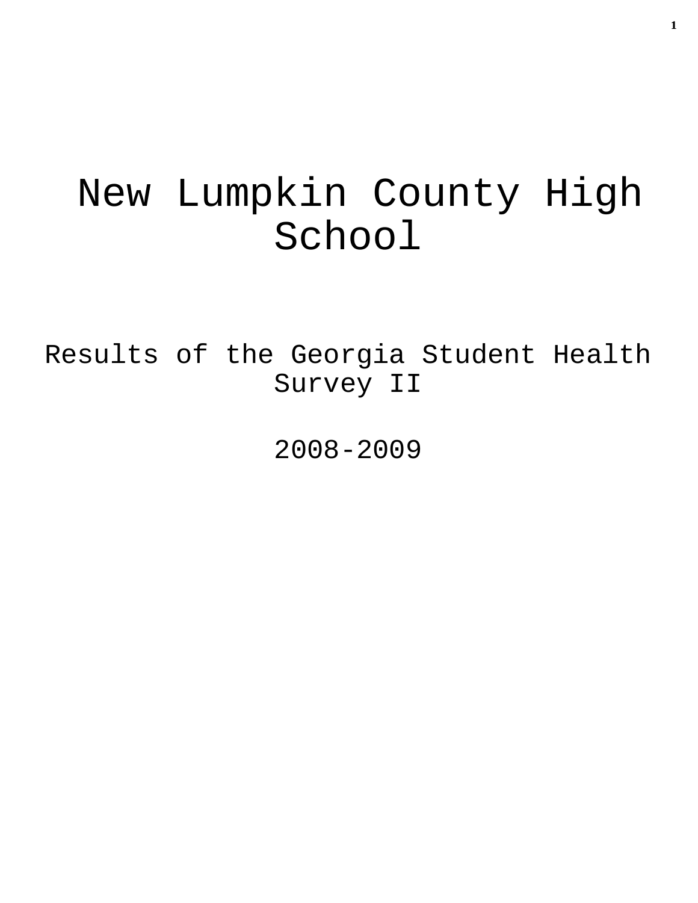# New Lumpkin County High School

## Results of the Georgia Student Health Survey II

## 2008-2009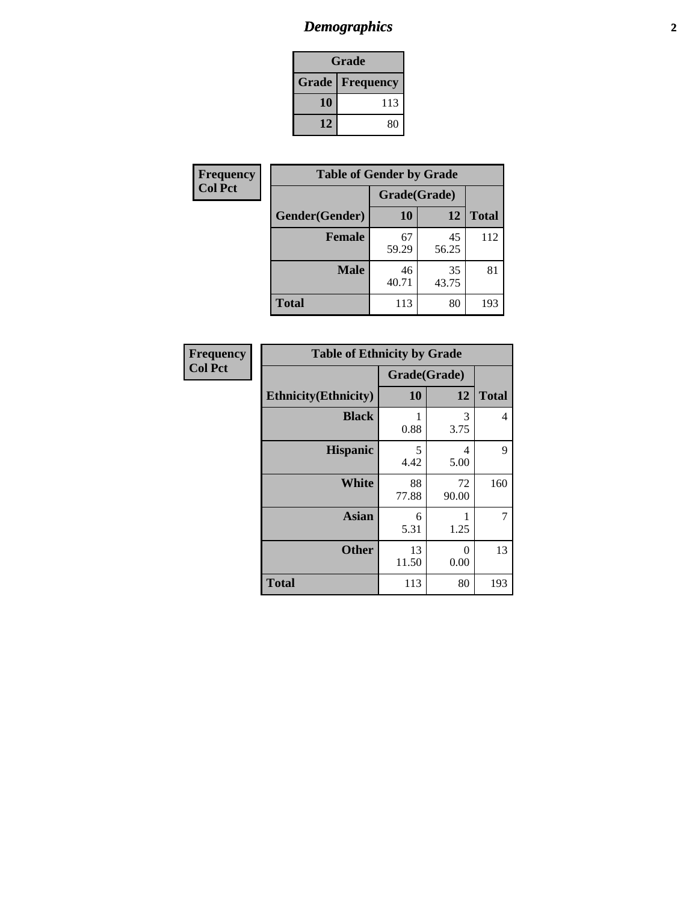# *Demographics*

| Grade | |
|---|---|
| **Grade** | **Frequency** |
| **10** | 113 |
| **12** | 80 |

**Frequency**
**Col Pct**

| **Table of Gender by Grade** | | | |
|---|---|---|---|
| | **Grade(Grade)** | | |
| **Gender(Gender)** | **10** | **12** | **Total** |
| **Female** | 67<br>59.29 | 45<br>56.25 | 112 |
| **Male** | 46<br>40.71 | 35<br>43.75 | 81 |
| **Total** | 113 | 80 | 193 |

**Frequency**
**Col Pct**

| **Table of Ethnicity by Grade** | | | |
|---|---|---|---|
| | **Grade(Grade)** | | |
| **Ethnicity(Ethnicity)** | **10** | **12** | **Total** |
| **Black** | 1<br>0.88 | 3<br>3.75 | 4 |
| **Hispanic** | 5<br>4.42 | 4<br>5.00 | 9 |
| **White** | 88<br>77.88 | 72<br>90.00 | 160 |
| **Asian** | 6<br>5.31 | 1<br>1.25 | 7 |
| **Other** | 13<br>11.50 | 0<br>0.00 | 13 |
| **Total** | 113 | 80 | 193 |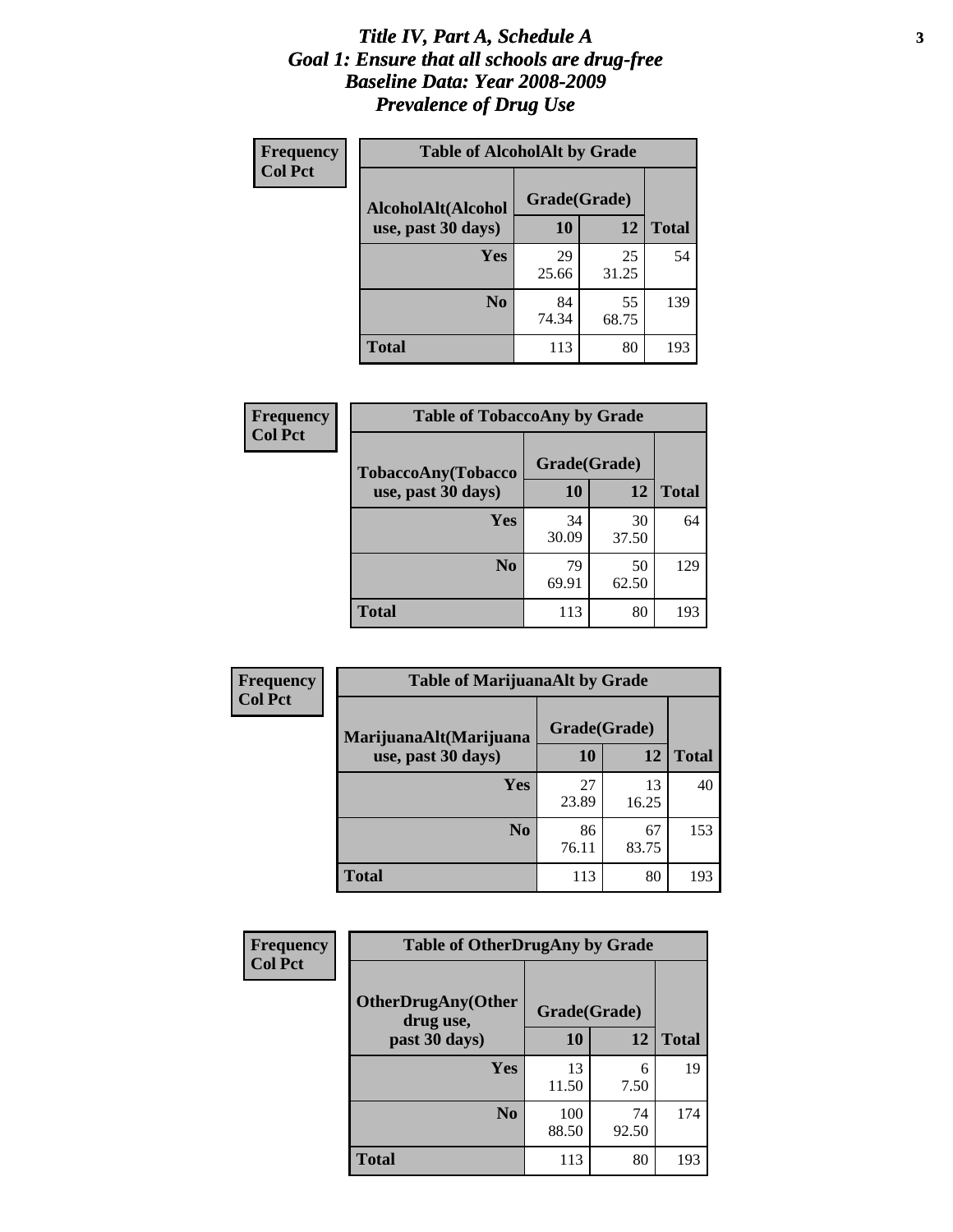# Title IV, Part A, Schedule A
# Goal 1: Ensure that all schools are drug-free
# Baseline Data: Year 2008-2009
# Prevalence of Drug Use

**Frequency**
**Col Pct**

**Table of AlcoholAlt by Grade**

| AlcoholAlt(Alcohol use, past 30 days) | Grade(Grade) | | Total |
|---|---|---|---|
| | 10 | 12 | |
| Yes | 29<br>25.66 | 25<br>31.25 | 54 |
| No | 84<br>74.34 | 55<br>68.75 | 139 |
| Total | 113 | 80 | 193 |

**Frequency**
**Col Pct**

**Table of TobaccoAny by Grade**

| TobaccoAny(Tobacco use, past 30 days) | Grade(Grade) | | Total |
|---|---|---|---|
| | 10 | 12 | |
| Yes | 34<br>30.09 | 30<br>37.50 | 64 |
| No | 79<br>69.91 | 50<br>62.50 | 129 |
| Total | 113 | 80 | 193 |

**Frequency**
**Col Pct**

**Table of MarijuanaAlt by Grade**

| MarijuanaAlt(Marijuana use, past 30 days) | Grade(Grade) | | Total |
|---|---|---|---|
| | 10 | 12 | |
| Yes | 27<br>23.89 | 13<br>16.25 | 40 |
| No | 86<br>76.11 | 67<br>83.75 | 153 |
| Total | 113 | 80 | 193 |

**Frequency**
**Col Pct**

**Table of OtherDrugAny by Grade**

| OtherDrugAny(Other drug use, past 30 days) | Grade(Grade) | | Total |
|---|---|---|---|
| | 10 | 12 | |
| Yes | 13<br>11.50 | 6<br>7.50 | 19 |
| No | 100<br>88.50 | 74<br>92.50 | 174 |
| Total | 113 | 80 | 193 |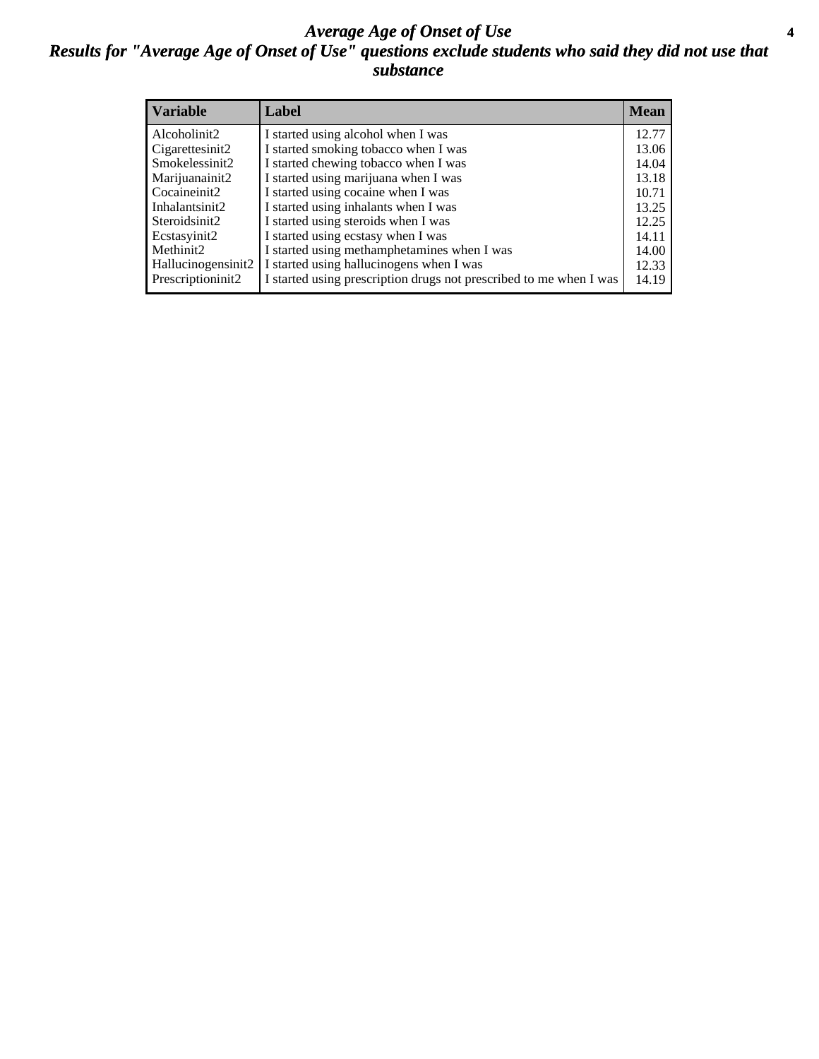# *Average Age of Onset of Use*

## *Results for "Average Age of Onset of Use" questions exclude students who said they did not use that substance*

| Variable | Label | Mean |
|---|---|---|
| Alcoholinit2 | I started using alcohol when I was | 12.77 |
| Cigarettesinit2 | I started smoking tobacco when I was | 13.06 |
| Smokelessinit2 | I started chewing tobacco when I was | 14.04 |
| Marijuanainit2 | I started using marijuana when I was | 13.18 |
| Cocaineinit2 | I started using cocaine when I was | 10.71 |
| Inhalantsinit2 | I started using inhalants when I was | 13.25 |
| Steroidsinit2 | I started using steroids when I was | 12.25 |
| Ecstasyinit2 | I started using ecstasy when I was | 14.11 |
| Methinit2 | I started using methamphetamines when I was | 14.00 |
| Hallucinogensinit2 | I started using hallucinogens when I was | 12.33 |
| Prescriptioninit2 | I started using prescription drugs not prescribed to me when I was | 14.19 |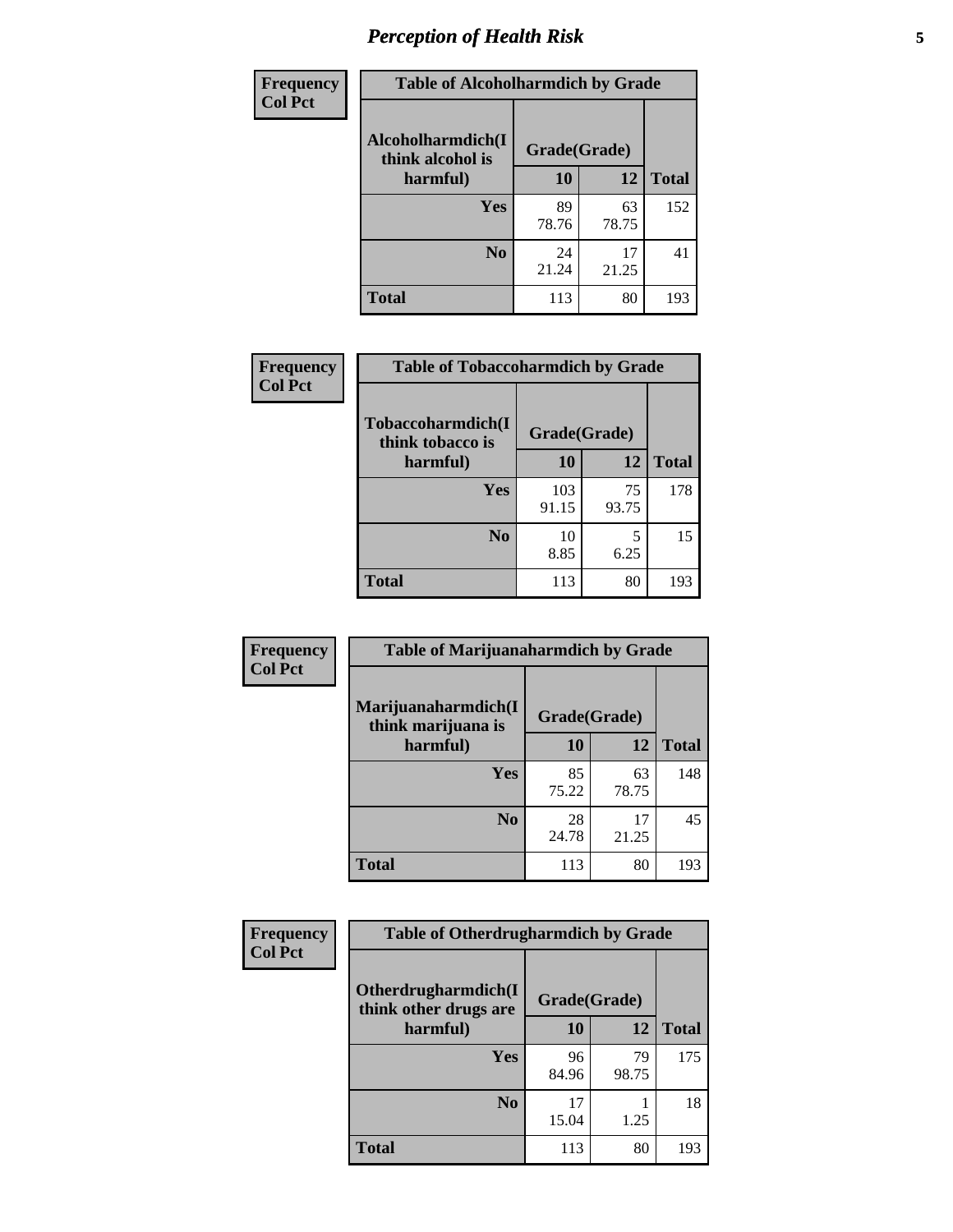| Frequency<br>Col Pct | Table of Alcoholharmdich by Grade | | |
|---|---|---|---|
| Alcoholharmdich(I think alcohol is harmful) | Grade(Grade) | | |
| | 10 | 12 | Total |
| Yes | 89<br>78.76 | 63<br>78.75 | 152 |
| No | 24<br>21.24 | 17<br>21.25 | 41 |
| Total | 113 | 80 | 193 |

| Frequency<br>Col Pct | Table of Tobaccoharmdich by Grade | | |
|---|---|---|---|
| Tobaccoharmdich(I think tobacco is harmful) | Grade(Grade) | | |
| | 10 | 12 | Total |
| Yes | 103<br>91.15 | 75<br>93.75 | 178 |
| No | 10<br>8.85 | 5<br>6.25 | 15 |
| Total | 113 | 80 | 193 |

| Frequency<br>Col Pct | Table of Marijuanaharmdich by Grade | | |
|---|---|---|---|
| Marijuanaharmdich(I think marijuana is harmful) | Grade(Grade) | | |
| | 10 | 12 | Total |
| Yes | 85<br>75.22 | 63<br>78.75 | 148 |
| No | 28<br>24.78 | 17<br>21.25 | 45 |
| Total | 113 | 80 | 193 |

| Frequency<br>Col Pct | Table of Otherdrugharmdich by Grade | | |
|---|---|---|---|
| Otherdrugharmdich(I think other drugs are harmful) | Grade(Grade) | | |
| | 10 | 12 | Total |
| Yes | 96<br>84.96 | 79<br>98.75 | 175 |
| No | 17<br>15.04 | 1<br>1.25 | 18 |
| Total | 113 | 80 | 193 |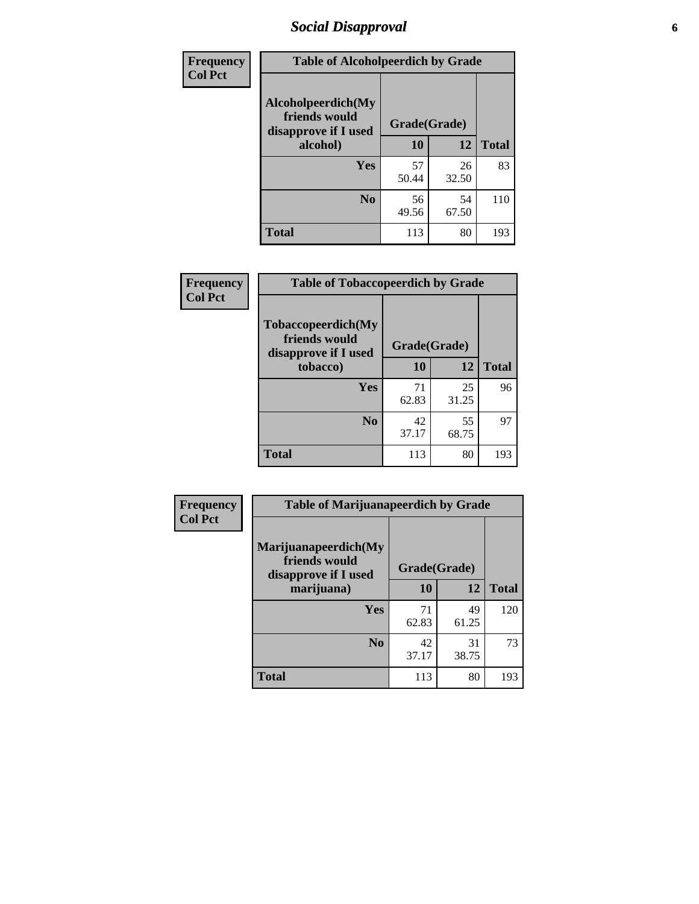| Frequency<br>Col Pct |
|---|

| Table of Alcoholpeerdich by Grade | | | |
|---|---|---|---|
| Alcoholpeerdich(My friends would disapprove if I used alcohol) | Grade(Grade) | | |
| | 10 | 12 | Total |
| Yes | 57<br>50.44 | 26<br>32.50 | 83 |
| No | 56<br>49.56 | 54<br>67.50 | 110 |
| Total | 113 | 80 | 193 |

| Frequency<br>Col Pct |
|---|

| Table of Tobaccopeerdich by Grade | | | |
|---|---|---|---|
| Tobaccopeerdich(My friends would disapprove if I used tobacco) | Grade(Grade) | | |
| | 10 | 12 | Total |
| Yes | 71<br>62.83 | 25<br>31.25 | 96 |
| No | 42<br>37.17 | 55<br>68.75 | 97 |
| Total | 113 | 80 | 193 |

| Frequency<br>Col Pct |
|---|

| Table of Marijuanapeerdich by Grade | | | |
|---|---|---|---|
| Marijuanapeerdich(My friends would disapprove if I used marijuana) | Grade(Grade) | | |
| | 10 | 12 | Total |
| Yes | 71<br>62.83 | 49<br>61.25 | 120 |
| No | 42<br>37.17 | 31<br>38.75 | 73 |
| Total | 113 | 80 | 193 |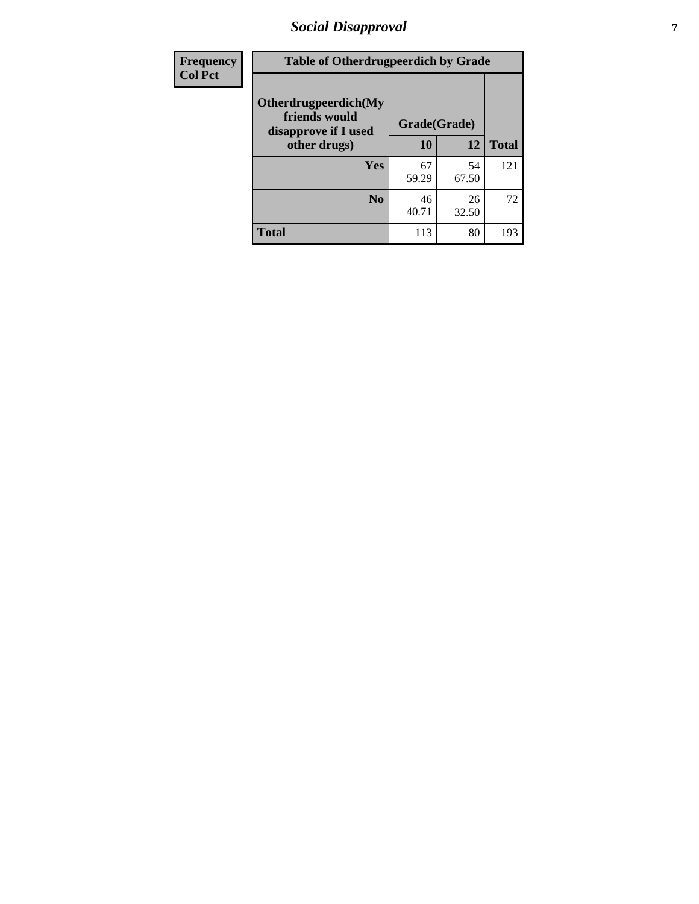| Frequency Col Pct | Table of Otherdrugpeerdich by Grade | | |
|---|---|---|---|
| Otherdrugpeerdich(My friends would disapprove if I used other drugs) | Grade(Grade) | | |
| | 10 | 12 | Total |
| Yes | 67<br>59.29 | 54<br>67.50 | 121 |
| No | 46<br>40.71 | 26<br>32.50 | 72 |
| Total | 113 | 80 | 193 |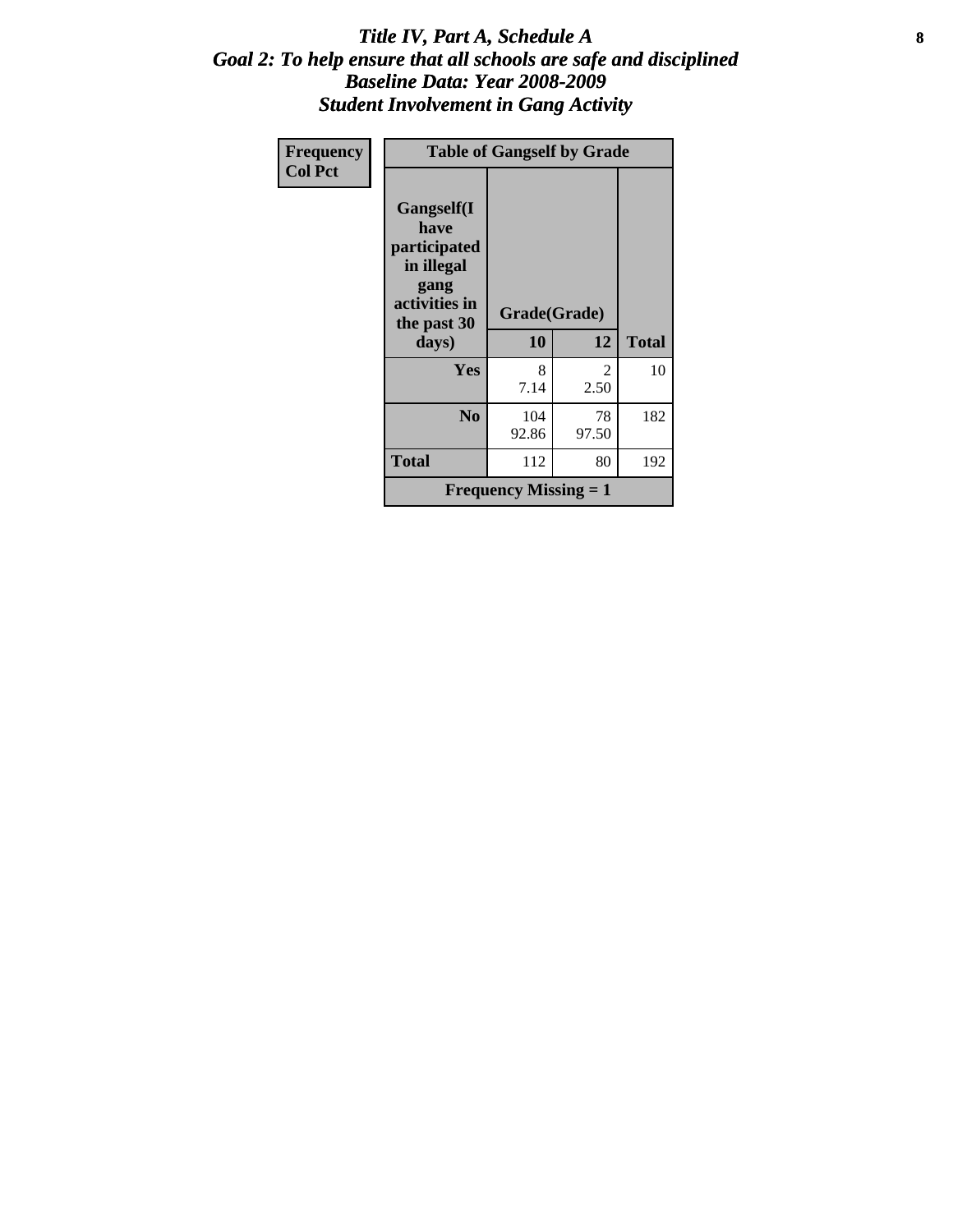# *Title IV, Part A, Schedule A*
## *Goal 2: To help ensure that all schools are safe and disciplined*
## *Baseline Data: Year 2008-2009*
## *Student Involvement in Gang Activity*

| Frequency<br>Col Pct | Table of Gangself by Grade | | |
|---|---|---|---|
| **Gangself(I have participated in illegal gang activities in the past 30 days)** | **Grade(Grade)** | | |
| | **10** | **12** | **Total** |
| **Yes** | 8<br>7.14 | 2<br>2.50 | 10 |
| **No** | 104<br>92.86 | 78<br>97.50 | 182 |
| **Total** | 112 | 80 | 192 |
| **Frequency Missing = 1** | | | |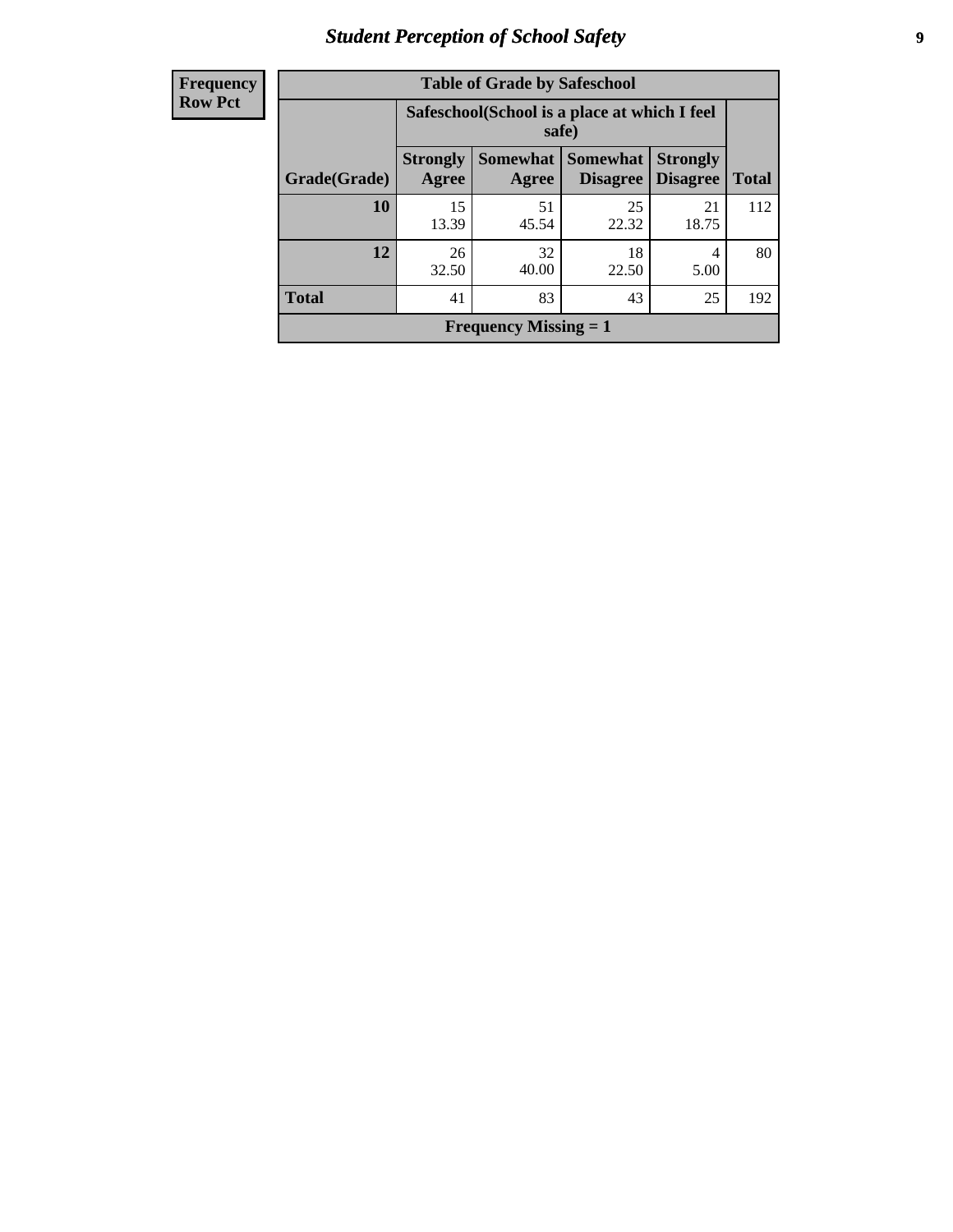| Frequency |
|---|
| Row Pct |

| Table of Grade by Safeschool | | | | | |
|---|---|---|---|---|---|
| | Safeschool(School is a place at which I feel safe) | | | | |
| Grade(Grade) | Strongly Agree | Somewhat Agree | Somewhat Disagree | Strongly Disagree | Total |
| 10 | 15<br>13.39 | 51<br>45.54 | 25<br>22.32 | 21<br>18.75 | 112 |
| 12 | 26<br>32.50 | 32<br>40.00 | 18<br>22.50 | 4<br>5.00 | 80 |
| Total | 41 | 83 | 43 | 25 | 192 |
| Frequency Missing = 1 | | | | | |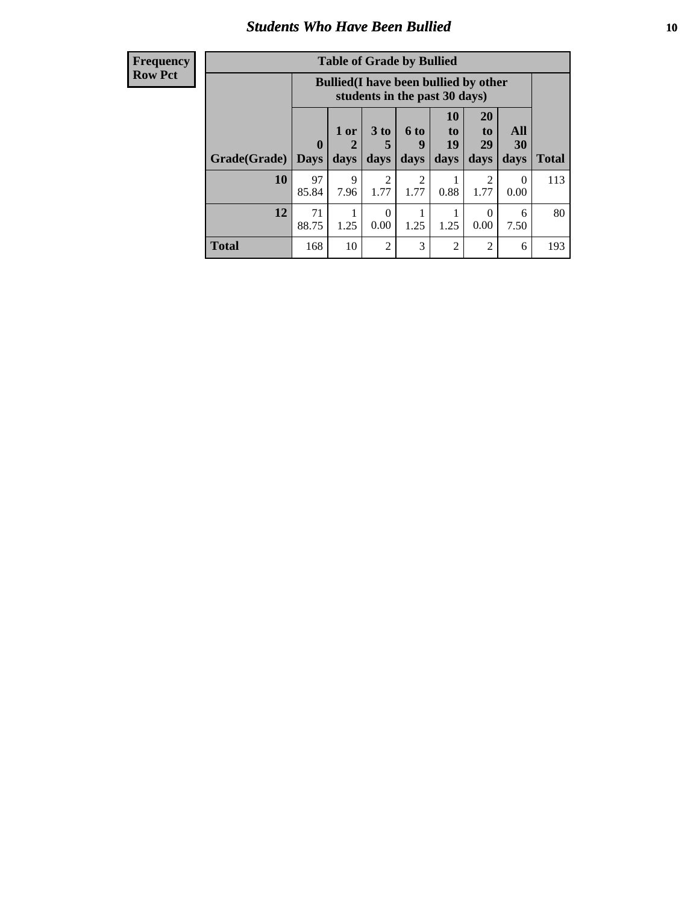## Students Who Have Been Bullied

| Frequency<br>Row Pct |
|---|

**Table of Grade by Bullied**

| Grade(Grade) | Bullied(I have been bullied by other students in the past 30 days) | | | | | | | Total |
|---|---|---|---|---|---|---|---|---|
| | 0 Days | 1 or 2 days | 3 to 5 days | 6 to 9 days | 10 to 19 days | 20 to 29 days | All 30 days | |
| **10** | 97<br>85.84 | 9<br>7.96 | 2<br>1.77 | 2<br>1.77 | 1<br>0.88 | 2<br>1.77 | 0<br>0.00 | 113 |
| **12** | 71<br>88.75 | 1<br>1.25 | 0<br>0.00 | 1<br>1.25 | 1<br>1.25 | 0<br>0.00 | 6<br>7.50 | 80 |
| **Total** | 168 | 10 | 2 | 3 | 2 | 2 | 6 | 193 |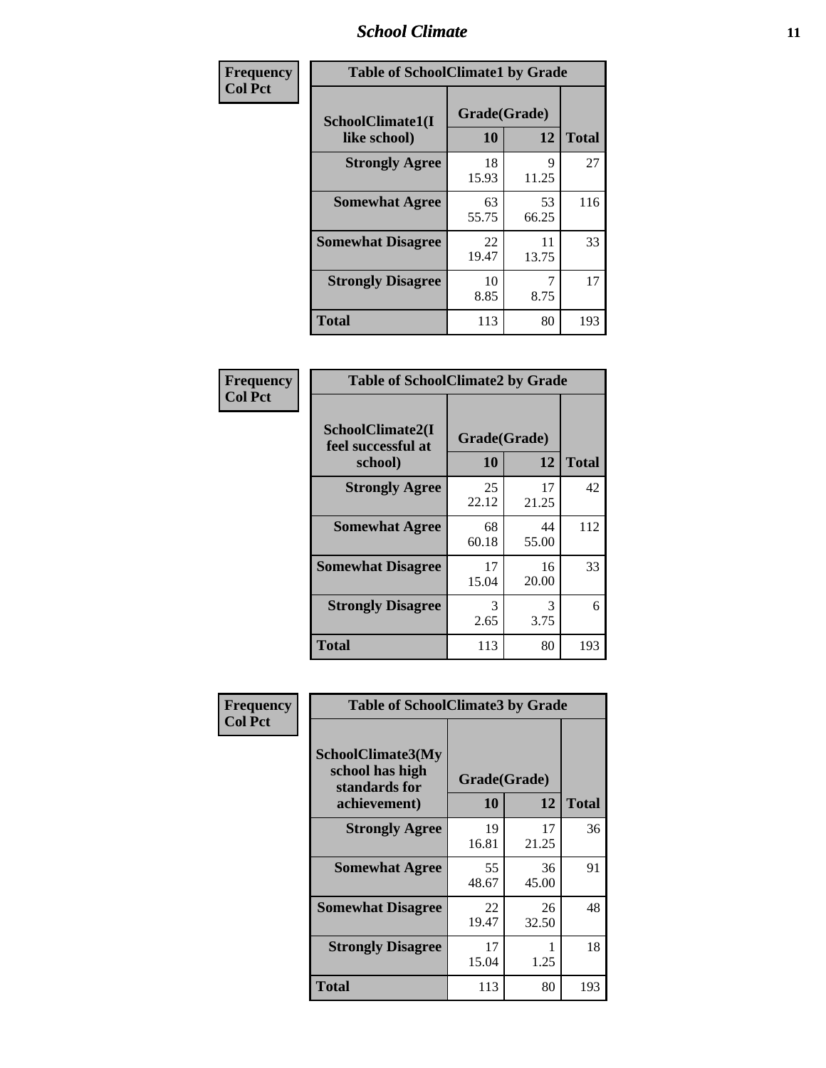| Frequency Col Pct |
|---|

| Table of SchoolClimate1 by Grade | | | |
|---|---|---|---|
| SchoolClimate1(I like school) | Grade(Grade) | | Total |
| | 10 | 12 | |
| Strongly Agree | 18<br>15.93 | 9<br>11.25 | 27 |
| Somewhat Agree | 63<br>55.75 | 53<br>66.25 | 116 |
| Somewhat Disagree | 22<br>19.47 | 11<br>13.75 | 33 |
| Strongly Disagree | 10<br>8.85 | 7<br>8.75 | 17 |
| Total | 113 | 80 | 193 |

| Frequency Col Pct |
|---|

| Table of SchoolClimate2 by Grade | | | |
|---|---|---|---|
| SchoolClimate2(I feel successful at school) | Grade(Grade) | | Total |
| | 10 | 12 | |
| Strongly Agree | 25<br>22.12 | 17<br>21.25 | 42 |
| Somewhat Agree | 68<br>60.18 | 44<br>55.00 | 112 |
| Somewhat Disagree | 17<br>15.04 | 16<br>20.00 | 33 |
| Strongly Disagree | 3<br>2.65 | 3<br>3.75 | 6 |
| Total | 113 | 80 | 193 |

| Frequency Col Pct |
|---|

| Table of SchoolClimate3 by Grade | | | |
|---|---|---|---|
| SchoolClimate3(My school has high standards for achievement) | Grade(Grade) | | Total |
| | 10 | 12 | |
| Strongly Agree | 19<br>16.81 | 17<br>21.25 | 36 |
| Somewhat Agree | 55<br>48.67 | 36<br>45.00 | 91 |
| Somewhat Disagree | 22<br>19.47 | 26<br>32.50 | 48 |
| Strongly Disagree | 17<br>15.04 | 1<br>1.25 | 18 |
| Total | 113 | 80 | 193 |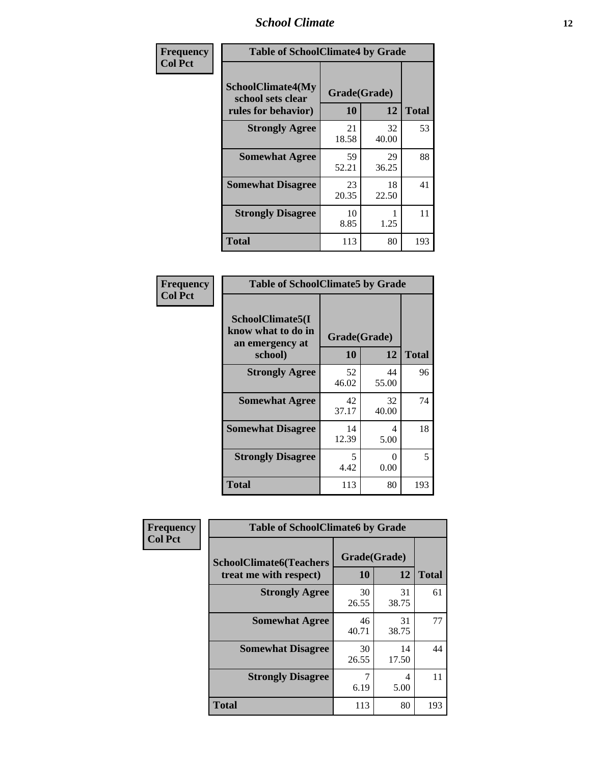| Frequency<br>Col Pct | Table of SchoolClimate4 by Grade | | |
|---|---|---|---|
| SchoolClimate4(My school sets clear rules for behavior) | Grade(Grade) | | |
| | 10 | 12 | Total |
| Strongly Agree | 21<br>18.58 | 32<br>40.00 | 53 |
| Somewhat Agree | 59<br>52.21 | 29<br>36.25 | 88 |
| Somewhat Disagree | 23<br>20.35 | 18<br>22.50 | 41 |
| Strongly Disagree | 10<br>8.85 | 1<br>1.25 | 11 |
| Total | 113 | 80 | 193 |

| Frequency<br>Col Pct | Table of SchoolClimate5 by Grade | | |
|---|---|---|---|
| SchoolClimate5(I know what to do in an emergency at school) | Grade(Grade) | | |
| | 10 | 12 | Total |
| Strongly Agree | 52<br>46.02 | 44<br>55.00 | 96 |
| Somewhat Agree | 42<br>37.17 | 32<br>40.00 | 74 |
| Somewhat Disagree | 14<br>12.39 | 4<br>5.00 | 18 |
| Strongly Disagree | 5<br>4.42 | 0<br>0.00 | 5 |
| Total | 113 | 80 | 193 |

| Frequency<br>Col Pct | Table of SchoolClimate6 by Grade | | |
|---|---|---|---|
| SchoolClimate6(Teachers treat me with respect) | Grade(Grade) | | |
| | 10 | 12 | Total |
| Strongly Agree | 30<br>26.55 | 31<br>38.75 | 61 |
| Somewhat Agree | 46<br>40.71 | 31<br>38.75 | 77 |
| Somewhat Disagree | 30<br>26.55 | 14<br>17.50 | 44 |
| Strongly Disagree | 7<br>6.19 | 4<br>5.00 | 11 |
| Total | 113 | 80 | 193 |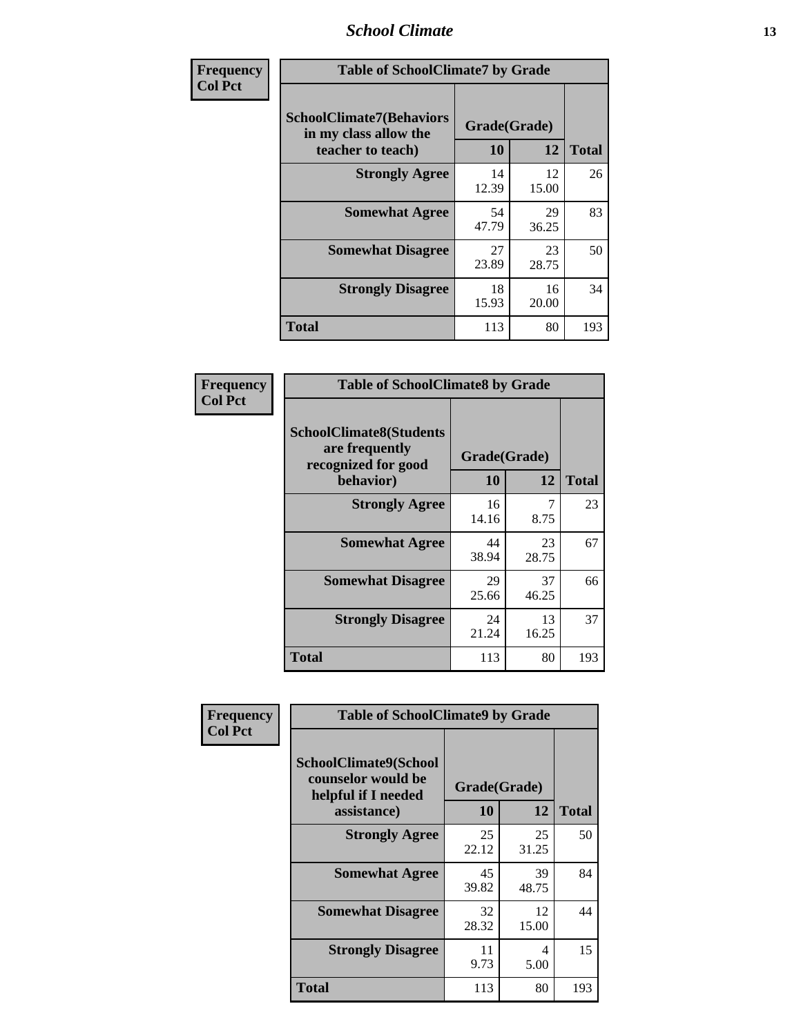| Frequency<br>Col Pct | Table of SchoolClimate7 by Grade | | |
|---|---|---|---|
| SchoolClimate7(Behaviors in my class allow the teacher to teach) | Grade(Grade) | | |
| | 10 | 12 | Total |
| Strongly Agree | 14<br>12.39 | 12<br>15.00 | 26 |
| Somewhat Agree | 54<br>47.79 | 29<br>36.25 | 83 |
| Somewhat Disagree | 27<br>23.89 | 23<br>28.75 | 50 |
| Strongly Disagree | 18<br>15.93 | 16<br>20.00 | 34 |
| Total | 113 | 80 | 193 |

| Frequency<br>Col Pct | Table of SchoolClimate8 by Grade | | |
|---|---|---|---|
| SchoolClimate8(Students are frequently recognized for good behavior) | Grade(Grade) | | |
| | 10 | 12 | Total |
| Strongly Agree | 16<br>14.16 | 7<br>8.75 | 23 |
| Somewhat Agree | 44<br>38.94 | 23<br>28.75 | 67 |
| Somewhat Disagree | 29<br>25.66 | 37<br>46.25 | 66 |
| Strongly Disagree | 24<br>21.24 | 13<br>16.25 | 37 |
| Total | 113 | 80 | 193 |

| Frequency<br>Col Pct | Table of SchoolClimate9 by Grade | | |
|---|---|---|---|
| SchoolClimate9(School counselor would be helpful if I needed assistance) | Grade(Grade) | | |
| | 10 | 12 | Total |
| Strongly Agree | 25<br>22.12 | 25<br>31.25 | 50 |
| Somewhat Agree | 45<br>39.82 | 39<br>48.75 | 84 |
| Somewhat Disagree | 32<br>28.32 | 12<br>15.00 | 44 |
| Strongly Disagree | 11<br>9.73 | 4<br>5.00 | 15 |
| Total | 113 | 80 | 193 |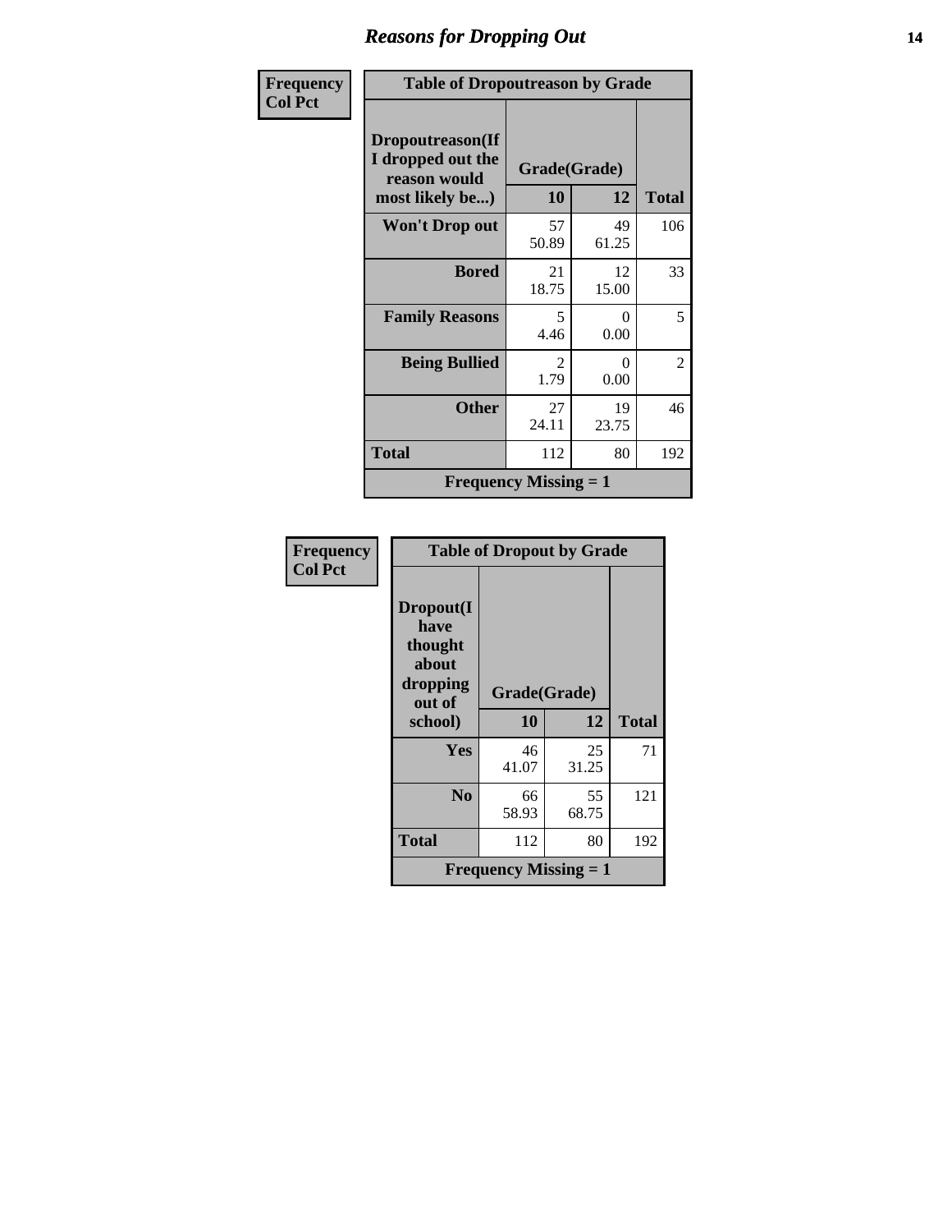## Reasons for Dropping Out

| Frequency<br>Col Pct | Table of Dropoutreason by Grade | | |
|---|---|---|---|
| Dropoutreason(If I dropped out the reason would most likely be...) | Grade(Grade) | | |
| | 10 | 12 | Total |
| Won't Drop out | 57<br>50.89 | 49<br>61.25 | 106 |
| Bored | 21<br>18.75 | 12<br>15.00 | 33 |
| Family Reasons | 5<br>4.46 | 0<br>0.00 | 5 |
| Being Bullied | 2<br>1.79 | 0<br>0.00 | 2 |
| Other | 27<br>24.11 | 19<br>23.75 | 46 |
| Total | 112 | 80 | 192 |
| Frequency Missing = 1 | | | |

| Frequency<br>Col Pct | Table of Dropout by Grade | | |
|---|---|---|---|
| Dropout(I have thought about dropping out of school) | Grade(Grade) | | |
| | 10 | 12 | Total |
| Yes | 46<br>41.07 | 25<br>31.25 | 71 |
| No | 66<br>58.93 | 55<br>68.75 | 121 |
| Total | 112 | 80 | 192 |
| Frequency Missing = 1 | | | |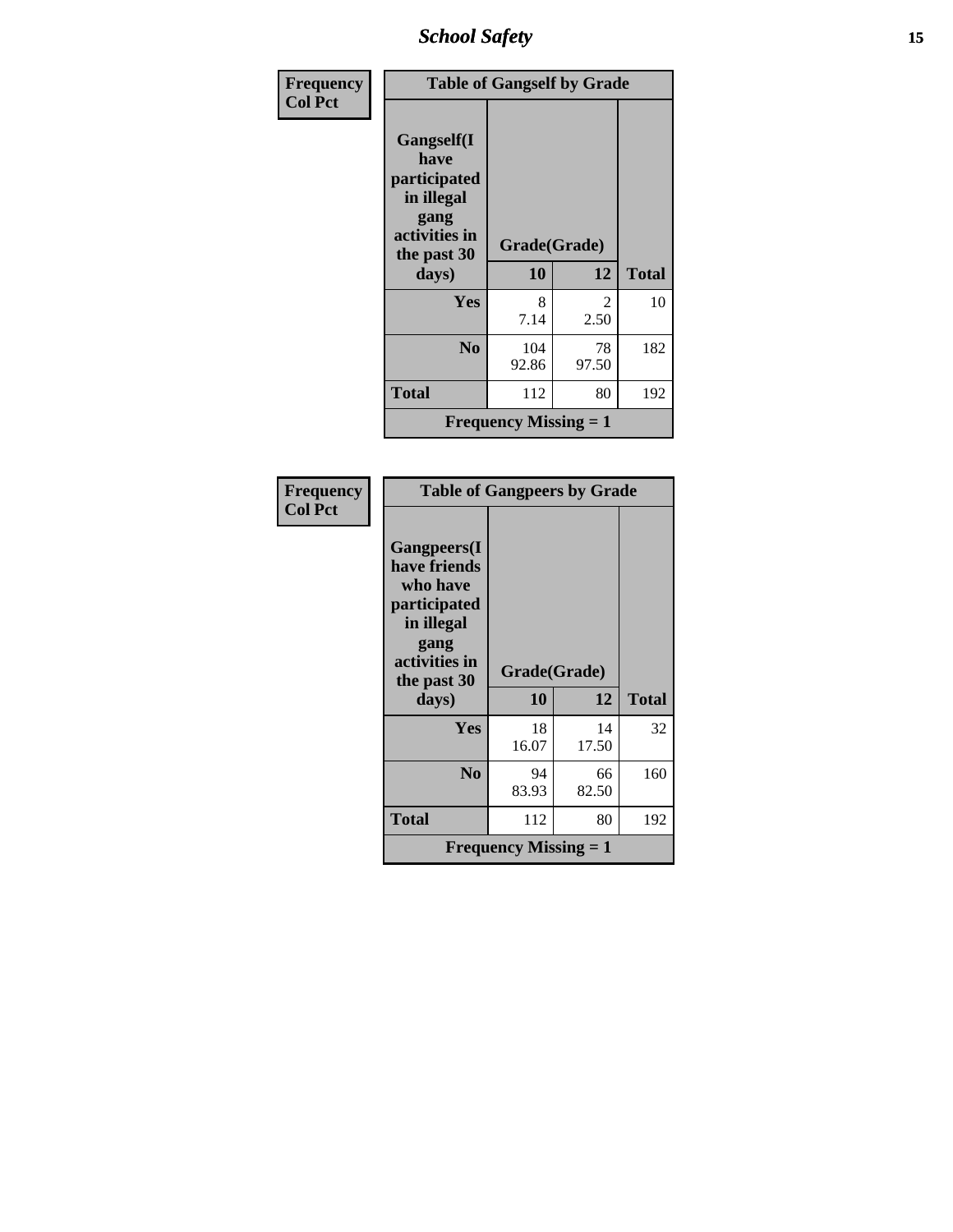| Frequency Col Pct | Table of Gangself by Grade | | |
|---|---|---|---|
| Gangself(I have participated in illegal gang activities in the past 30 days) | Grade(Grade) | | |
| | 10 | 12 | Total |
| Yes | 8<br>7.14 | 2<br>2.50 | 10 |
| No | 104<br>92.86 | 78<br>97.50 | 182 |
| Total | 112 | 80 | 192 |
| Frequency Missing = 1 | | | |

| Frequency Col Pct | Table of Gangpeers by Grade | | |
|---|---|---|---|
| Gangpeers(I have friends who have participated in illegal gang activities in the past 30 days) | Grade(Grade) | | |
| | 10 | 12 | Total |
| Yes | 18<br>16.07 | 14<br>17.50 | 32 |
| No | 94<br>83.93 | 66<br>82.50 | 160 |
| Total | 112 | 80 | 192 |
| Frequency Missing = 1 | | | |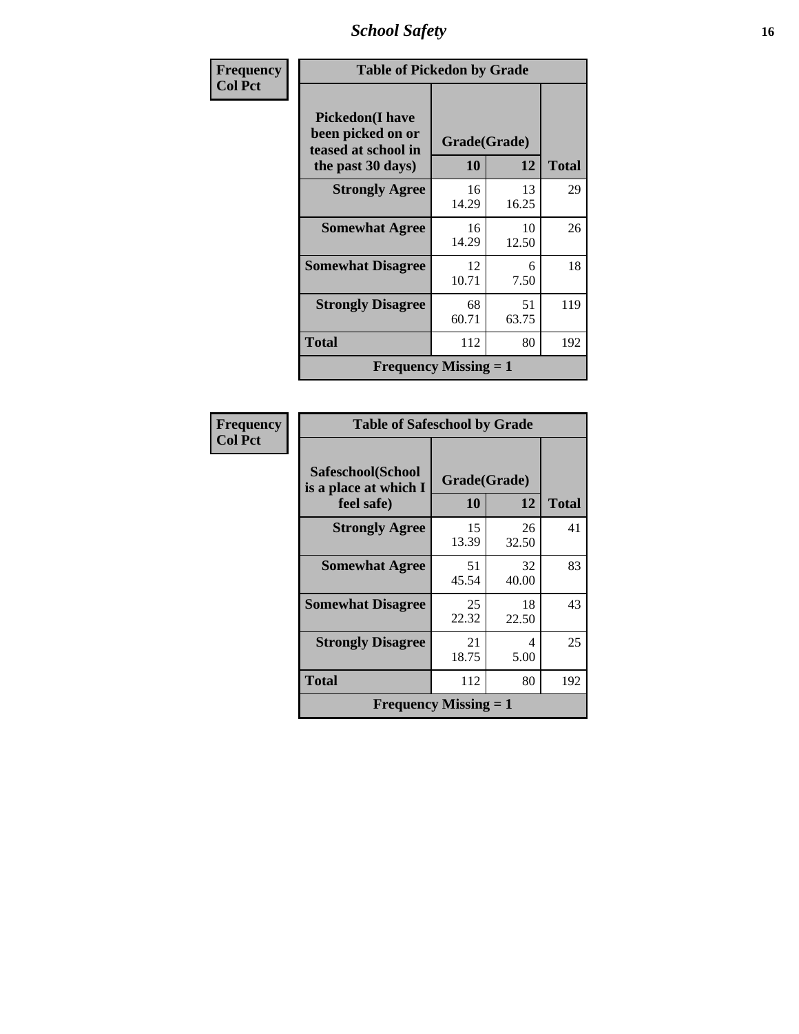| Frequency<br>Col Pct | Table of Pickedon by Grade | | |
|---|---|---|---|
| **Pickedon(I have been picked on or teased at school in the past 30 days)** | **Grade(Grade)** | | |
| | **10** | **12** | **Total** |
| **Strongly Agree** | 16<br>14.29 | 13<br>16.25 | 29 |
| **Somewhat Agree** | 16<br>14.29 | 10<br>12.50 | 26 |
| **Somewhat Disagree** | 12<br>10.71 | 6<br>7.50 | 18 |
| **Strongly Disagree** | 68<br>60.71 | 51<br>63.75 | 119 |
| **Total** | 112 | 80 | 192 |
| **Frequency Missing = 1** | | | |

| Frequency<br>Col Pct | Table of Safeschool by Grade | | |
|---|---|---|---|
| **Safeschool(School is a place at which I feel safe)** | **Grade(Grade)** | | |
| | **10** | **12** | **Total** |
| **Strongly Agree** | 15<br>13.39 | 26<br>32.50 | 41 |
| **Somewhat Agree** | 51<br>45.54 | 32<br>40.00 | 83 |
| **Somewhat Disagree** | 25<br>22.32 | 18<br>22.50 | 43 |
| **Strongly Disagree** | 21<br>18.75 | 4<br>5.00 | 25 |
| **Total** | 112 | 80 | 192 |
| **Frequency Missing = 1** | | | |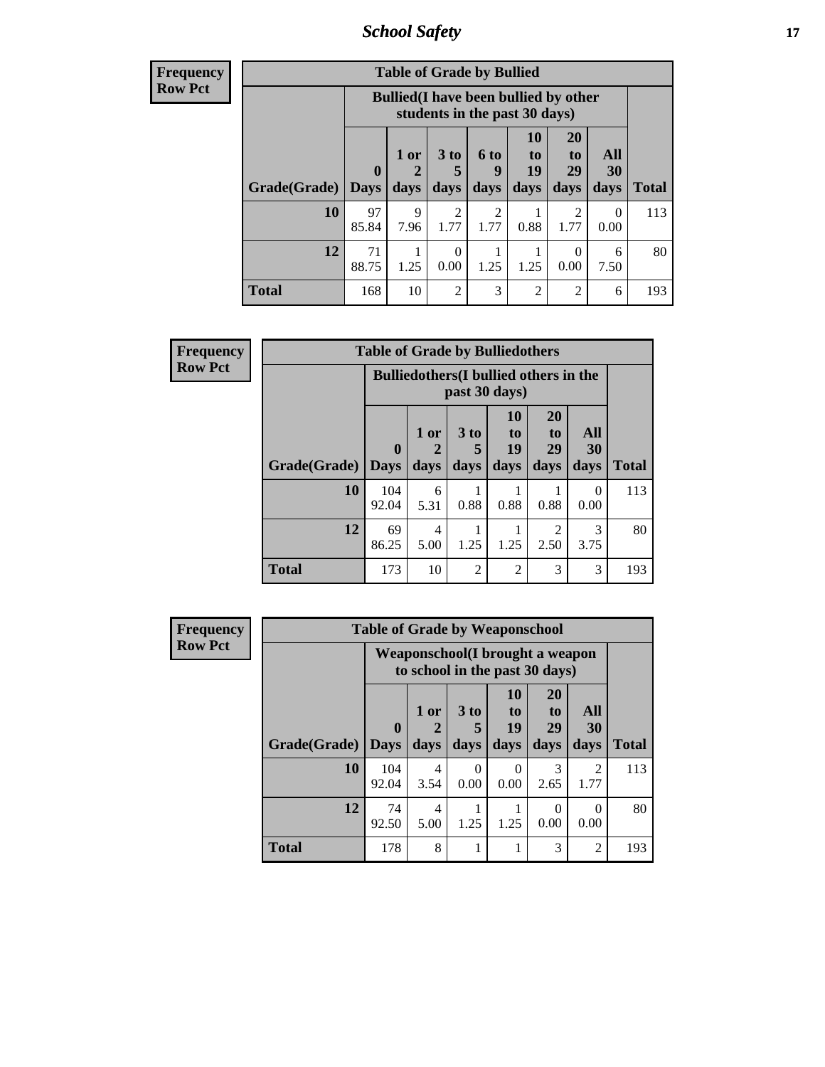| Frequency<br>Row Pct | | | | | | | | |
|---|---|---|---|---|---|---|---|---|
| **Table of Grade by Bullied** | | | | | | | | |
| | **Bullied(I have been bullied by other students in the past 30 days)** | | | | | | | |
| **Grade(Grade)** | **0 Days** | **1 or 2 days** | **3 to 5 days** | **6 to 9 days** | **10 to 19 days** | **20 to 29 days** | **All 30 days** | **Total** |
| **10** | 97<br>85.84 | 9<br>7.96 | 2<br>1.77 | 2<br>1.77 | 1<br>0.88 | 2<br>1.77 | 0<br>0.00 | 113 |
| **12** | 71<br>88.75 | 1<br>1.25 | 0<br>0.00 | 1<br>1.25 | 1<br>1.25 | 0<br>0.00 | 6<br>7.50 | 80 |
| **Total** | 168 | 10 | 2 | 3 | 2 | 2 | 6 | 193 |

| Frequency<br>Row Pct | | | | | | | |
|---|---|---|---|---|---|---|---|
| **Table of Grade by Bulliedothers** | | | | | | | |
| | **Bulliedothers(I bullied others in the past 30 days)** | | | | | | |
| **Grade(Grade)** | **0 Days** | **1 or 2 days** | **3 to 5 days** | **10 to 19 days** | **20 to 29 days** | **All 30 days** | **Total** |
| **10** | 104<br>92.04 | 6<br>5.31 | 1<br>0.88 | 1<br>0.88 | 1<br>0.88 | 0<br>0.00 | 113 |
| **12** | 69<br>86.25 | 4<br>5.00 | 1<br>1.25 | 1<br>1.25 | 2<br>2.50 | 3<br>3.75 | 80 |
| **Total** | 173 | 10 | 2 | 2 | 3 | 3 | 193 |

| Frequency<br>Row Pct | | | | | | | |
|---|---|---|---|---|---|---|---|
| **Table of Grade by Weaponschool** | | | | | | | |
| | **Weaponschool(I brought a weapon to school in the past 30 days)** | | | | | | |
| **Grade(Grade)** | **0 Days** | **1 or 2 days** | **3 to 5 days** | **10 to 19 days** | **20 to 29 days** | **All 30 days** | **Total** |
| **10** | 104<br>92.04 | 4<br>3.54 | 0<br>0.00 | 0<br>0.00 | 3<br>2.65 | 2<br>1.77 | 113 |
| **12** | 74<br>92.50 | 4<br>5.00 | 1<br>1.25 | 1<br>1.25 | 0<br>0.00 | 0<br>0.00 | 80 |
| **Total** | 178 | 8 | 1 | 1 | 3 | 2 | 193 |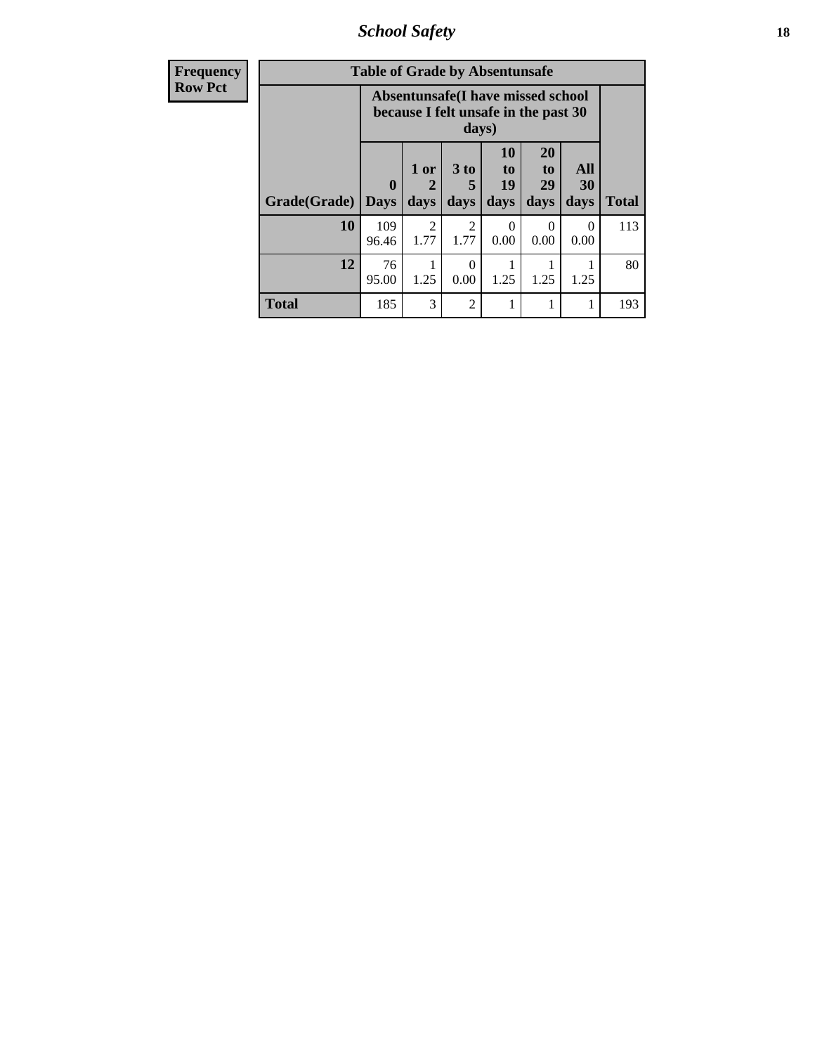| Frequency<br>Row Pct | Table of Grade by Absentunsafe | | | | | | |
|---|---|---|---|---|---|---|---|
| | Absentunsafe(I have missed school because I felt unsafe in the past 30 days) | | | | | | |
| Grade(Grade) | 0 Days | 1 or 2 days | 3 to 5 days | 10 to 19 days | 20 to 29 days | All 30 days | Total |
| 10 | 109<br>96.46 | 2<br>1.77 | 2<br>1.77 | 0<br>0.00 | 0<br>0.00 | 0<br>0.00 | 113 |
| 12 | 76<br>95.00 | 1<br>1.25 | 0<br>0.00 | 1<br>1.25 | 1<br>1.25 | 1<br>1.25 | 80 |
| Total | 185 | 3 | 2 | 1 | 1 | 1 | 193 |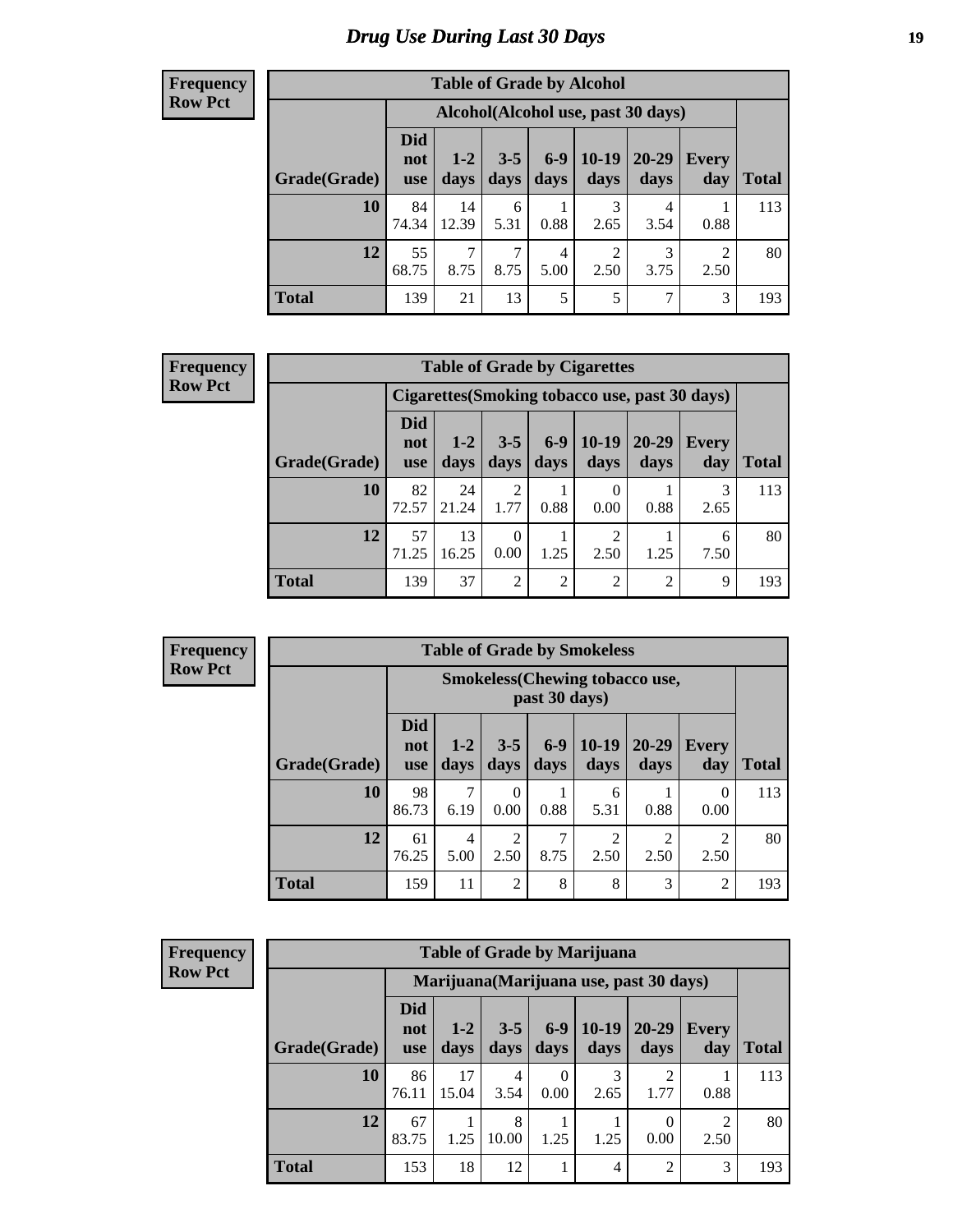# Drug Use During Last 30 Days

**Frequency**
**Row Pct**

| Table of Grade by Alcohol | | | | | | | | |
|---|---|---|---|---|---|---|---|---|
| | Alcohol(Alcohol use, past 30 days) | | | | | | | |
| Grade(Grade) | Did not use | 1-2 days | 3-5 days | 6-9 days | 10-19 days | 20-29 days | Every day | Total |
| 10 | 84<br>74.34 | 14<br>12.39 | 6<br>5.31 | 1<br>0.88 | 3<br>2.65 | 4<br>3.54 | 1<br>0.88 | 113 |
| 12 | 55<br>68.75 | 7<br>8.75 | 7<br>8.75 | 4<br>5.00 | 2<br>2.50 | 3<br>3.75 | 2<br>2.50 | 80 |
| Total | 139 | 21 | 13 | 5 | 5 | 7 | 3 | 193 |

**Frequency**
**Row Pct**

| Table of Grade by Cigarettes | | | | | | | | |
|---|---|---|---|---|---|---|---|---|
| | Cigarettes(Smoking tobacco use, past 30 days) | | | | | | | |
| Grade(Grade) | Did not use | 1-2 days | 3-5 days | 6-9 days | 10-19 days | 20-29 days | Every day | Total |
| 10 | 82<br>72.57 | 24<br>21.24 | 2<br>1.77 | 1<br>0.88 | 0<br>0.00 | 1<br>0.88 | 3<br>2.65 | 113 |
| 12 | 57<br>71.25 | 13<br>16.25 | 0<br>0.00 | 1<br>1.25 | 2<br>2.50 | 1<br>1.25 | 6<br>7.50 | 80 |
| Total | 139 | 37 | 2 | 2 | 2 | 2 | 9 | 193 |

**Frequency**
**Row Pct**

| Table of Grade by Smokeless | | | | | | | | |
|---|---|---|---|---|---|---|---|---|
| | Smokeless(Chewing tobacco use, past 30 days) | | | | | | | |
| Grade(Grade) | Did not use | 1-2 days | 3-5 days | 6-9 days | 10-19 days | 20-29 days | Every day | Total |
| 10 | 98<br>86.73 | 7<br>6.19 | 0<br>0.00 | 1<br>0.88 | 6<br>5.31 | 1<br>0.88 | 0<br>0.00 | 113 |
| 12 | 61<br>76.25 | 4<br>5.00 | 2<br>2.50 | 7<br>8.75 | 2<br>2.50 | 2<br>2.50 | 2<br>2.50 | 80 |
| Total | 159 | 11 | 2 | 8 | 8 | 3 | 2 | 193 |

**Frequency**
**Row Pct**

| Table of Grade by Marijuana | | | | | | | | |
|---|---|---|---|---|---|---|---|---|
| | Marijuana(Marijuana use, past 30 days) | | | | | | | |
| Grade(Grade) | Did not use | 1-2 days | 3-5 days | 6-9 days | 10-19 days | 20-29 days | Every day | Total |
| 10 | 86<br>76.11 | 17<br>15.04 | 4<br>3.54 | 0<br>0.00 | 3<br>2.65 | 2<br>1.77 | 1<br>0.88 | 113 |
| 12 | 67<br>83.75 | 1<br>1.25 | 8<br>10.00 | 1<br>1.25 | 1<br>1.25 | 0<br>0.00 | 2<br>2.50 | 80 |
| Total | 153 | 18 | 12 | 1 | 4 | 2 | 3 | 193 |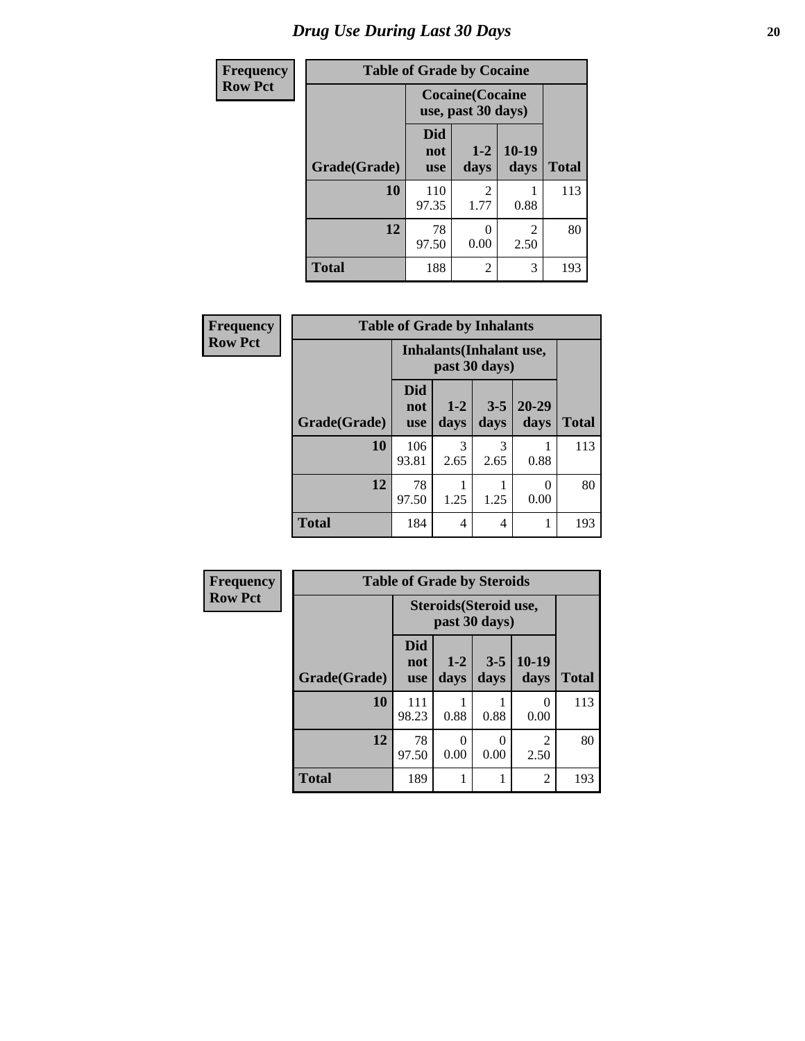# Drug Use During Last 30 Days

| Frequency<br>Row Pct | | | | |
|---|---|---|---|---|

**Table of Grade by Cocaine**

| | Cocaine(Cocaine use, past 30 days) | | | |
|---|---|---|---|---|
| Grade(Grade) | Did not use | 1-2 days | 10-19 days | Total |
| 10 | 110<br>97.35 | 2<br>1.77 | 1<br>0.88 | 113 |
| 12 | 78<br>97.50 | 0<br>0.00 | 2<br>2.50 | 80 |
| Total | 188 | 2 | 3 | 193 |

| Frequency<br>Row Pct | | | | | |
|---|---|---|---|---|---|

**Table of Grade by Inhalants**

| | Inhalants(Inhalant use, past 30 days) | | | | |
|---|---|---|---|---|---|
| Grade(Grade) | Did not use | 1-2 days | 3-5 days | 20-29 days | Total |
| 10 | 106<br>93.81 | 3<br>2.65 | 3<br>2.65 | 1<br>0.88 | 113 |
| 12 | 78<br>97.50 | 1<br>1.25 | 1<br>1.25 | 0<br>0.00 | 80 |
| Total | 184 | 4 | 4 | 1 | 193 |

| Frequency<br>Row Pct | | | | | |
|---|---|---|---|---|---|

**Table of Grade by Steroids**

| | Steroids(Steroid use, past 30 days) | | | | |
|---|---|---|---|---|---|
| Grade(Grade) | Did not use | 1-2 days | 3-5 days | 10-19 days | Total |
| 10 | 111<br>98.23 | 1<br>0.88 | 1<br>0.88 | 0<br>0.00 | 113 |
| 12 | 78<br>97.50 | 0<br>0.00 | 0<br>0.00 | 2<br>2.50 | 80 |
| Total | 189 | 1 | 1 | 2 | 193 |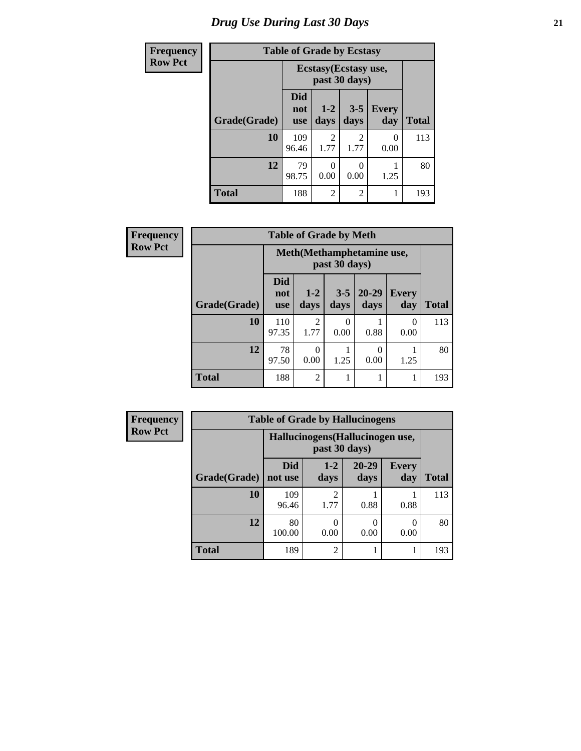# Drug Use During Last 30 Days

**Frequency**
**Row Pct**

| Table of Grade by Ecstasy | | | | | |
|---|---|---|---|---|---|
| | Ecstasy(Ecstasy use, past 30 days) | | | | |
| Grade(Grade) | Did not use | 1-2 days | 3-5 days | Every day | Total |
| **10** | 109<br>96.46 | 2<br>1.77 | 2<br>1.77 | 0<br>0.00 | 113 |
| **12** | 79<br>98.75 | 0<br>0.00 | 0<br>0.00 | 1<br>1.25 | 80 |
| **Total** | 188 | 2 | 2 | 1 | 193 |

**Frequency**
**Row Pct**

| Table of Grade by Meth | | | | | | |
|---|---|---|---|---|---|---|
| | Meth(Methamphetamine use, past 30 days) | | | | | |
| Grade(Grade) | Did not use | 1-2 days | 3-5 days | 20-29 days | Every day | Total |
| **10** | 110<br>97.35 | 2<br>1.77 | 0<br>0.00 | 1<br>0.88 | 0<br>0.00 | 113 |
| **12** | 78<br>97.50 | 0<br>0.00 | 1<br>1.25 | 0<br>0.00 | 1<br>1.25 | 80 |
| **Total** | 188 | 2 | 1 | 1 | 1 | 193 |

**Frequency**
**Row Pct**

| Table of Grade by Hallucinogens | | | | | |
|---|---|---|---|---|---|
| | Hallucinogens(Hallucinogen use, past 30 days) | | | | |
| Grade(Grade) | Did not use | 1-2 days | 20-29 days | Every day | Total |
| **10** | 109<br>96.46 | 2<br>1.77 | 1<br>0.88 | 1<br>0.88 | 113 |
| **12** | 80<br>100.00 | 0<br>0.00 | 0<br>0.00 | 0<br>0.00 | 80 |
| **Total** | 189 | 2 | 1 | 1 | 193 |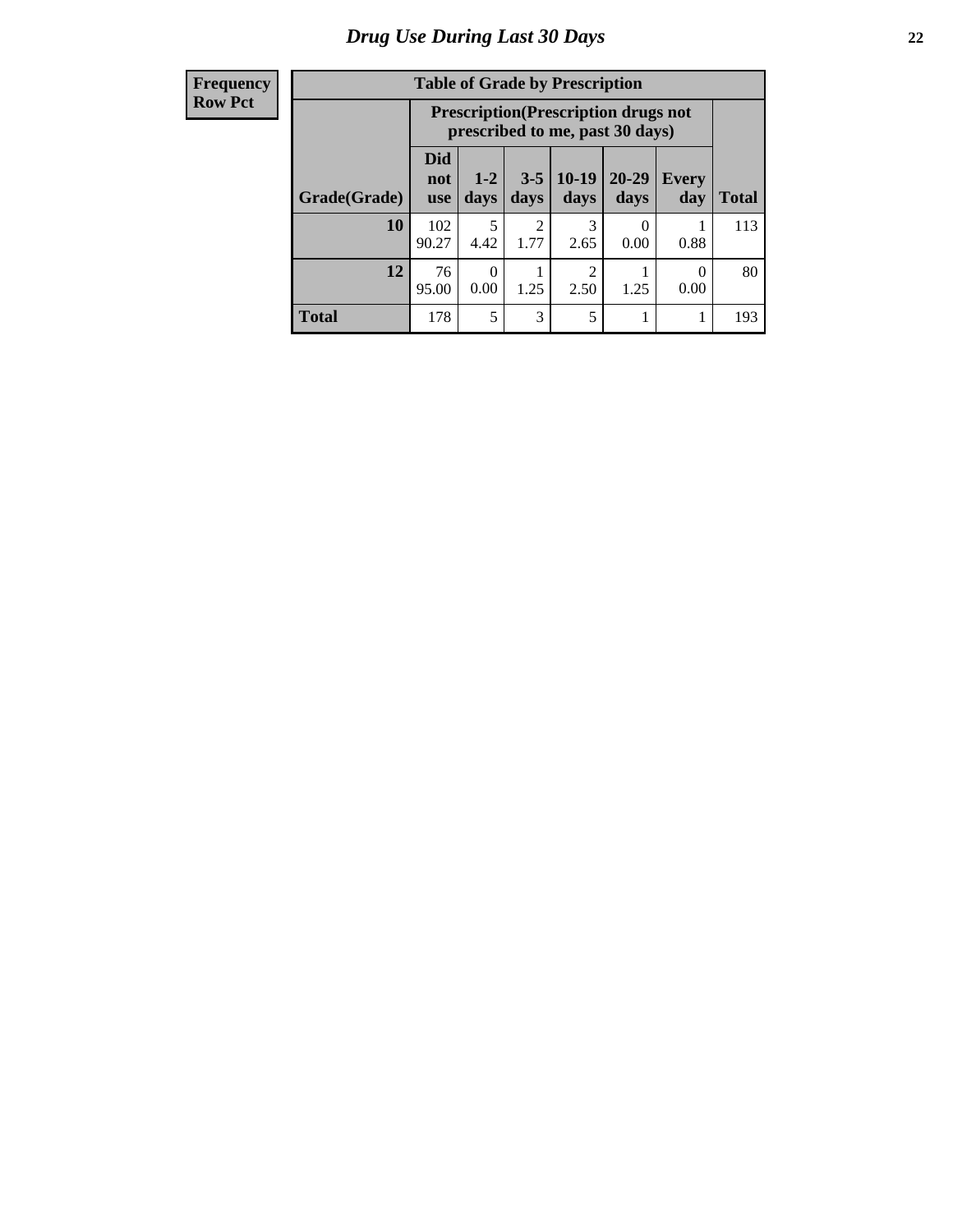# Drug Use During Last 30 Days

| Frequency<br>Row Pct |
|---|

**Table of Grade by Prescription**

| | Prescription(Prescription drugs not prescribed to me, past 30 days) | | | | | | |
|---|---|---|---|---|---|---|---|
| Grade(Grade) | Did not use | 1-2 days | 3-5 days | 10-19 days | 20-29 days | Every day | Total |
| 10 | 102<br>90.27 | 5<br>4.42 | 2<br>1.77 | 3<br>2.65 | 0<br>0.00 | 1<br>0.88 | 113 |
| 12 | 76<br>95.00 | 0<br>0.00 | 1<br>1.25 | 2<br>2.50 | 1<br>1.25 | 0<br>0.00 | 80 |
| Total | 178 | 5 | 3 | 5 | 1 | 1 | 193 |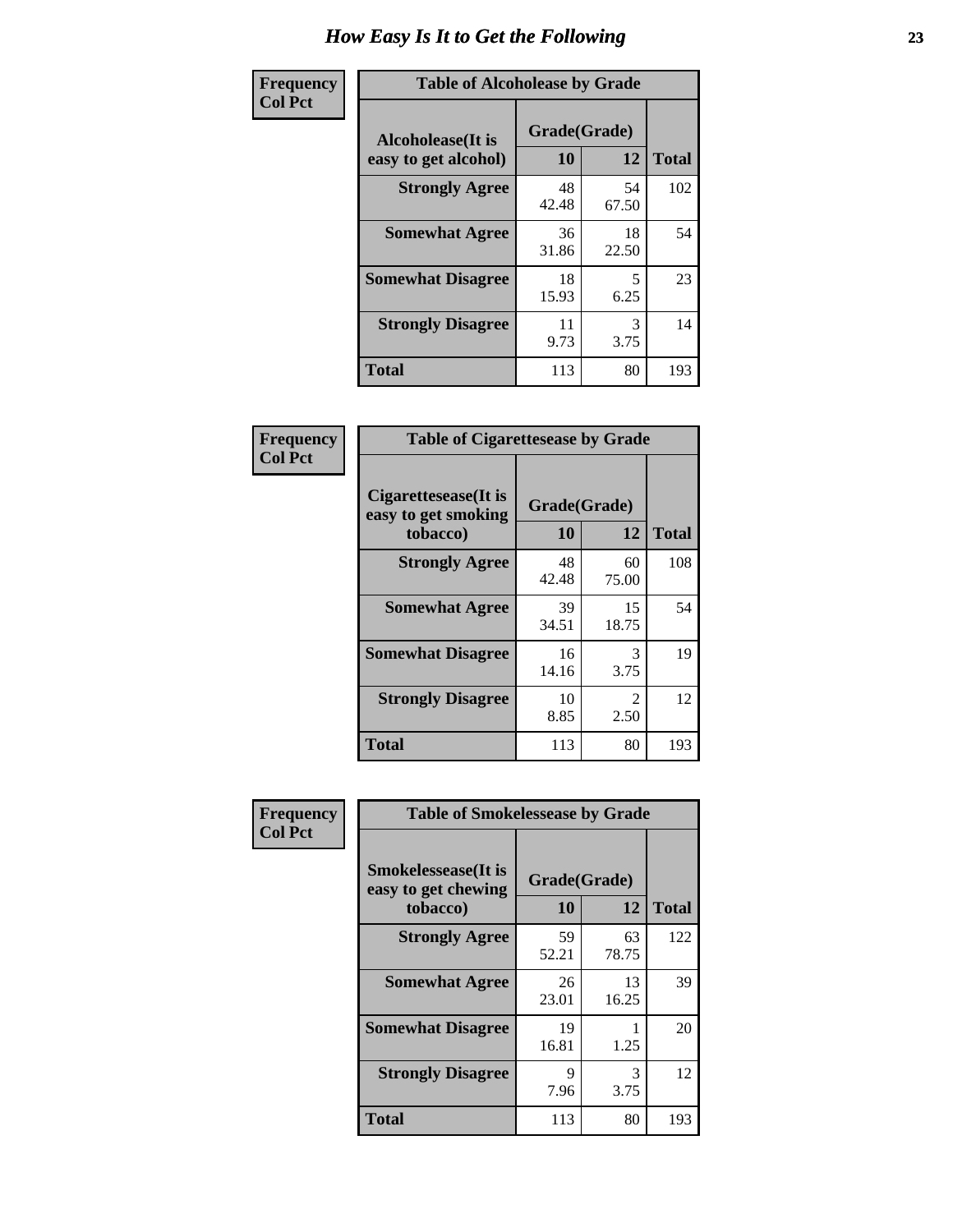# How Easy Is It to Get the Following

**Frequency**
**Col Pct**

| Table of Alcoholease by Grade | | | |
|---|---|---|---|
| **Alcoholease(It is easy to get alcohol)** | **Grade(Grade)** | | **Total** |
| | **10** | **12** | |
| **Strongly Agree** | 48<br>42.48 | 54<br>67.50 | 102 |
| **Somewhat Agree** | 36<br>31.86 | 18<br>22.50 | 54 |
| **Somewhat Disagree** | 18<br>15.93 | 5<br>6.25 | 23 |
| **Strongly Disagree** | 11<br>9.73 | 3<br>3.75 | 14 |
| **Total** | 113 | 80 | 193 |

**Frequency**
**Col Pct**

| Table of Cigarettesease by Grade | | | |
|---|---|---|---|
| **Cigarettesease(It is easy to get smoking tobacco)** | **Grade(Grade)** | | **Total** |
| | **10** | **12** | |
| **Strongly Agree** | 48<br>42.48 | 60<br>75.00 | 108 |
| **Somewhat Agree** | 39<br>34.51 | 15<br>18.75 | 54 |
| **Somewhat Disagree** | 16<br>14.16 | 3<br>3.75 | 19 |
| **Strongly Disagree** | 10<br>8.85 | 2<br>2.50 | 12 |
| **Total** | 113 | 80 | 193 |

**Frequency**
**Col Pct**

| Table of Smokelessease by Grade | | | |
|---|---|---|---|
| **Smokelessease(It is easy to get chewing tobacco)** | **Grade(Grade)** | | **Total** |
| | **10** | **12** | |
| **Strongly Agree** | 59<br>52.21 | 63<br>78.75 | 122 |
| **Somewhat Agree** | 26<br>23.01 | 13<br>16.25 | 39 |
| **Somewhat Disagree** | 19<br>16.81 | 1<br>1.25 | 20 |
| **Strongly Disagree** | 9<br>7.96 | 3<br>3.75 | 12 |
| **Total** | 113 | 80 | 193 |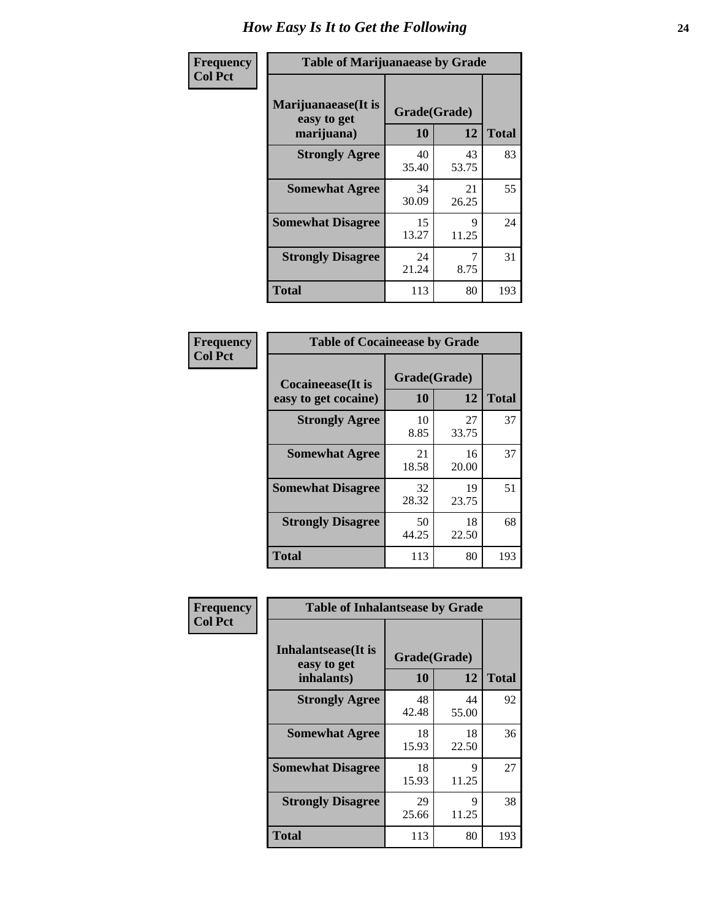# How Easy Is It to Get the Following

**Frequency**
**Col Pct**

**Table of Marijuanaease by Grade**

| Marijuanaease(It is easy to get marijuana) | Grade(Grade) | | Total |
|---|---|---|---|
| | 10 | 12 | |
| **Strongly Agree** | 40<br>35.40 | 43<br>53.75 | 83 |
| **Somewhat Agree** | 34<br>30.09 | 21<br>26.25 | 55 |
| **Somewhat Disagree** | 15<br>13.27 | 9<br>11.25 | 24 |
| **Strongly Disagree** | 24<br>21.24 | 7<br>8.75 | 31 |
| **Total** | 113 | 80 | 193 |

**Frequency**
**Col Pct**

**Table of Cocaineease by Grade**

| Cocaineease(It is easy to get cocaine) | Grade(Grade) | | Total |
|---|---|---|---|
| | 10 | 12 | |
| **Strongly Agree** | 10<br>8.85 | 27<br>33.75 | 37 |
| **Somewhat Agree** | 21<br>18.58 | 16<br>20.00 | 37 |
| **Somewhat Disagree** | 32<br>28.32 | 19<br>23.75 | 51 |
| **Strongly Disagree** | 50<br>44.25 | 18<br>22.50 | 68 |
| **Total** | 113 | 80 | 193 |

**Frequency**
**Col Pct**

**Table of Inhalantsease by Grade**

| Inhalantsease(It is easy to get inhalants) | Grade(Grade) | | Total |
|---|---|---|---|
| | 10 | 12 | |
| **Strongly Agree** | 48<br>42.48 | 44<br>55.00 | 92 |
| **Somewhat Agree** | 18<br>15.93 | 18<br>22.50 | 36 |
| **Somewhat Disagree** | 18<br>15.93 | 9<br>11.25 | 27 |
| **Strongly Disagree** | 29<br>25.66 | 9<br>11.25 | 38 |
| **Total** | 113 | 80 | 193 |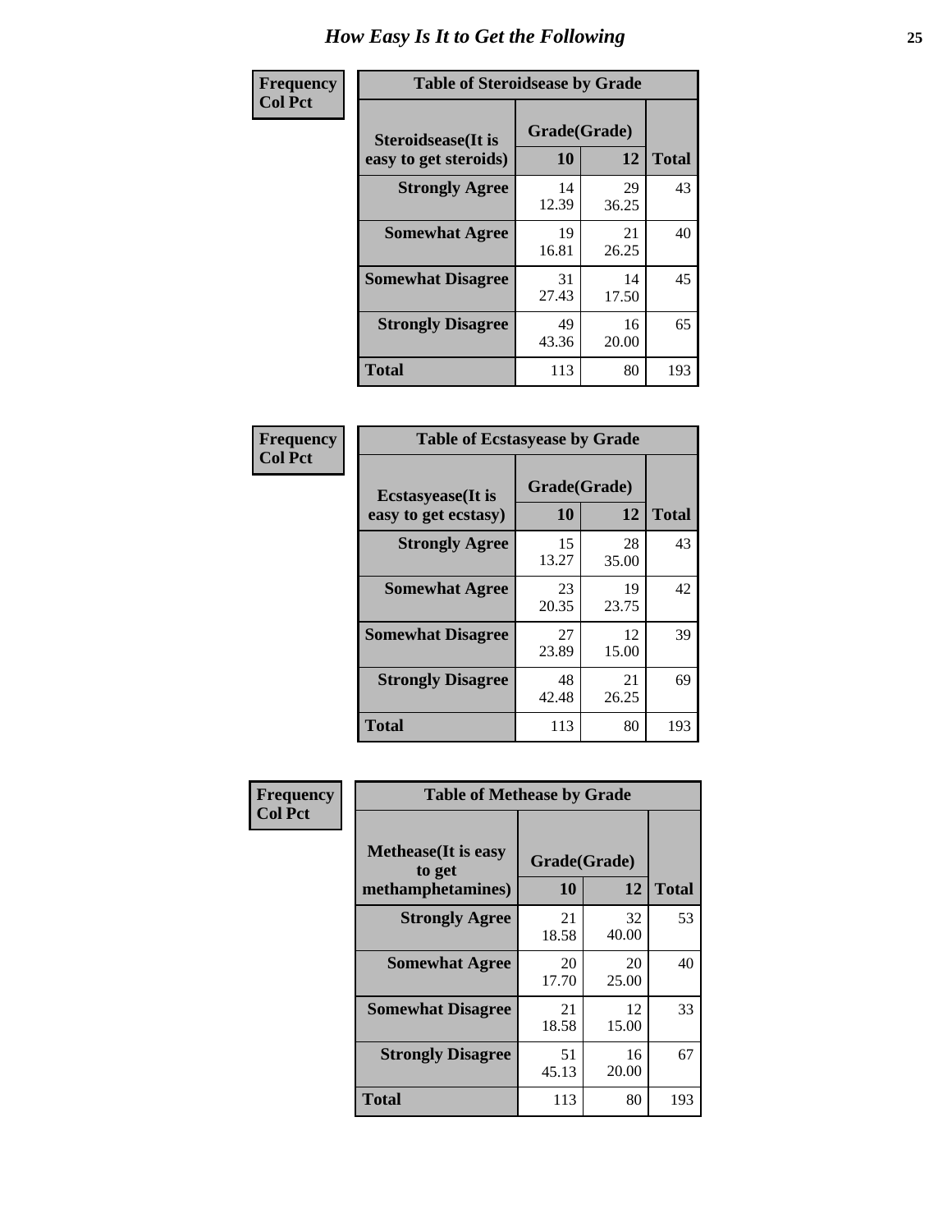# How Easy Is It to Get the Following

**Frequency Col Pct**

| Table of Steroidsease by Grade | | | |
|---|---|---|---|
| Steroidsease(It is easy to get steroids) | Grade(Grade) | | Total |
| | 10 | 12 | |
| Strongly Agree | 14<br>12.39 | 29<br>36.25 | 43 |
| Somewhat Agree | 19<br>16.81 | 21<br>26.25 | 40 |
| Somewhat Disagree | 31<br>27.43 | 14<br>17.50 | 45 |
| Strongly Disagree | 49<br>43.36 | 16<br>20.00 | 65 |
| Total | 113 | 80 | 193 |

**Frequency Col Pct**

| Table of Ecstasyease by Grade | | | |
|---|---|---|---|
| Ecstasyease(It is easy to get ecstasy) | Grade(Grade) | | Total |
| | 10 | 12 | |
| Strongly Agree | 15<br>13.27 | 28<br>35.00 | 43 |
| Somewhat Agree | 23<br>20.35 | 19<br>23.75 | 42 |
| Somewhat Disagree | 27<br>23.89 | 12<br>15.00 | 39 |
| Strongly Disagree | 48<br>42.48 | 21<br>26.25 | 69 |
| Total | 113 | 80 | 193 |

**Frequency Col Pct**

| Table of Methease by Grade | | | |
|---|---|---|---|
| Methease(It is easy to get methamphetamines) | Grade(Grade) | | Total |
| | 10 | 12 | |
| Strongly Agree | 21<br>18.58 | 32<br>40.00 | 53 |
| Somewhat Agree | 20<br>17.70 | 20<br>25.00 | 40 |
| Somewhat Disagree | 21<br>18.58 | 12<br>15.00 | 33 |
| Strongly Disagree | 51<br>45.13 | 16<br>20.00 | 67 |
| Total | 113 | 80 | 193 |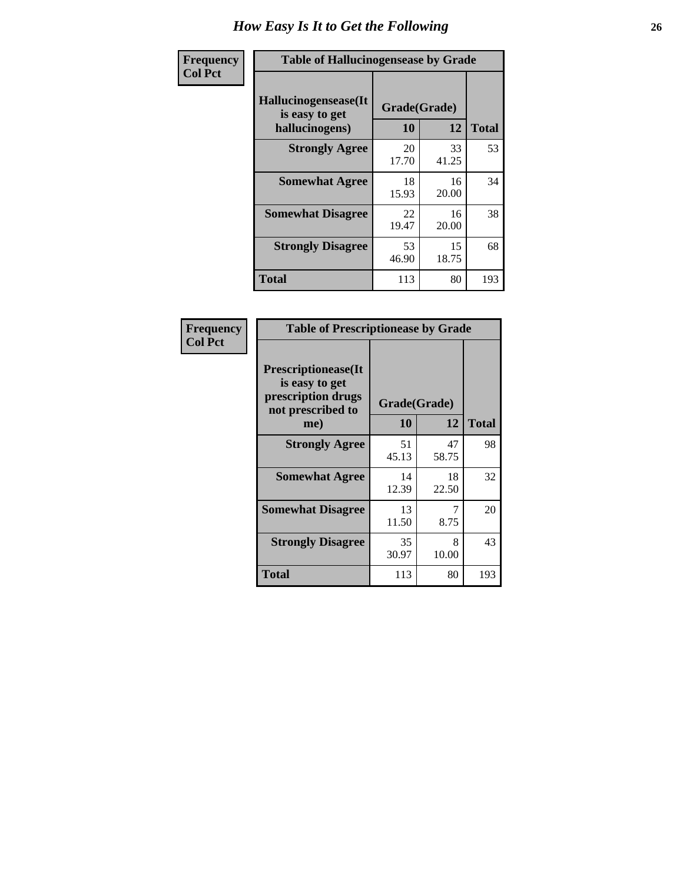# How Easy Is It to Get the Following

**Frequency**
**Col Pct**

**Table of Hallucinogensease by Grade**

| Hallucinogensease(It is easy to get hallucinogens) | Grade(Grade) | | Total |
|---|---|---|---|
| | 10 | 12 | |
| Strongly Agree | 20<br>17.70 | 33<br>41.25 | 53 |
| Somewhat Agree | 18<br>15.93 | 16<br>20.00 | 34 |
| Somewhat Disagree | 22<br>19.47 | 16<br>20.00 | 38 |
| Strongly Disagree | 53<br>46.90 | 15<br>18.75 | 68 |
| Total | 113 | 80 | 193 |

**Frequency**
**Col Pct**

**Table of Prescriptionease by Grade**

| Prescriptionease(It is easy to get prescription drugs not prescribed to me) | Grade(Grade) | | Total |
|---|---|---|---|
| | 10 | 12 | |
| Strongly Agree | 51<br>45.13 | 47<br>58.75 | 98 |
| Somewhat Agree | 14<br>12.39 | 18<br>22.50 | 32 |
| Somewhat Disagree | 13<br>11.50 | 7<br>8.75 | 20 |
| Strongly Disagree | 35<br>30.97 | 8<br>10.00 | 43 |
| Total | 113 | 80 | 193 |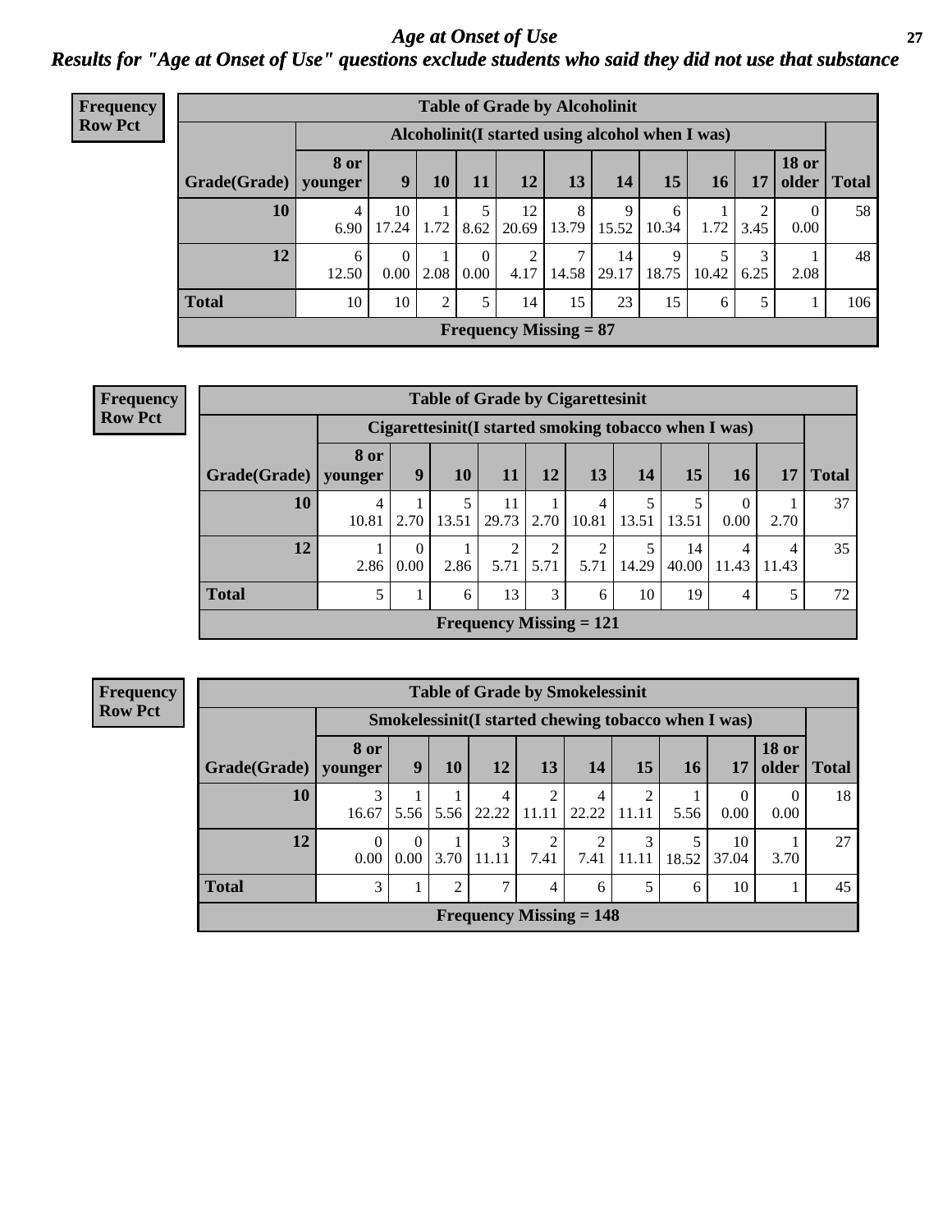# Age at Onset of Use

## Results for "Age at Onset of Use" questions exclude students who said they did not use that substance

**Frequency Row Pct**

**Table of Grade by Alcoholinit**

| Grade(Grade) | Alcoholinit(I started using alcohol when I was) | | | | | | | | | | | Total |
|---|---|---|---|---|---|---|---|---|---|---|---|---|
| | 8 or younger | 9 | 10 | 11 | 12 | 13 | 14 | 15 | 16 | 17 | 18 or older | |
| 10 | 4<br>6.90 | 10<br>17.24 | 1<br>1.72 | 5<br>8.62 | 12<br>20.69 | 8<br>13.79 | 9<br>15.52 | 6<br>10.34 | 1<br>1.72 | 2<br>3.45 | 0<br>0.00 | 58 |
| 12 | 6<br>12.50 | 0<br>0.00 | 1<br>2.08 | 0<br>0.00 | 2<br>4.17 | 7<br>14.58 | 14<br>29.17 | 9<br>18.75 | 5<br>10.42 | 3<br>6.25 | 1<br>2.08 | 48 |
| Total | 10 | 10 | 2 | 5 | 14 | 15 | 23 | 15 | 6 | 5 | 1 | 106 |

Frequency Missing = 87

**Frequency Row Pct**

**Table of Grade by Cigarettesinit**

| Grade(Grade) | Cigarettesinit(I started smoking tobacco when I was) | | | | | | | | | | Total |
|---|---|---|---|---|---|---|---|---|---|---|---|
| | 8 or younger | 9 | 10 | 11 | 12 | 13 | 14 | 15 | 16 | 17 | |
| 10 | 4<br>10.81 | 1<br>2.70 | 5<br>13.51 | 11<br>29.73 | 1<br>2.70 | 4<br>10.81 | 5<br>13.51 | 5<br>13.51 | 0<br>0.00 | 1<br>2.70 | 37 |
| 12 | 1<br>2.86 | 0<br>0.00 | 1<br>2.86 | 2<br>5.71 | 2<br>5.71 | 2<br>5.71 | 5<br>14.29 | 14<br>40.00 | 4<br>11.43 | 4<br>11.43 | 35 |
| Total | 5 | 1 | 6 | 13 | 3 | 6 | 10 | 19 | 4 | 5 | 72 |

Frequency Missing = 121

**Frequency Row Pct**

**Table of Grade by Smokelessinit**

| Grade(Grade) | Smokelessinit(I started chewing tobacco when I was) | | | | | | | | | | Total |
|---|---|---|---|---|---|---|---|---|---|---|---|
| | 8 or younger | 9 | 10 | 12 | 13 | 14 | 15 | 16 | 17 | 18 or older | |
| 10 | 3<br>16.67 | 1<br>5.56 | 1<br>5.56 | 4<br>22.22 | 2<br>11.11 | 4<br>22.22 | 2<br>11.11 | 1<br>5.56 | 0<br>0.00 | 0<br>0.00 | 18 |
| 12 | 0<br>0.00 | 0<br>0.00 | 1<br>3.70 | 3<br>11.11 | 2<br>7.41 | 2<br>7.41 | 3<br>11.11 | 5<br>18.52 | 10<br>37.04 | 1<br>3.70 | 27 |
| Total | 3 | 1 | 2 | 7 | 4 | 6 | 5 | 6 | 10 | 1 | 45 |

Frequency Missing = 148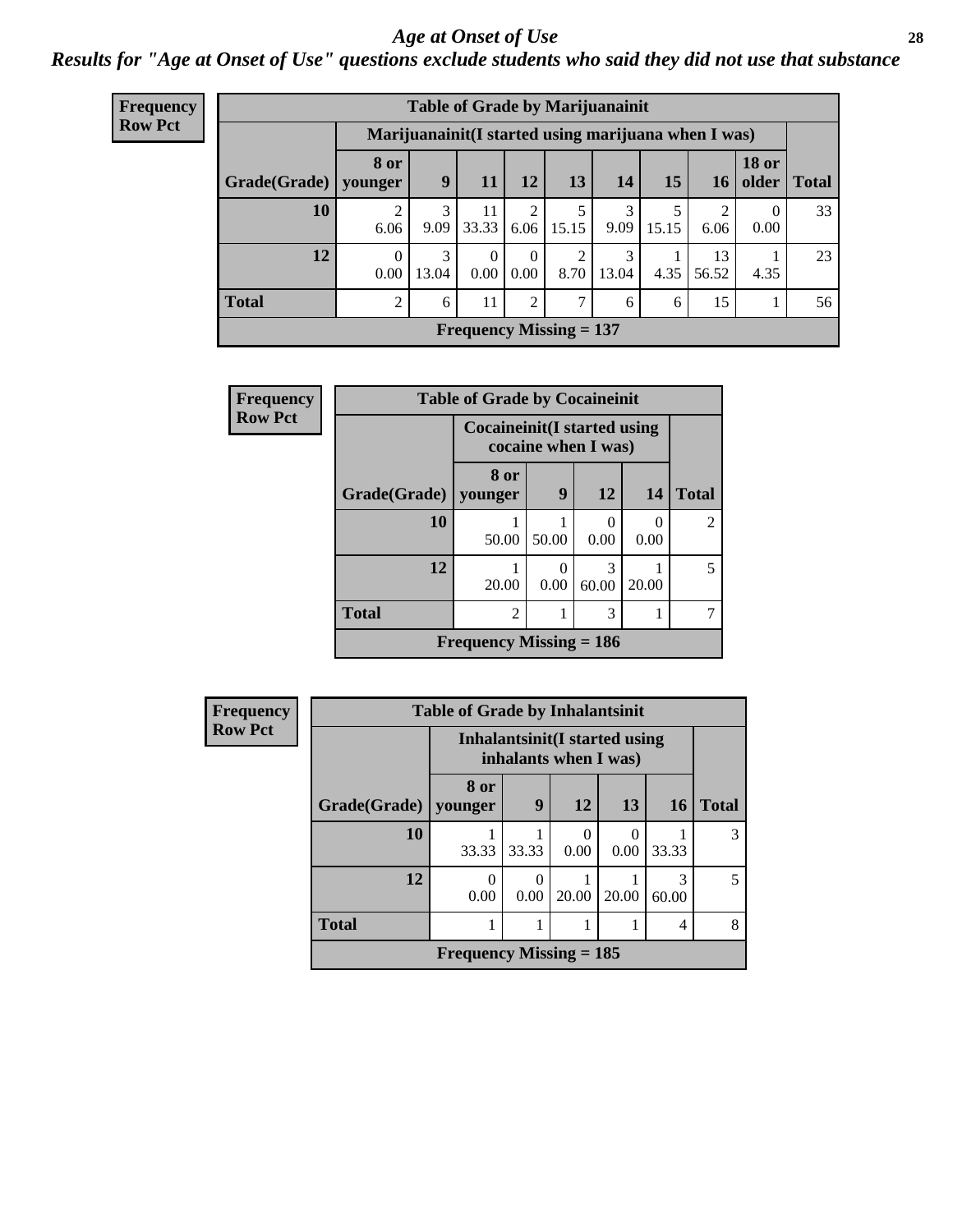# Age at Onset of Use

*Results for "Age at Onset of Use" questions exclude students who said they did not use that substance*

**Frequency**
**Row Pct**

**Table of Grade by Marijuanainit**

| Grade(Grade) | Marijuanainit(I started using marijuana when I was) | | | | | | | | | Total |
|---|---|---|---|---|---|---|---|---|---|---|
| | 8 or younger | 9 | 11 | 12 | 13 | 14 | 15 | 16 | 18 or older | |
| 10 | 2<br>6.06 | 3<br>9.09 | 11<br>33.33 | 2<br>6.06 | 5<br>15.15 | 3<br>9.09 | 5<br>15.15 | 2<br>6.06 | 0<br>0.00 | 33 |
| 12 | 0<br>0.00 | 3<br>13.04 | 0<br>0.00 | 0<br>0.00 | 2<br>8.70 | 3<br>13.04 | 1<br>4.35 | 13<br>56.52 | 1<br>4.35 | 23 |
| Total | 2 | 6 | 11 | 2 | 7 | 6 | 6 | 15 | 1 | 56 |
| Frequency Missing = 137 | | | | | | | | | | |

**Frequency**
**Row Pct**

**Table of Grade by Cocaineinit**

| Grade(Grade) | Cocaineinit(I started using cocaine when I was) | | | | Total |
|---|---|---|---|---|---|
| | 8 or younger | 9 | 12 | 14 | |
| 10 | 1<br>50.00 | 1<br>50.00 | 0<br>0.00 | 0<br>0.00 | 2 |
| 12 | 1<br>20.00 | 0<br>0.00 | 3<br>60.00 | 1<br>20.00 | 5 |
| Total | 2 | 1 | 3 | 1 | 7 |
| Frequency Missing = 186 | | | | | |

**Frequency**
**Row Pct**

**Table of Grade by Inhalantsinit**

| Grade(Grade) | Inhalantsinit(I started using inhalants when I was) | | | | | Total |
|---|---|---|---|---|---|---|
| | 8 or younger | 9 | 12 | 13 | 16 | |
| 10 | 1<br>33.33 | 1<br>33.33 | 0<br>0.00 | 0<br>0.00 | 1<br>33.33 | 3 |
| 12 | 0<br>0.00 | 0<br>0.00 | 1<br>20.00 | 1<br>20.00 | 3<br>60.00 | 5 |
| Total | 1 | 1 | 1 | 1 | 4 | 8 |
| Frequency Missing = 185 | | | | | | |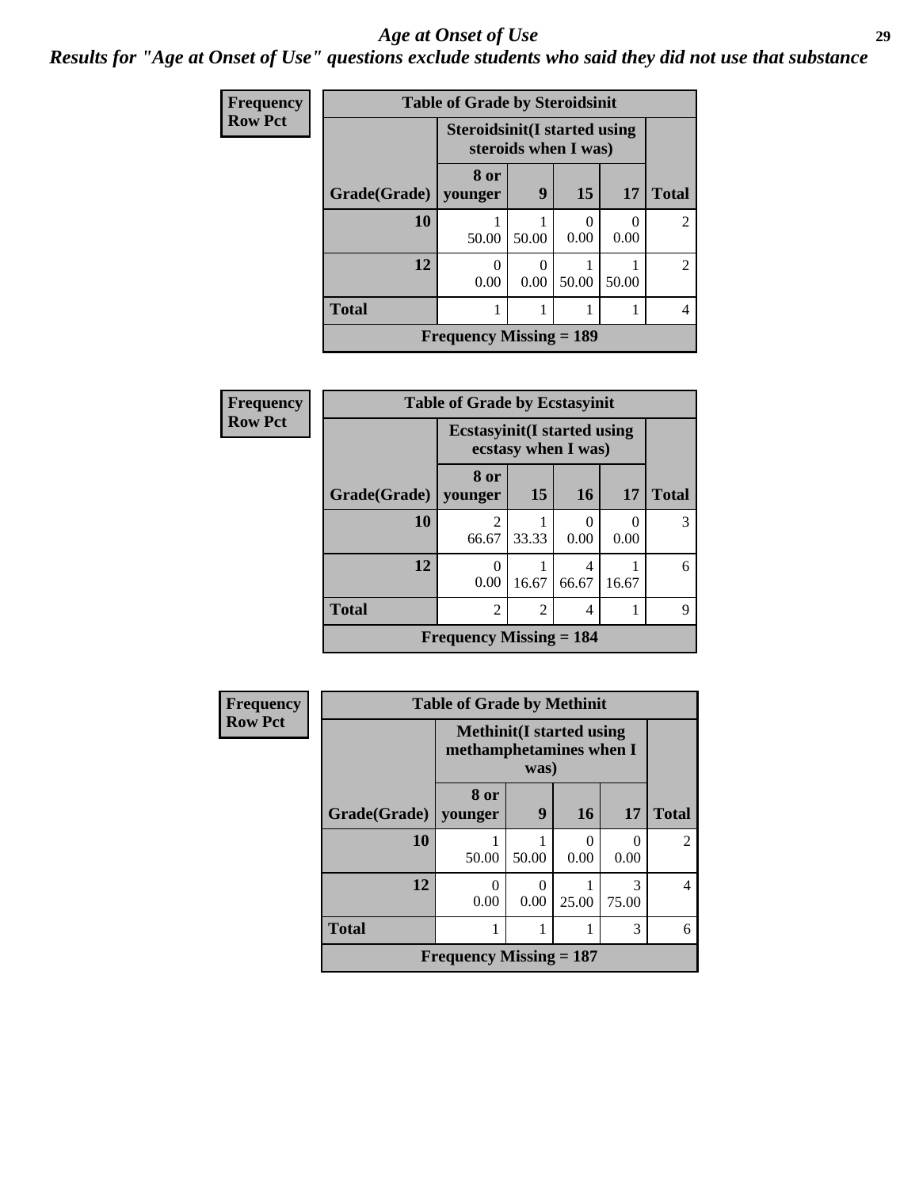## *Age at Onset of Use*

***Results for "Age at Onset of Use" questions exclude students who said they did not use that substance***

**Frequency**
**Row Pct**

| Table of Grade by Steroidsinit | | | | | |
|---|---|---|---|---|---|
| | Steroidsinit(I started using steroids when I was) | | | | |
| Grade(Grade) | 8 or younger | 9 | 15 | 17 | Total |
| 10 | 1<br>50.00 | 1<br>50.00 | 0<br>0.00 | 0<br>0.00 | 2 |
| 12 | 0<br>0.00 | 0<br>0.00 | 1<br>50.00 | 1<br>50.00 | 2 |
| Total | 1 | 1 | 1 | 1 | 4 |
| Frequency Missing = 189 | | | | | |

**Frequency**
**Row Pct**

| Table of Grade by Ecstasyinit | | | | | |
|---|---|---|---|---|---|
| | Ecstasyinit(I started using ecstasy when I was) | | | | |
| Grade(Grade) | 8 or younger | 15 | 16 | 17 | Total |
| 10 | 2<br>66.67 | 1<br>33.33 | 0<br>0.00 | 0<br>0.00 | 3 |
| 12 | 0<br>0.00 | 1<br>16.67 | 4<br>66.67 | 1<br>16.67 | 6 |
| Total | 2 | 2 | 4 | 1 | 9 |
| Frequency Missing = 184 | | | | | |

**Frequency**
**Row Pct**

| Table of Grade by Methinit | | | | | |
|---|---|---|---|---|---|
| | Methinit(I started using methamphetamines when I was) | | | | |
| Grade(Grade) | 8 or younger | 9 | 16 | 17 | Total |
| 10 | 1<br>50.00 | 1<br>50.00 | 0<br>0.00 | 0<br>0.00 | 2 |
| 12 | 0<br>0.00 | 0<br>0.00 | 1<br>25.00 | 3<br>75.00 | 4 |
| Total | 1 | 1 | 1 | 3 | 6 |
| Frequency Missing = 187 | | | | | |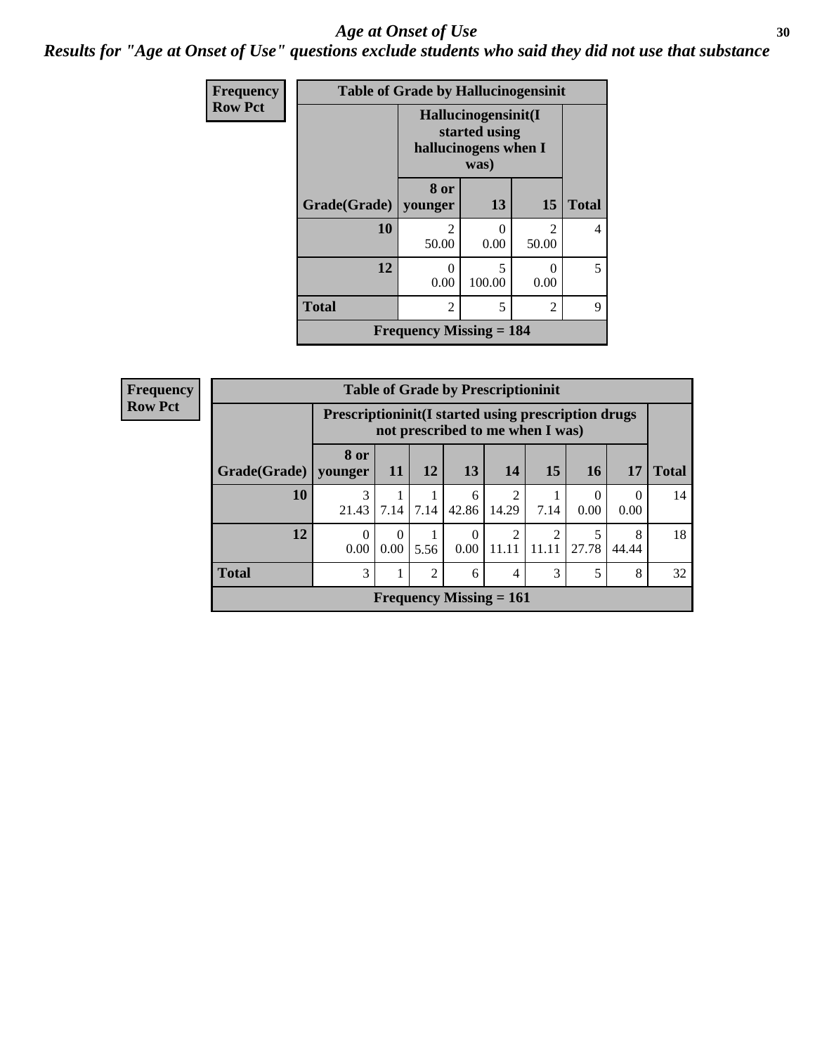# *Age at Onset of Use*

***Results for "Age at Onset of Use" questions exclude students who said they did not use that substance***

**Frequency**
**Row Pct**

**Table of Grade by Hallucinogensinit**

| Grade(Grade) | Hallucinogensinit(I started using hallucinogens when I was) | | | Total |
|---|---|---|---|---|
| | 8 or younger | 13 | 15 | |
| **10** | 2<br>50.00 | 0<br>0.00 | 2<br>50.00 | 4 |
| **12** | 0<br>0.00 | 5<br>100.00 | 0<br>0.00 | 5 |
| **Total** | 2 | 5 | 2 | 9 |

**Frequency Missing = 184**

**Frequency**
**Row Pct**

**Table of Grade by Prescriptioninit**

| Grade(Grade) | Prescriptioninit(I started using prescription drugs not prescribed to me when I was) | | | | | | | | Total |
|---|---|---|---|---|---|---|---|---|---|
| | 8 or younger | 11 | 12 | 13 | 14 | 15 | 16 | 17 | |
| **10** | 3<br>21.43 | 1<br>7.14 | 1<br>7.14 | 6<br>42.86 | 2<br>14.29 | 1<br>7.14 | 0<br>0.00 | 0<br>0.00 | 14 |
| **12** | 0<br>0.00 | 0<br>0.00 | 1<br>5.56 | 0<br>0.00 | 2<br>11.11 | 2<br>11.11 | 5<br>27.78 | 8<br>44.44 | 18 |
| **Total** | 3 | 1 | 2 | 6 | 4 | 3 | 5 | 8 | 32 |

**Frequency Missing = 161**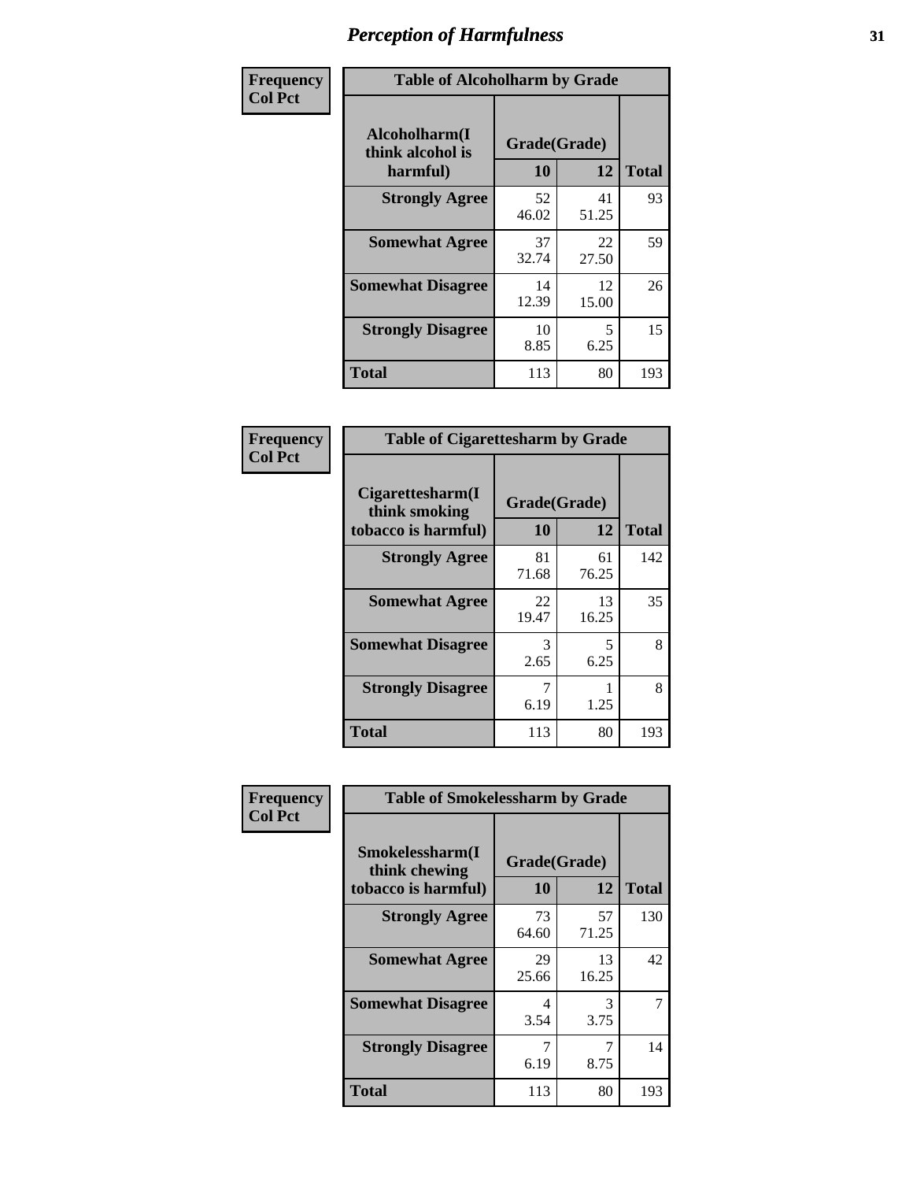# Perception of Harmfulness

**Frequency**
**Col Pct**

**Table of Alcoholharm by Grade**

| Alcoholharm(I think alcohol is harmful) | Grade(Grade) 10 | 12 | Total |
|---|---|---|---|
| **Strongly Agree** | 52<br>46.02 | 41<br>51.25 | 93 |
| **Somewhat Agree** | 37<br>32.74 | 22<br>27.50 | 59 |
| **Somewhat Disagree** | 14<br>12.39 | 12<br>15.00 | 26 |
| **Strongly Disagree** | 10<br>8.85 | 5<br>6.25 | 15 |
| **Total** | 113 | 80 | 193 |

**Frequency**
**Col Pct**

**Table of Cigarettesharm by Grade**

| Cigarettesharm(I think smoking tobacco is harmful) | Grade(Grade) 10 | 12 | Total |
|---|---|---|---|
| **Strongly Agree** | 81<br>71.68 | 61<br>76.25 | 142 |
| **Somewhat Agree** | 22<br>19.47 | 13<br>16.25 | 35 |
| **Somewhat Disagree** | 3<br>2.65 | 5<br>6.25 | 8 |
| **Strongly Disagree** | 7<br>6.19 | 1<br>1.25 | 8 |
| **Total** | 113 | 80 | 193 |

**Frequency**
**Col Pct**

**Table of Smokelessharm by Grade**

| Smokelessharm(I think chewing tobacco is harmful) | Grade(Grade) 10 | 12 | Total |
|---|---|---|---|
| **Strongly Agree** | 73<br>64.60 | 57<br>71.25 | 130 |
| **Somewhat Agree** | 29<br>25.66 | 13<br>16.25 | 42 |
| **Somewhat Disagree** | 4<br>3.54 | 3<br>3.75 | 7 |
| **Strongly Disagree** | 7<br>6.19 | 7<br>8.75 | 14 |
| **Total** | 113 | 80 | 193 |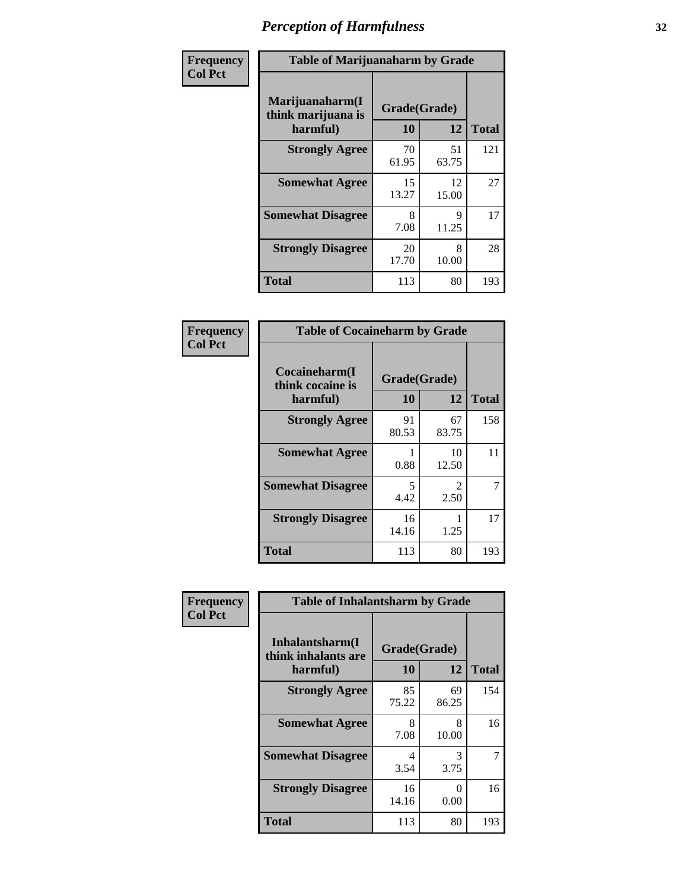# Perception of Harmfulness

| Frequency Col Pct | Table of Marijuanaharm by Grade | | |
|---|---|---|---|
| Marijuanaharm(I think marijuana is harmful) | Grade(Grade) | | Total |
| | 10 | 12 | |
| Strongly Agree | 70<br>61.95 | 51<br>63.75 | 121 |
| Somewhat Agree | 15<br>13.27 | 12<br>15.00 | 27 |
| Somewhat Disagree | 8<br>7.08 | 9<br>11.25 | 17 |
| Strongly Disagree | 20<br>17.70 | 8<br>10.00 | 28 |
| Total | 113 | 80 | 193 |

| Frequency Col Pct | Table of Cocaineharm by Grade | | |
|---|---|---|---|
| Cocaineharm(I think cocaine is harmful) | Grade(Grade) | | Total |
| | 10 | 12 | |
| Strongly Agree | 91<br>80.53 | 67<br>83.75 | 158 |
| Somewhat Agree | 1<br>0.88 | 10<br>12.50 | 11 |
| Somewhat Disagree | 5<br>4.42 | 2<br>2.50 | 7 |
| Strongly Disagree | 16<br>14.16 | 1<br>1.25 | 17 |
| Total | 113 | 80 | 193 |

| Frequency Col Pct | Table of Inhalantsharm by Grade | | |
|---|---|---|---|
| Inhalantsharm(I think inhalants are harmful) | Grade(Grade) | | Total |
| | 10 | 12 | |
| Strongly Agree | 85<br>75.22 | 69<br>86.25 | 154 |
| Somewhat Agree | 8<br>7.08 | 8<br>10.00 | 16 |
| Somewhat Disagree | 4<br>3.54 | 3<br>3.75 | 7 |
| Strongly Disagree | 16<br>14.16 | 0<br>0.00 | 16 |
| Total | 113 | 80 | 193 |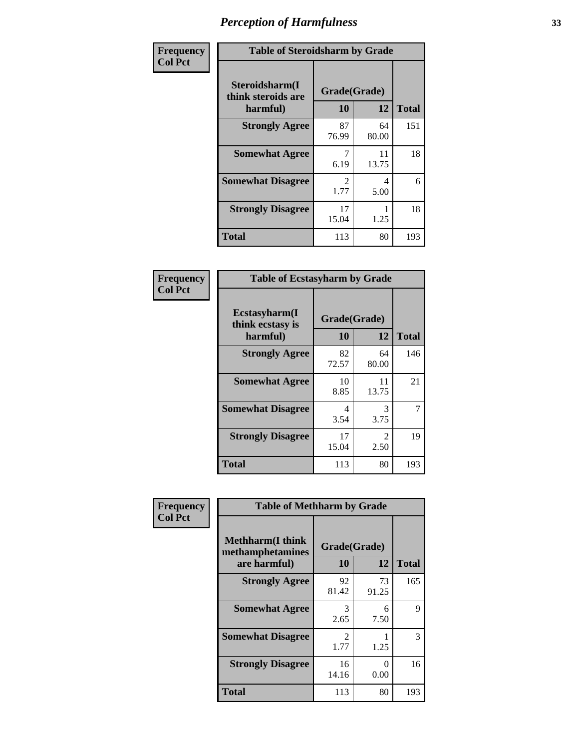# Perception of Harmfulness

**Frequency**
**Col Pct**

| Steroidsharm(I think steroids are harmful) | Grade(Grade) | | Total |
|---|---|---|---|
| | 10 | 12 | |
| **Strongly Agree** | 87<br>76.99 | 64<br>80.00 | 151 |
| **Somewhat Agree** | 7<br>6.19 | 11<br>13.75 | 18 |
| **Somewhat Disagree** | 2<br>1.77 | 4<br>5.00 | 6 |
| **Strongly Disagree** | 17<br>15.04 | 1<br>1.25 | 18 |
| **Total** | 113 | 80 | 193 |

Table of Steroidsharm by Grade

**Frequency**
**Col Pct**

| Ecstasyharm(I think ecstasy is harmful) | Grade(Grade) | | Total |
|---|---|---|---|
| | 10 | 12 | |
| **Strongly Agree** | 82<br>72.57 | 64<br>80.00 | 146 |
| **Somewhat Agree** | 10<br>8.85 | 11<br>13.75 | 21 |
| **Somewhat Disagree** | 4<br>3.54 | 3<br>3.75 | 7 |
| **Strongly Disagree** | 17<br>15.04 | 2<br>2.50 | 19 |
| **Total** | 113 | 80 | 193 |

Table of Ecstasyharm by Grade

**Frequency**
**Col Pct**

| Methharm(I think methamphetamines are harmful) | Grade(Grade) | | Total |
|---|---|---|---|
| | 10 | 12 | |
| **Strongly Agree** | 92<br>81.42 | 73<br>91.25 | 165 |
| **Somewhat Agree** | 3<br>2.65 | 6<br>7.50 | 9 |
| **Somewhat Disagree** | 2<br>1.77 | 1<br>1.25 | 3 |
| **Strongly Disagree** | 16<br>14.16 | 0<br>0.00 | 16 |
| **Total** | 113 | 80 | 193 |

Table of Methharm by Grade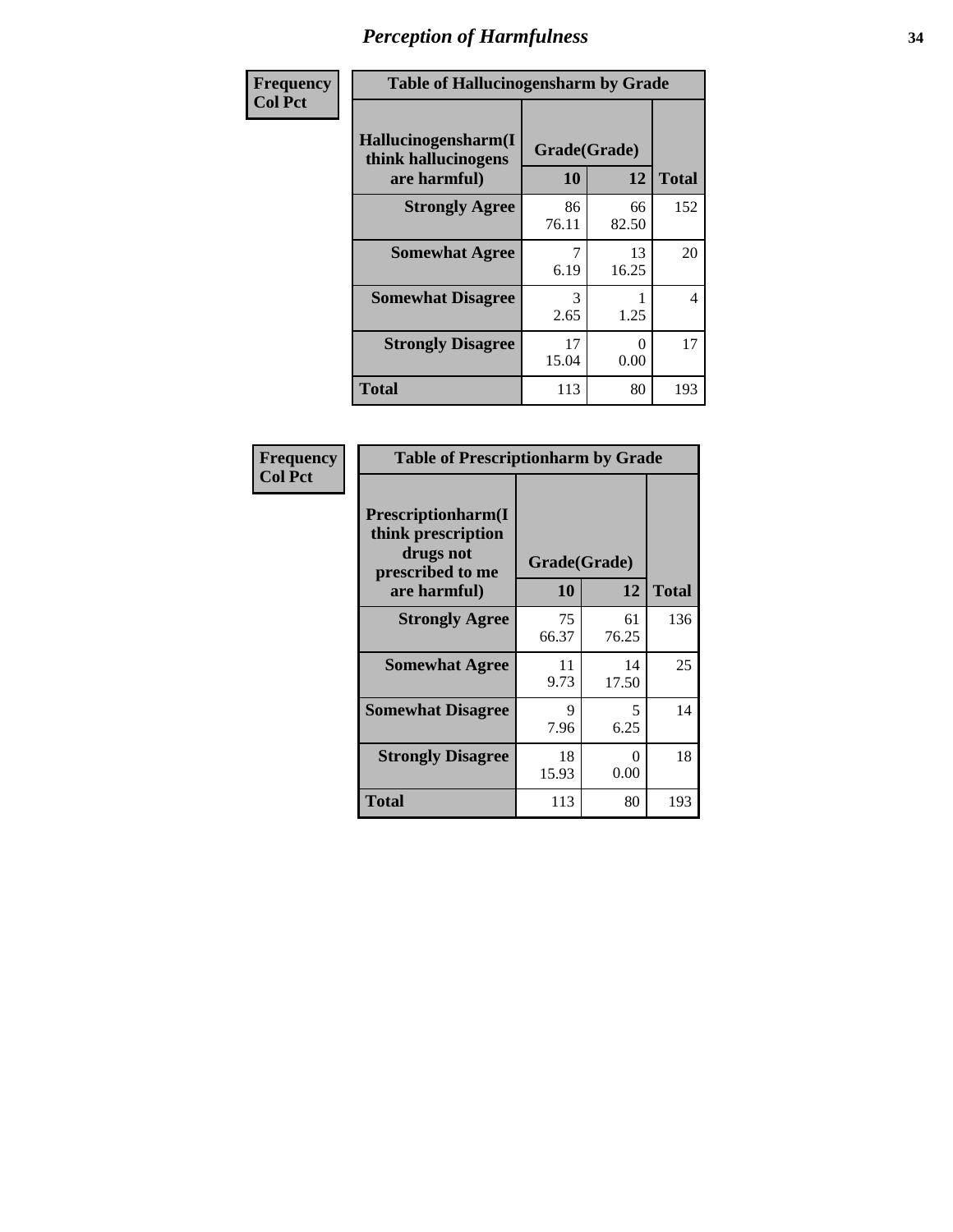# Perception of Harmfulness

**Frequency**
**Col Pct**

| Table of Hallucinogensharm by Grade | | | |
|---|---|---|---|
| **Hallucinogensharm(I think hallucinogens are harmful)** | **Grade(Grade)** | | **Total** |
| | **10** | **12** | |
| **Strongly Agree** | 86<br>76.11 | 66<br>82.50 | 152 |
| **Somewhat Agree** | 7<br>6.19 | 13<br>16.25 | 20 |
| **Somewhat Disagree** | 3<br>2.65 | 1<br>1.25 | 4 |
| **Strongly Disagree** | 17<br>15.04 | 0<br>0.00 | 17 |
| **Total** | 113 | 80 | 193 |

**Frequency**
**Col Pct**

| Table of Prescriptionharm by Grade | | | |
|---|---|---|---|
| **Prescriptionharm(I think prescription drugs not prescribed to me are harmful)** | **Grade(Grade)** | | **Total** |
| | **10** | **12** | |
| **Strongly Agree** | 75<br>66.37 | 61<br>76.25 | 136 |
| **Somewhat Agree** | 11<br>9.73 | 14<br>17.50 | 25 |
| **Somewhat Disagree** | 9<br>7.96 | 5<br>6.25 | 14 |
| **Strongly Disagree** | 18<br>15.93 | 0<br>0.00 | 18 |
| **Total** | 113 | 80 | 193 |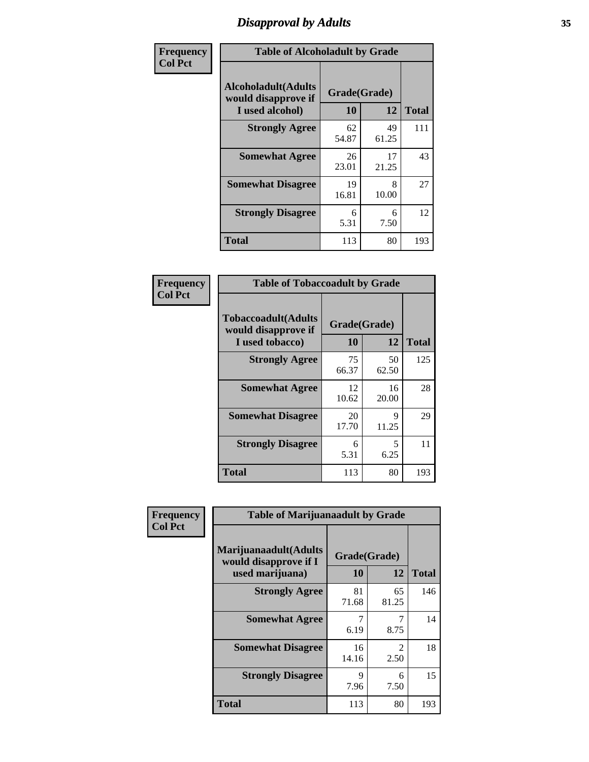# Disapproval by Adults

**Frequency**
**Col Pct**

| Table of Alcoholadult by Grade | | | |
|---|---|---|---|
| **Alcoholadult(Adults would disapprove if I used alcohol)** | **Grade(Grade)** | | **Total** |
| | **10** | **12** | |
| **Strongly Agree** | 62<br>54.87 | 49<br>61.25 | 111 |
| **Somewhat Agree** | 26<br>23.01 | 17<br>21.25 | 43 |
| **Somewhat Disagree** | 19<br>16.81 | 8<br>10.00 | 27 |
| **Strongly Disagree** | 6<br>5.31 | 6<br>7.50 | 12 |
| **Total** | 113 | 80 | 193 |

**Frequency**
**Col Pct**

| Table of Tobaccoadult by Grade | | | |
|---|---|---|---|
| **Tobaccoadult(Adults would disapprove if I used tobacco)** | **Grade(Grade)** | | **Total** |
| | **10** | **12** | |
| **Strongly Agree** | 75<br>66.37 | 50<br>62.50 | 125 |
| **Somewhat Agree** | 12<br>10.62 | 16<br>20.00 | 28 |
| **Somewhat Disagree** | 20<br>17.70 | 9<br>11.25 | 29 |
| **Strongly Disagree** | 6<br>5.31 | 5<br>6.25 | 11 |
| **Total** | 113 | 80 | 193 |

**Frequency**
**Col Pct**

| Table of Marijuanaadult by Grade | | | |
|---|---|---|---|
| **Marijuanaadult(Adults would disapprove if I used marijuana)** | **Grade(Grade)** | | **Total** |
| | **10** | **12** | |
| **Strongly Agree** | 81<br>71.68 | 65<br>81.25 | 146 |
| **Somewhat Agree** | 7<br>6.19 | 7<br>8.75 | 14 |
| **Somewhat Disagree** | 16<br>14.16 | 2<br>2.50 | 18 |
| **Strongly Disagree** | 9<br>7.96 | 6<br>7.50 | 15 |
| **Total** | 113 | 80 | 193 |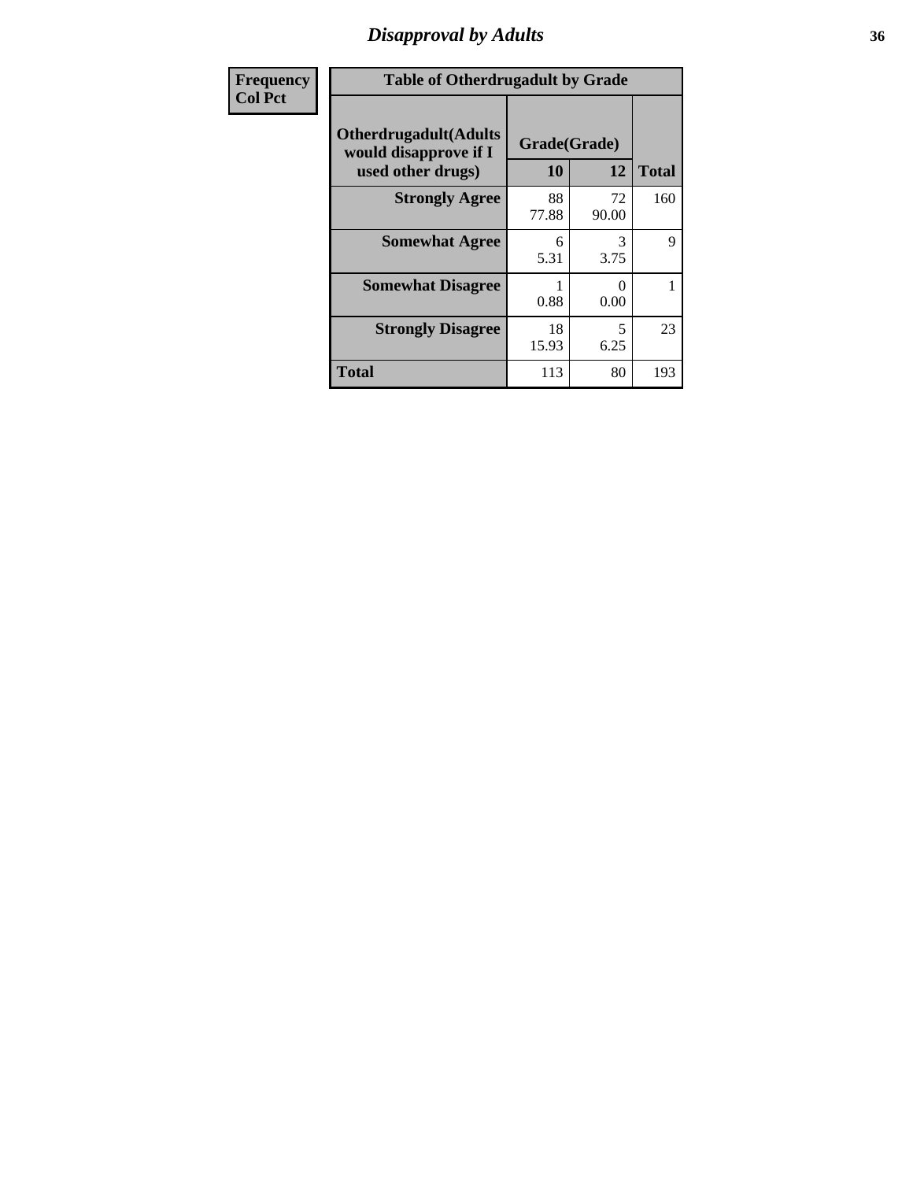## Disapproval by Adults

| Frequency Col Pct |
|---|

**Table of Otherdrugadult by Grade**

| Otherdrugadult(Adults would disapprove if I used other drugs) | Grade(Grade) 10 | 12 | Total |
|---|---|---|---|
| **Strongly Agree** | 88<br>77.88 | 72<br>90.00 | 160 |
| **Somewhat Agree** | 6<br>5.31 | 3<br>3.75 | 9 |
| **Somewhat Disagree** | 1<br>0.88 | 0<br>0.00 | 1 |
| **Strongly Disagree** | 18<br>15.93 | 5<br>6.25 | 23 |
| **Total** | 113 | 80 | 193 |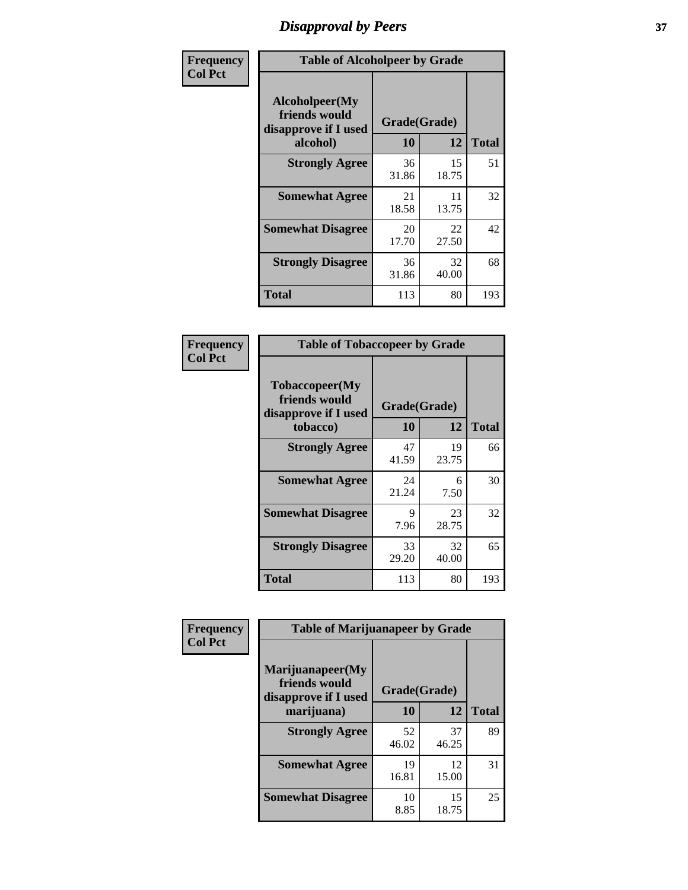# Disapproval by Peers

| Frequency<br>Col Pct | Table of Alcoholpeer by Grade | | |
|---|---|---|---|
| Alcoholpeer(My friends would disapprove if I used alcohol) | Grade(Grade) | | |
| | 10 | 12 | Total |
| Strongly Agree | 36<br>31.86 | 15<br>18.75 | 51 |
| Somewhat Agree | 21<br>18.58 | 11<br>13.75 | 32 |
| Somewhat Disagree | 20<br>17.70 | 22<br>27.50 | 42 |
| Strongly Disagree | 36<br>31.86 | 32<br>40.00 | 68 |
| Total | 113 | 80 | 193 |

| Frequency<br>Col Pct | Table of Tobaccopeer by Grade | | |
|---|---|---|---|
| Tobaccopeer(My friends would disapprove if I used tobacco) | Grade(Grade) | | |
| | 10 | 12 | Total |
| Strongly Agree | 47<br>41.59 | 19<br>23.75 | 66 |
| Somewhat Agree | 24<br>21.24 | 6<br>7.50 | 30 |
| Somewhat Disagree | 9<br>7.96 | 23<br>28.75 | 32 |
| Strongly Disagree | 33<br>29.20 | 32<br>40.00 | 65 |
| Total | 113 | 80 | 193 |

| Frequency<br>Col Pct | Table of Marijuanapeer by Grade | | |
|---|---|---|---|
| Marijuanapeer(My friends would disapprove if I used marijuana) | Grade(Grade) | | |
| | 10 | 12 | Total |
| Strongly Agree | 52<br>46.02 | 37<br>46.25 | 89 |
| Somewhat Agree | 19<br>16.81 | 12<br>15.00 | 31 |
| Somewhat Disagree | 10<br>8.85 | 15<br>18.75 | 25 |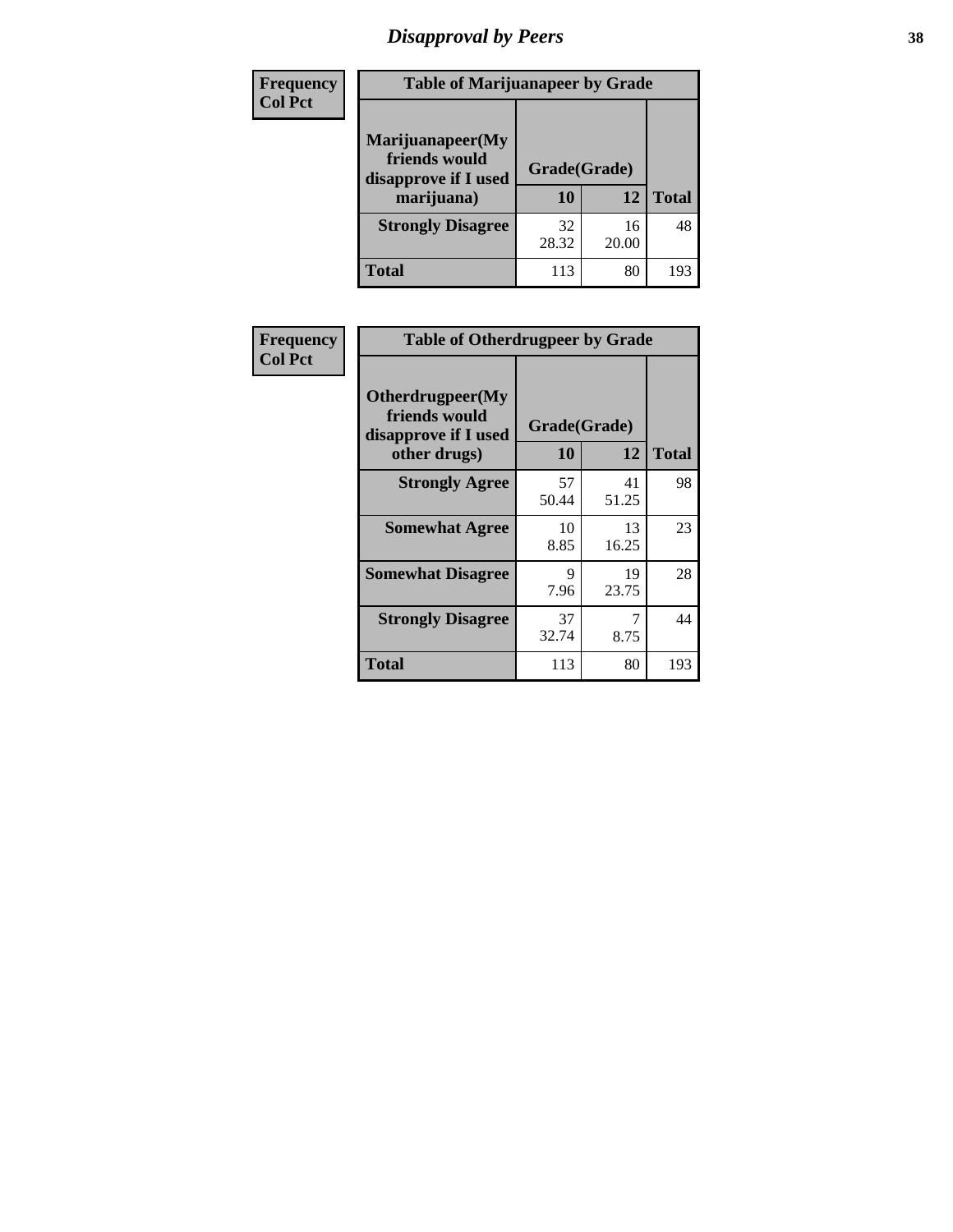# Disapproval by Peers

| Frequency<br>Col Pct | Table of Marijuanapeer by Grade | | |
|---|---|---|---|
| Marijuanapeer(My friends would disapprove if I used marijuana) | Grade(Grade) | | |
| | 10 | 12 | Total |
| Strongly Disagree | 32<br>28.32 | 16<br>20.00 | 48 |
| Total | 113 | 80 | 193 |

| Frequency<br>Col Pct | Table of Otherdrugpeer by Grade | | |
|---|---|---|---|
| Otherdrugpeer(My friends would disapprove if I used other drugs) | Grade(Grade) | | |
| | 10 | 12 | Total |
| Strongly Agree | 57<br>50.44 | 41<br>51.25 | 98 |
| Somewhat Agree | 10<br>8.85 | 13<br>16.25 | 23 |
| Somewhat Disagree | 9<br>7.96 | 19<br>23.75 | 28 |
| Strongly Disagree | 37<br>32.74 | 7<br>8.75 | 44 |
| Total | 113 | 80 | 193 |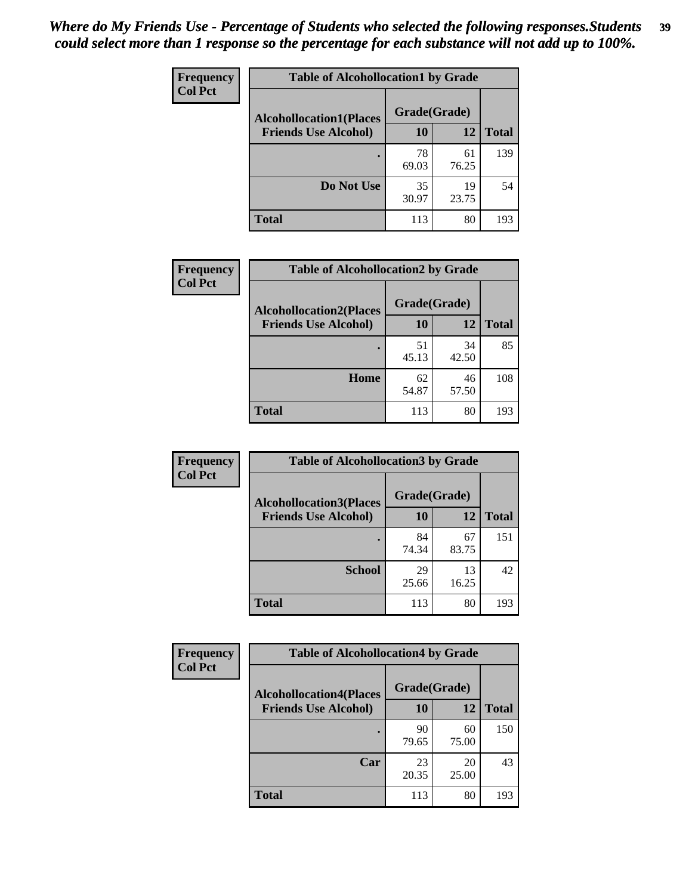*Where do My Friends Use - Percentage of Students who selected the following responses.Students could select more than 1 response so the percentage for each substance will not add up to 100%.*

**Frequency**
**Col Pct**

| Table of Alcohollocation1 by Grade | | | |
|---|---|---|---|
| Alcohollocation1(Places Friends Use Alcohol) | Grade(Grade) | | Total |
| | 10 | 12 | |
| . | 78<br>69.03 | 61<br>76.25 | 139 |
| Do Not Use | 35<br>30.97 | 19<br>23.75 | 54 |
| Total | 113 | 80 | 193 |

**Frequency**
**Col Pct**

| Table of Alcohollocation2 by Grade | | | |
|---|---|---|---|
| Alcohollocation2(Places Friends Use Alcohol) | Grade(Grade) | | Total |
| | 10 | 12 | |
| . | 51<br>45.13 | 34<br>42.50 | 85 |
| Home | 62<br>54.87 | 46<br>57.50 | 108 |
| Total | 113 | 80 | 193 |

**Frequency**
**Col Pct**

| Table of Alcohollocation3 by Grade | | | |
|---|---|---|---|
| Alcohollocation3(Places Friends Use Alcohol) | Grade(Grade) | | Total |
| | 10 | 12 | |
| . | 84<br>74.34 | 67<br>83.75 | 151 |
| School | 29<br>25.66 | 13<br>16.25 | 42 |
| Total | 113 | 80 | 193 |

**Frequency**
**Col Pct**

| Table of Alcohollocation4 by Grade | | | |
|---|---|---|---|
| Alcohollocation4(Places Friends Use Alcohol) | Grade(Grade) | | Total |
| | 10 | 12 | |
| . | 90<br>79.65 | 60<br>75.00 | 150 |
| Car | 23<br>20.35 | 20<br>25.00 | 43 |
| Total | 113 | 80 | 193 |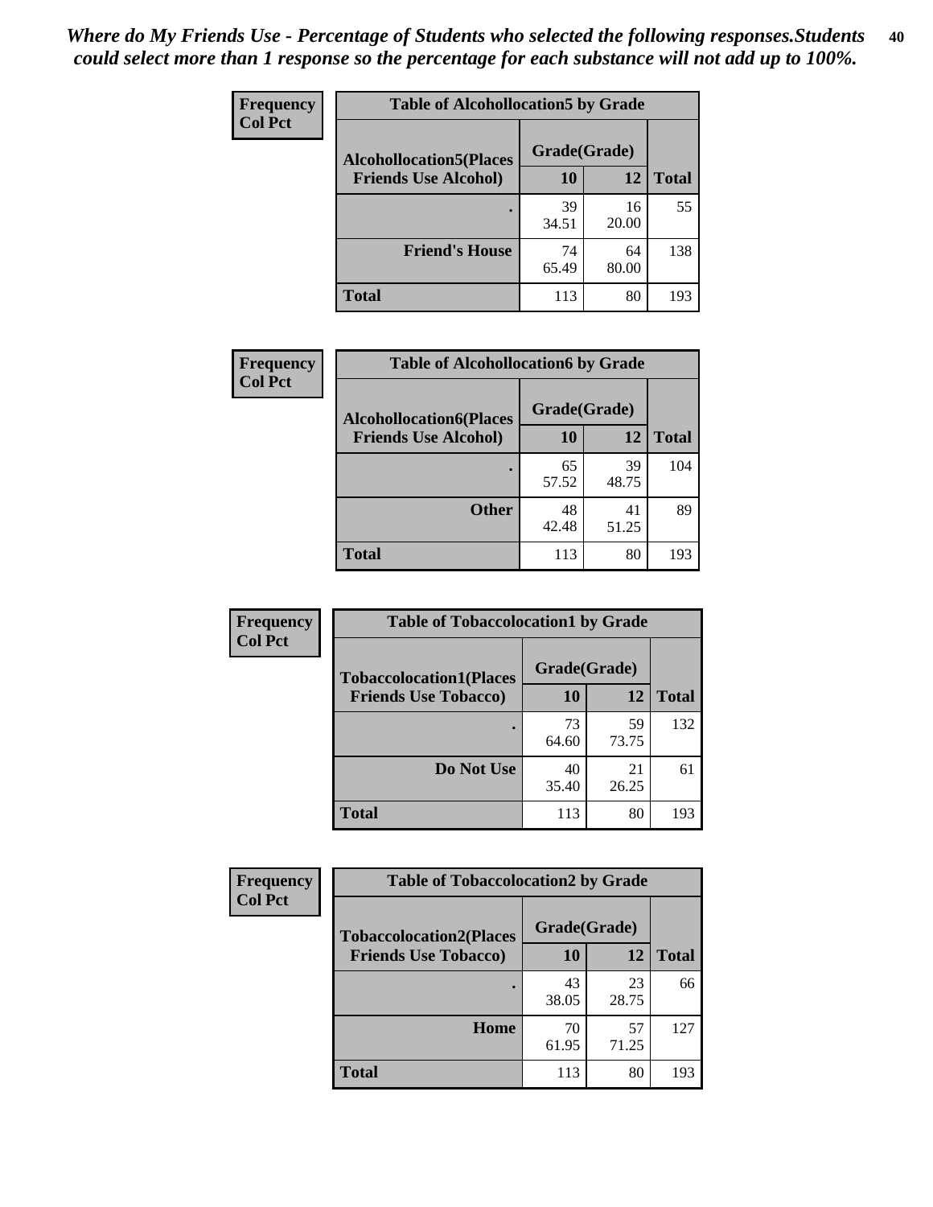*Where do My Friends Use - Percentage of Students who selected the following responses.Students could select more than 1 response so the percentage for each substance will not add up to 100%.*

**Frequency**
**Col Pct**

| Table of Alcohollocation5 by Grade | | | |
|---|---|---|---|
| **Alcohollocation5(Places Friends Use Alcohol)** | **Grade(Grade)** | | **Total** |
| | **10** | **12** | |
| **.** | 39<br>34.51 | 16<br>20.00 | 55 |
| **Friend's House** | 74<br>65.49 | 64<br>80.00 | 138 |
| **Total** | 113 | 80 | 193 |

**Frequency**
**Col Pct**

| Table of Alcohollocation6 by Grade | | | |
|---|---|---|---|
| **Alcohollocation6(Places Friends Use Alcohol)** | **Grade(Grade)** | | **Total** |
| | **10** | **12** | |
| **.** | 65<br>57.52 | 39<br>48.75 | 104 |
| **Other** | 48<br>42.48 | 41<br>51.25 | 89 |
| **Total** | 113 | 80 | 193 |

**Frequency**
**Col Pct**

| Table of Tobaccolocation1 by Grade | | | |
|---|---|---|---|
| **Tobaccolocation1(Places Friends Use Tobacco)** | **Grade(Grade)** | | **Total** |
| | **10** | **12** | |
| **.** | 73<br>64.60 | 59<br>73.75 | 132 |
| **Do Not Use** | 40<br>35.40 | 21<br>26.25 | 61 |
| **Total** | 113 | 80 | 193 |

**Frequency**
**Col Pct**

| Table of Tobaccolocation2 by Grade | | | |
|---|---|---|---|
| **Tobaccolocation2(Places Friends Use Tobacco)** | **Grade(Grade)** | | **Total** |
| | **10** | **12** | |
| **.** | 43<br>38.05 | 23<br>28.75 | 66 |
| **Home** | 70<br>61.95 | 57<br>71.25 | 127 |
| **Total** | 113 | 80 | 193 |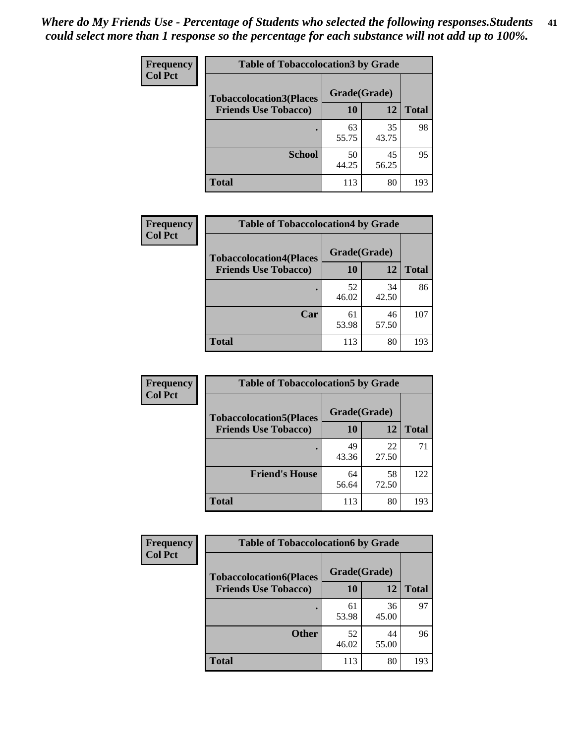*Where do My Friends Use - Percentage of Students who selected the following responses.Students could select more than 1 response so the percentage for each substance will not add up to 100%.*

**Frequency**
**Col Pct**

| Table of Tobaccolocation3 by Grade | | | |
|---|---|---|---|
| **Tobaccolocation3(Places Friends Use Tobacco)** | **Grade(Grade)** | | **Total** |
| | **10** | **12** | |
| **.** | 63<br>55.75 | 35<br>43.75 | 98 |
| **School** | 50<br>44.25 | 45<br>56.25 | 95 |
| **Total** | 113 | 80 | 193 |

**Frequency**
**Col Pct**

| Table of Tobaccolocation4 by Grade | | | |
|---|---|---|---|
| **Tobaccolocation4(Places Friends Use Tobacco)** | **Grade(Grade)** | | **Total** |
| | **10** | **12** | |
| **.** | 52<br>46.02 | 34<br>42.50 | 86 |
| **Car** | 61<br>53.98 | 46<br>57.50 | 107 |
| **Total** | 113 | 80 | 193 |

**Frequency**
**Col Pct**

| Table of Tobaccolocation5 by Grade | | | |
|---|---|---|---|
| **Tobaccolocation5(Places Friends Use Tobacco)** | **Grade(Grade)** | | **Total** |
| | **10** | **12** | |
| **.** | 49<br>43.36 | 22<br>27.50 | 71 |
| **Friend's House** | 64<br>56.64 | 58<br>72.50 | 122 |
| **Total** | 113 | 80 | 193 |

**Frequency**
**Col Pct**

| Table of Tobaccolocation6 by Grade | | | |
|---|---|---|---|
| **Tobaccolocation6(Places Friends Use Tobacco)** | **Grade(Grade)** | | **Total** |
| | **10** | **12** | |
| **.** | 61<br>53.98 | 36<br>45.00 | 97 |
| **Other** | 52<br>46.02 | 44<br>55.00 | 96 |
| **Total** | 113 | 80 | 193 |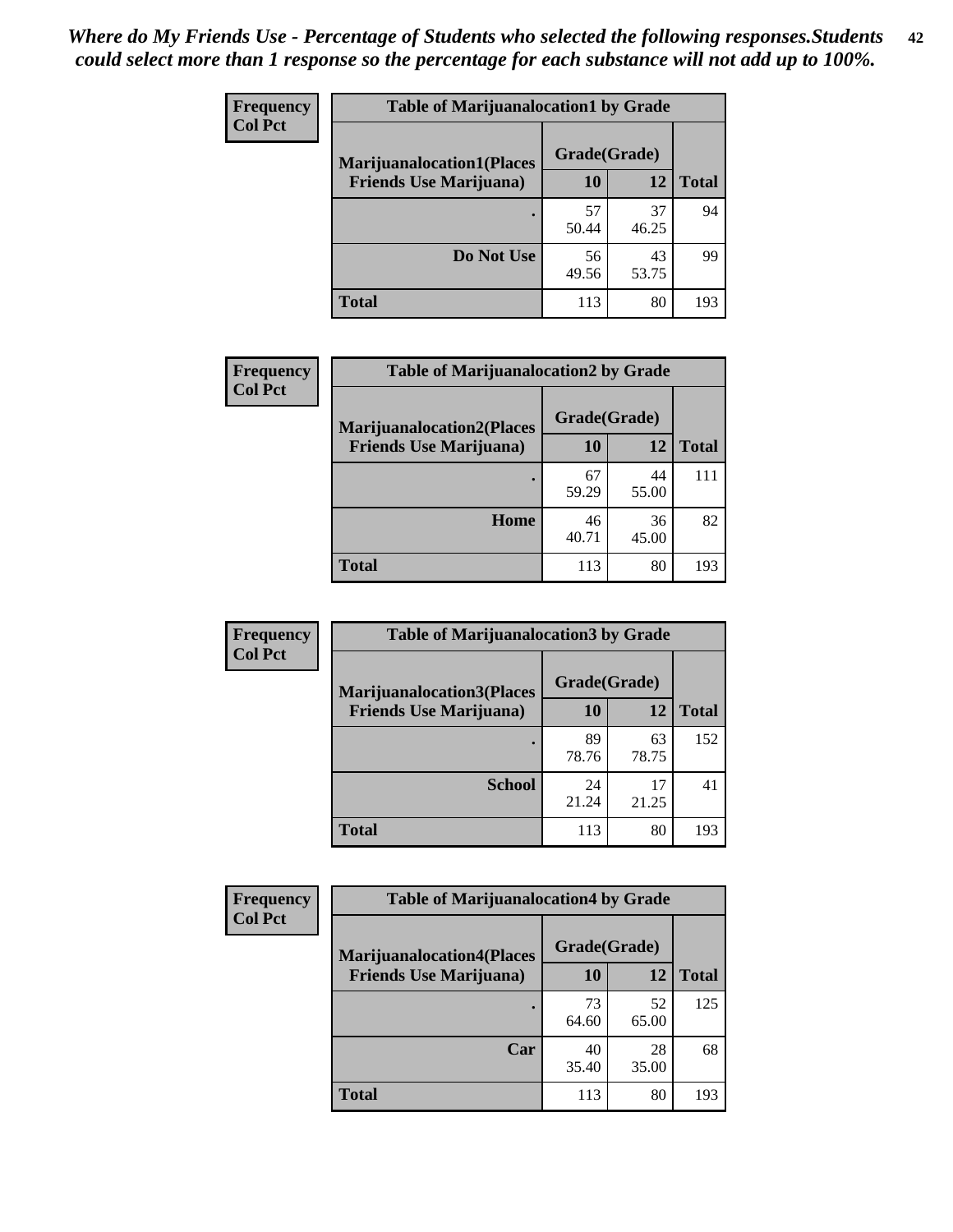*Where do My Friends Use - Percentage of Students who selected the following responses.Students could select more than 1 response so the percentage for each substance will not add up to 100%.*

**Frequency**
**Col Pct**

| Table of Marijuanalocation1 by Grade | | | |
|---|---|---|---|
| **Marijuanalocation1(Places Friends Use Marijuana)** | **Grade(Grade)** | | **Total** |
| | **10** | **12** | |
| **.** | 57<br>50.44 | 37<br>46.25 | 94 |
| **Do Not Use** | 56<br>49.56 | 43<br>53.75 | 99 |
| **Total** | 113 | 80 | 193 |

**Frequency**
**Col Pct**

| Table of Marijuanalocation2 by Grade | | | |
|---|---|---|---|
| **Marijuanalocation2(Places Friends Use Marijuana)** | **Grade(Grade)** | | **Total** |
| | **10** | **12** | |
| **.** | 67<br>59.29 | 44<br>55.00 | 111 |
| **Home** | 46<br>40.71 | 36<br>45.00 | 82 |
| **Total** | 113 | 80 | 193 |

**Frequency**
**Col Pct**

| Table of Marijuanalocation3 by Grade | | | |
|---|---|---|---|
| **Marijuanalocation3(Places Friends Use Marijuana)** | **Grade(Grade)** | | **Total** |
| | **10** | **12** | |
| **.** | 89<br>78.76 | 63<br>78.75 | 152 |
| **School** | 24<br>21.24 | 17<br>21.25 | 41 |
| **Total** | 113 | 80 | 193 |

**Frequency**
**Col Pct**

| Table of Marijuanalocation4 by Grade | | | |
|---|---|---|---|
| **Marijuanalocation4(Places Friends Use Marijuana)** | **Grade(Grade)** | | **Total** |
| | **10** | **12** | |
| **.** | 73<br>64.60 | 52<br>65.00 | 125 |
| **Car** | 40<br>35.40 | 28<br>35.00 | 68 |
| **Total** | 113 | 80 | 193 |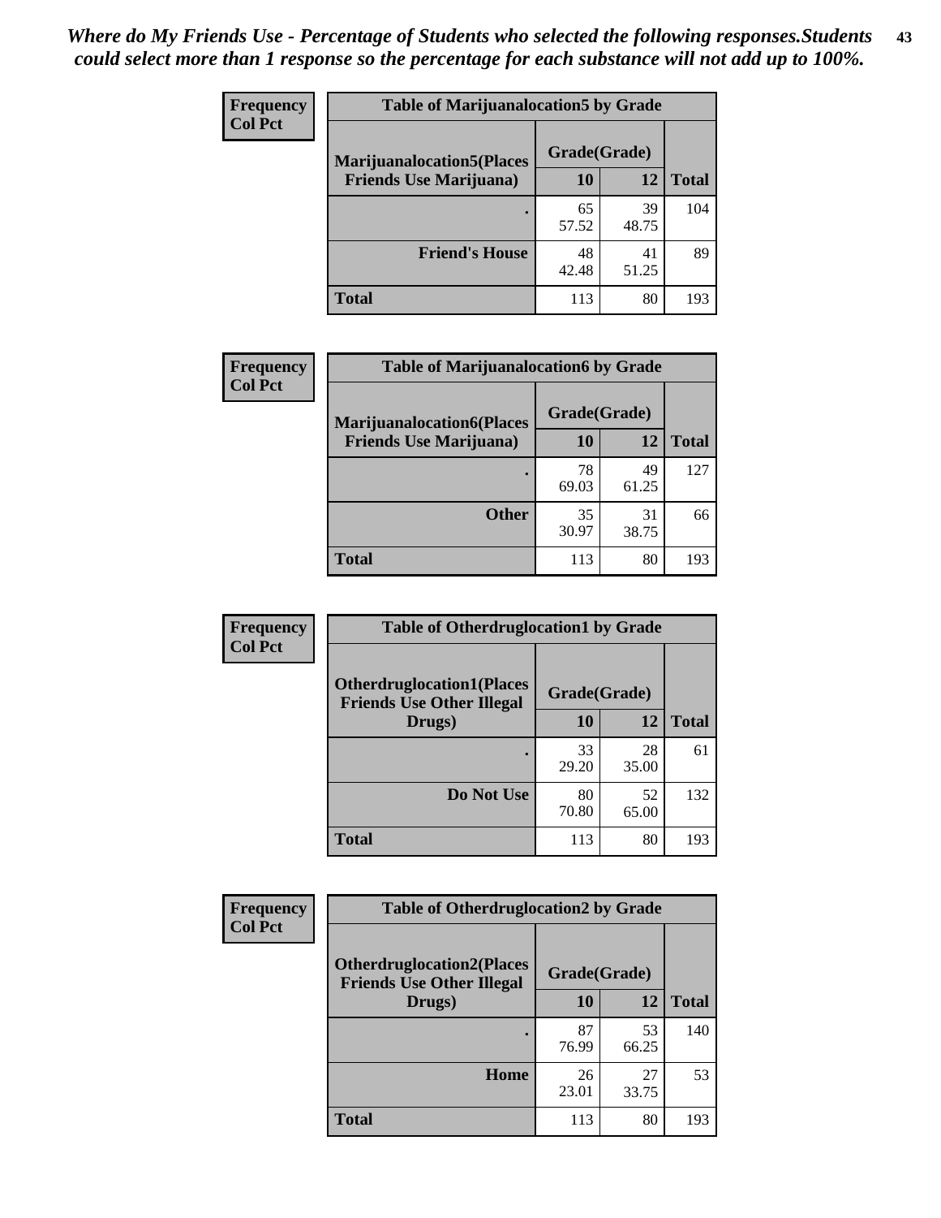*Where do My Friends Use - Percentage of Students who selected the following responses.Students could select more than 1 response so the percentage for each substance will not add up to 100%.*

**Frequency**
**Col Pct**

| Table of Marijuanalocation5 by Grade | | | |
|---|---|---|---|
| Marijuanalocation5(Places Friends Use Marijuana) | Grade(Grade) | | Total |
| | 10 | 12 | |
| . | 65<br>57.52 | 39<br>48.75 | 104 |
| Friend's House | 48<br>42.48 | 41<br>51.25 | 89 |
| Total | 113 | 80 | 193 |

**Frequency**
**Col Pct**

| Table of Marijuanalocation6 by Grade | | | |
|---|---|---|---|
| Marijuanalocation6(Places Friends Use Marijuana) | Grade(Grade) | | Total |
| | 10 | 12 | |
| . | 78<br>69.03 | 49<br>61.25 | 127 |
| Other | 35<br>30.97 | 31<br>38.75 | 66 |
| Total | 113 | 80 | 193 |

**Frequency**
**Col Pct**

| Table of Otherdruglocation1 by Grade | | | |
|---|---|---|---|
| Otherdruglocation1(Places Friends Use Other Illegal Drugs) | Grade(Grade) | | Total |
| | 10 | 12 | |
| . | 33<br>29.20 | 28<br>35.00 | 61 |
| Do Not Use | 80<br>70.80 | 52<br>65.00 | 132 |
| Total | 113 | 80 | 193 |

**Frequency**
**Col Pct**

| Table of Otherdruglocation2 by Grade | | | |
|---|---|---|---|
| Otherdruglocation2(Places Friends Use Other Illegal Drugs) | Grade(Grade) | | Total |
| | 10 | 12 | |
| . | 87<br>76.99 | 53<br>66.25 | 140 |
| Home | 26<br>23.01 | 27<br>33.75 | 53 |
| Total | 113 | 80 | 193 |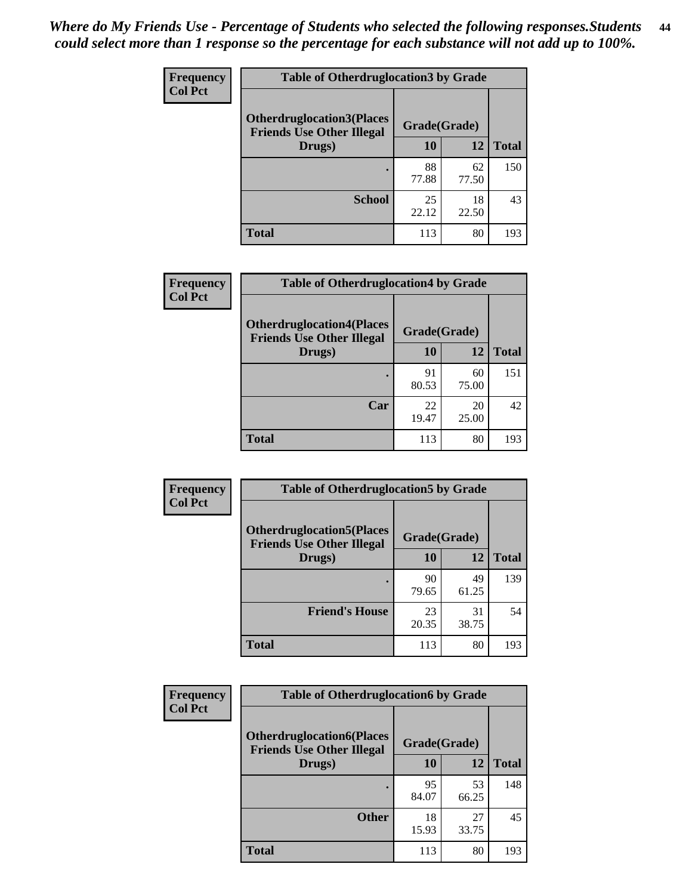*Where do My Friends Use - Percentage of Students who selected the following responses.Students could select more than 1 response so the percentage for each substance will not add up to 100%.*

| Frequency Col Pct | Table of Otherdruglocation3 by Grade | | |
|---|---|---|---|
| Otherdruglocation3(Places Friends Use Other Illegal Drugs) | Grade(Grade) | | |
| | 10 | 12 | Total |
| . | 88<br>77.88 | 62<br>77.50 | 150 |
| School | 25<br>22.12 | 18<br>22.50 | 43 |
| Total | 113 | 80 | 193 |

| Frequency Col Pct | Table of Otherdruglocation4 by Grade | | |
|---|---|---|---|
| Otherdruglocation4(Places Friends Use Other Illegal Drugs) | Grade(Grade) | | |
| | 10 | 12 | Total |
| . | 91<br>80.53 | 60<br>75.00 | 151 |
| Car | 22<br>19.47 | 20<br>25.00 | 42 |
| Total | 113 | 80 | 193 |

| Frequency Col Pct | Table of Otherdruglocation5 by Grade | | |
|---|---|---|---|
| Otherdruglocation5(Places Friends Use Other Illegal Drugs) | Grade(Grade) | | |
| | 10 | 12 | Total |
| . | 90<br>79.65 | 49<br>61.25 | 139 |
| Friend's House | 23<br>20.35 | 31<br>38.75 | 54 |
| Total | 113 | 80 | 193 |

| Frequency Col Pct | Table of Otherdruglocation6 by Grade | | |
|---|---|---|---|
| Otherdruglocation6(Places Friends Use Other Illegal Drugs) | Grade(Grade) | | |
| | 10 | 12 | Total |
| . | 95<br>84.07 | 53<br>66.25 | 148 |
| Other | 18<br>15.93 | 27<br>33.75 | 45 |
| Total | 113 | 80 | 193 |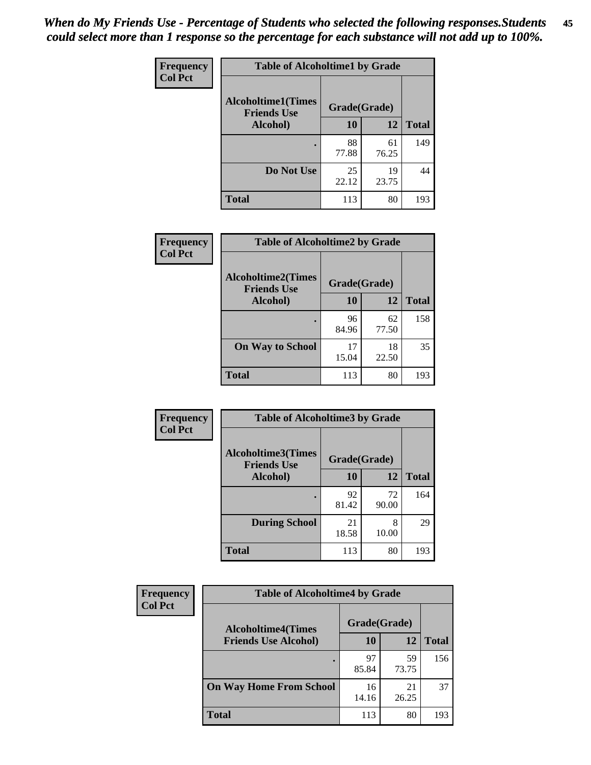*When do My Friends Use - Percentage of Students who selected the following responses.Students could select more than 1 response so the percentage for each substance will not add up to 100%.*

**Frequency**
**Col Pct**

**Table of Alcoholtime1 by Grade**

| Alcoholtime1(Times Friends Use Alcohol) | Grade(Grade) | | Total |
|---|---|---|---|
| | 10 | 12 | |
| . | 88<br>77.88 | 61<br>76.25 | 149 |
| Do Not Use | 25<br>22.12 | 19<br>23.75 | 44 |
| Total | 113 | 80 | 193 |

**Frequency**
**Col Pct**

**Table of Alcoholtime2 by Grade**

| Alcoholtime2(Times Friends Use Alcohol) | Grade(Grade) | | Total |
|---|---|---|---|
| | 10 | 12 | |
| . | 96<br>84.96 | 62<br>77.50 | 158 |
| On Way to School | 17<br>15.04 | 18<br>22.50 | 35 |
| Total | 113 | 80 | 193 |

**Frequency**
**Col Pct**

**Table of Alcoholtime3 by Grade**

| Alcoholtime3(Times Friends Use Alcohol) | Grade(Grade) | | Total |
|---|---|---|---|
| | 10 | 12 | |
| . | 92<br>81.42 | 72<br>90.00 | 164 |
| During School | 21<br>18.58 | 8<br>10.00 | 29 |
| Total | 113 | 80 | 193 |

**Frequency**
**Col Pct**

**Table of Alcoholtime4 by Grade**

| Alcoholtime4(Times Friends Use Alcohol) | Grade(Grade) | | Total |
|---|---|---|---|
| | 10 | 12 | |
| . | 97<br>85.84 | 59<br>73.75 | 156 |
| On Way Home From School | 16<br>14.16 | 21<br>26.25 | 37 |
| Total | 113 | 80 | 193 |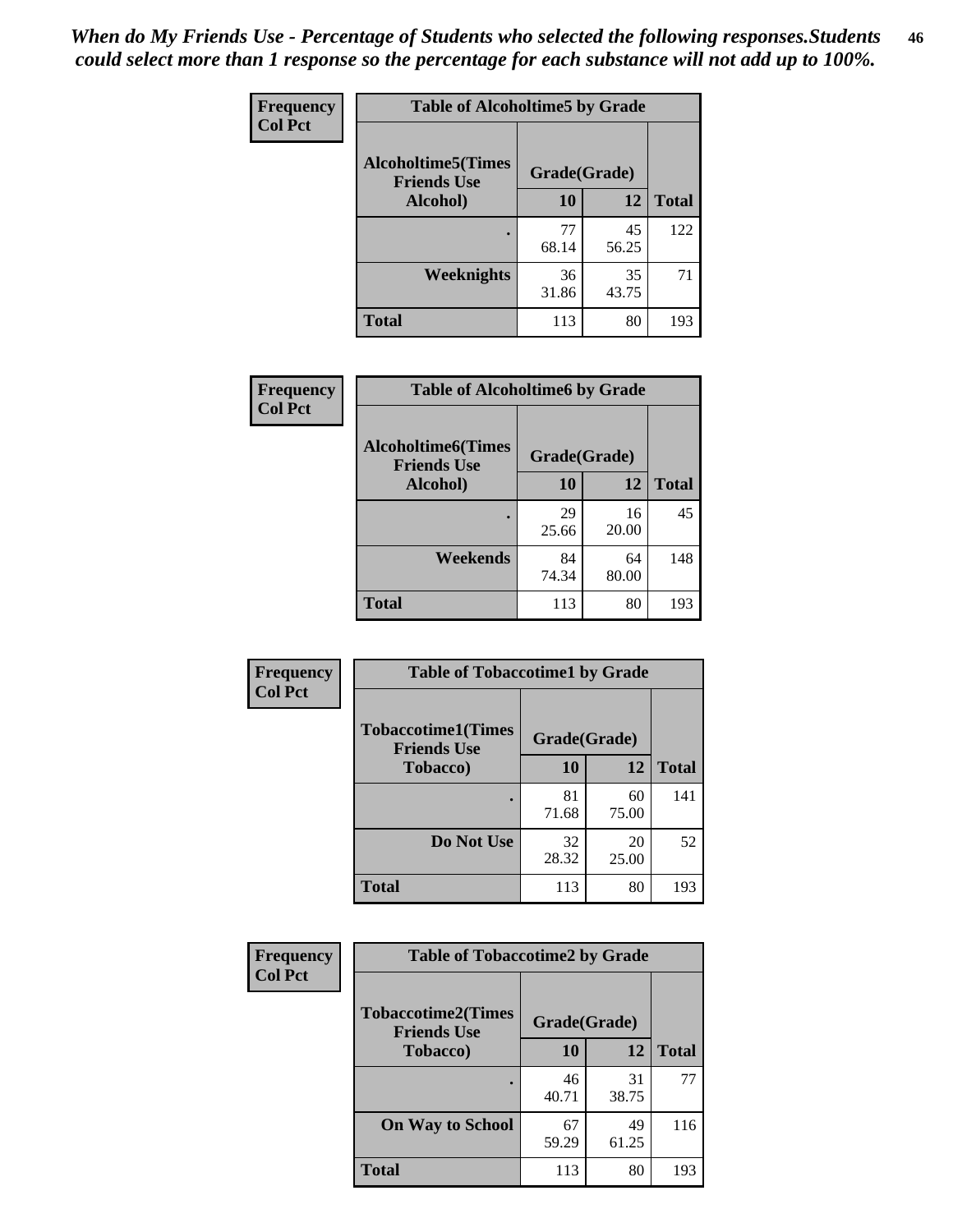*When do My Friends Use - Percentage of Students who selected the following responses.Students could select more than 1 response so the percentage for each substance will not add up to 100%.*

| Frequency Col Pct | Table of Alcoholtime5 by Grade | | |
|---|---|---|---|
| Alcoholtime5(Times Friends Use Alcohol) | Grade(Grade) | | Total |
| | 10 | 12 | |
| . | 77<br>68.14 | 45<br>56.25 | 122 |
| Weeknights | 36<br>31.86 | 35<br>43.75 | 71 |
| Total | 113 | 80 | 193 |

| Frequency Col Pct | Table of Alcoholtime6 by Grade | | |
|---|---|---|---|
| Alcoholtime6(Times Friends Use Alcohol) | Grade(Grade) | | Total |
| | 10 | 12 | |
| . | 29<br>25.66 | 16<br>20.00 | 45 |
| Weekends | 84<br>74.34 | 64<br>80.00 | 148 |
| Total | 113 | 80 | 193 |

| Frequency Col Pct | Table of Tobaccotime1 by Grade | | |
|---|---|---|---|
| Tobaccotime1(Times Friends Use Tobacco) | Grade(Grade) | | Total |
| | 10 | 12 | |
| . | 81<br>71.68 | 60<br>75.00 | 141 |
| Do Not Use | 32<br>28.32 | 20<br>25.00 | 52 |
| Total | 113 | 80 | 193 |

| Frequency Col Pct | Table of Tobaccotime2 by Grade | | |
|---|---|---|---|
| Tobaccotime2(Times Friends Use Tobacco) | Grade(Grade) | | Total |
| | 10 | 12 | |
| . | 46<br>40.71 | 31<br>38.75 | 77 |
| On Way to School | 67<br>59.29 | 49<br>61.25 | 116 |
| Total | 113 | 80 | 193 |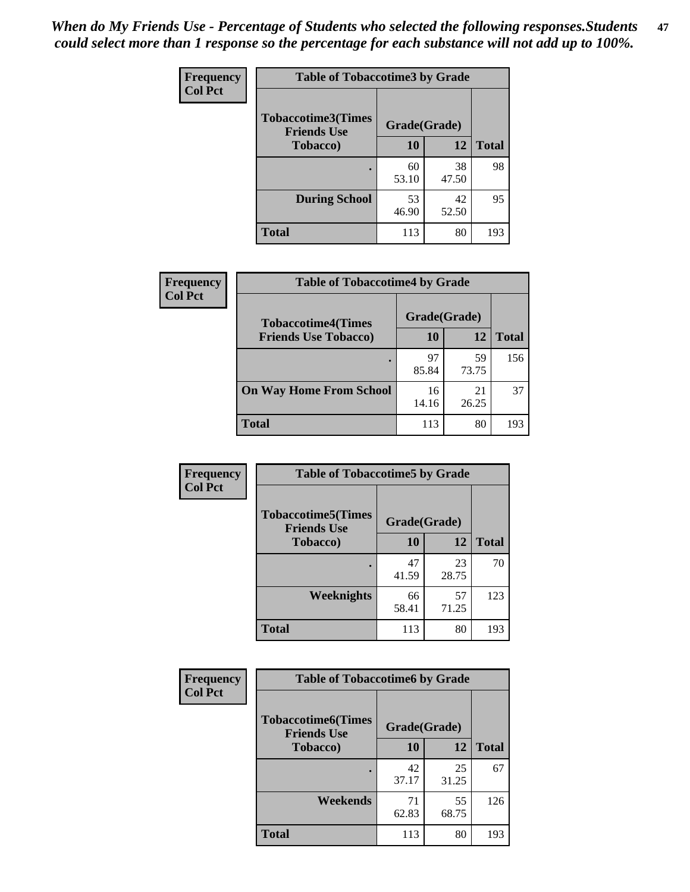*When do My Friends Use - Percentage of Students who selected the following responses.Students could select more than 1 response so the percentage for each substance will not add up to 100%.*

**Frequency Col Pct**

| Table of Tobaccotime3 by Grade | | | |
|---|---|---|---|
| **Tobaccotime3(Times Friends Use Tobacco)** | **Grade(Grade)** | | **Total** |
| | **10** | **12** | |
| **.** | 60<br>53.10 | 38<br>47.50 | 98 |
| **During School** | 53<br>46.90 | 42<br>52.50 | 95 |
| **Total** | 113 | 80 | 193 |

**Frequency Col Pct**

| Table of Tobaccotime4 by Grade | | | |
|---|---|---|---|
| **Tobaccotime4(Times Friends Use Tobacco)** | **Grade(Grade)** | | **Total** |
| | **10** | **12** | |
| **.** | 97<br>85.84 | 59<br>73.75 | 156 |
| **On Way Home From School** | 16<br>14.16 | 21<br>26.25 | 37 |
| **Total** | 113 | 80 | 193 |

**Frequency Col Pct**

| Table of Tobaccotime5 by Grade | | | |
|---|---|---|---|
| **Tobaccotime5(Times Friends Use Tobacco)** | **Grade(Grade)** | | **Total** |
| | **10** | **12** | |
| **.** | 47<br>41.59 | 23<br>28.75 | 70 |
| **Weeknights** | 66<br>58.41 | 57<br>71.25 | 123 |
| **Total** | 113 | 80 | 193 |

**Frequency Col Pct**

| Table of Tobaccotime6 by Grade | | | |
|---|---|---|---|
| **Tobaccotime6(Times Friends Use Tobacco)** | **Grade(Grade)** | | **Total** |
| | **10** | **12** | |
| **.** | 42<br>37.17 | 25<br>31.25 | 67 |
| **Weekends** | 71<br>62.83 | 55<br>68.75 | 126 |
| **Total** | 113 | 80 | 193 |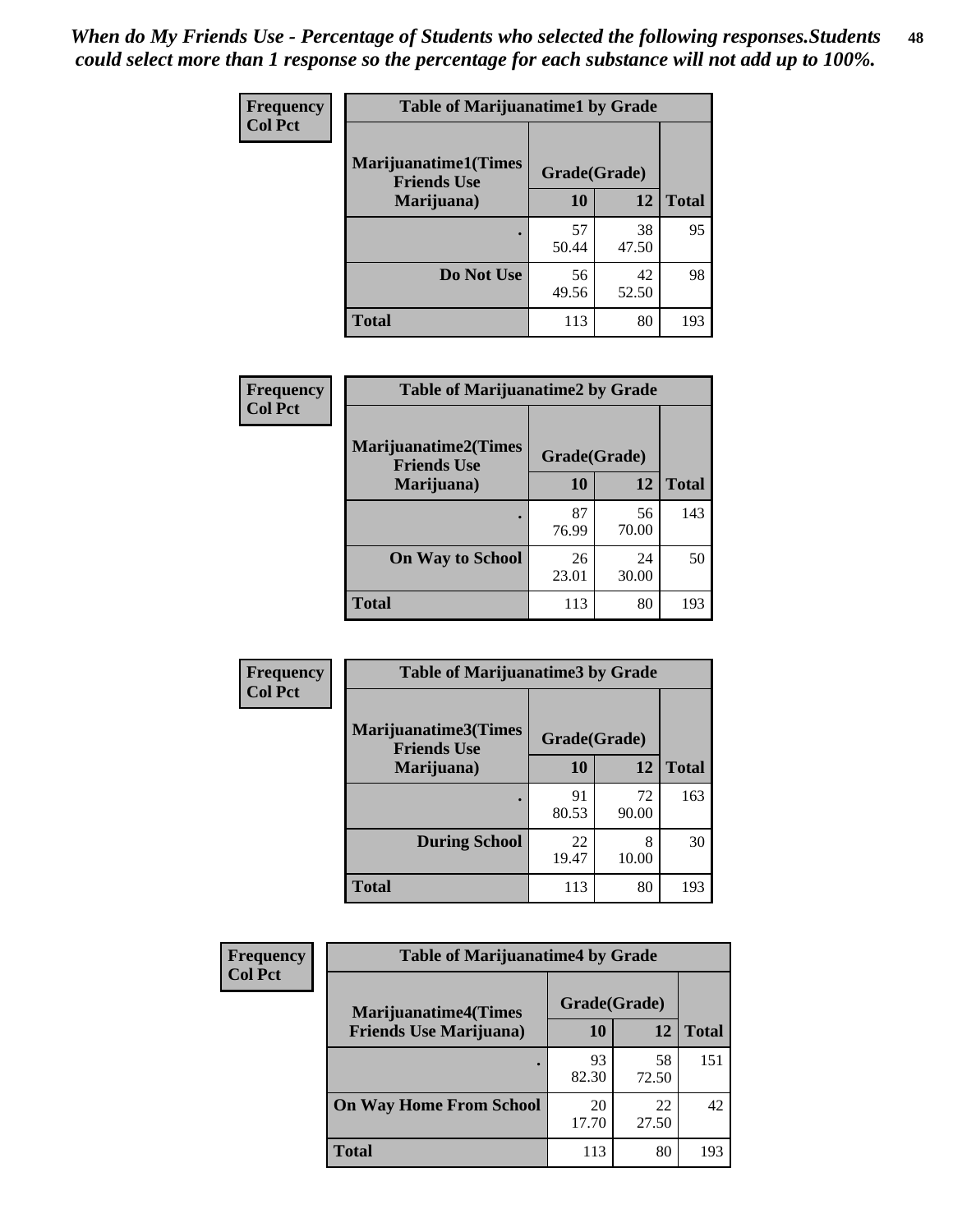*When do My Friends Use - Percentage of Students who selected the following responses.Students could select more than 1 response so the percentage for each substance will not add up to 100%.*

**Frequency**
**Col Pct**

| Table of Marijuanatime1 by Grade | | | |
|---|---|---|---|
| **Marijuanatime1(Times Friends Use Marijuana)** | **Grade(Grade)** | | |
| | **10** | **12** | **Total** |
| . | 57<br>50.44 | 38<br>47.50 | 95 |
| **Do Not Use** | 56<br>49.56 | 42<br>52.50 | 98 |
| **Total** | 113 | 80 | 193 |

**Frequency**
**Col Pct**

| Table of Marijuanatime2 by Grade | | | |
|---|---|---|---|
| **Marijuanatime2(Times Friends Use Marijuana)** | **Grade(Grade)** | | |
| | **10** | **12** | **Total** |
| . | 87<br>76.99 | 56<br>70.00 | 143 |
| **On Way to School** | 26<br>23.01 | 24<br>30.00 | 50 |
| **Total** | 113 | 80 | 193 |

**Frequency**
**Col Pct**

| Table of Marijuanatime3 by Grade | | | |
|---|---|---|---|
| **Marijuanatime3(Times Friends Use Marijuana)** | **Grade(Grade)** | | |
| | **10** | **12** | **Total** |
| . | 91<br>80.53 | 72<br>90.00 | 163 |
| **During School** | 22<br>19.47 | 8<br>10.00 | 30 |
| **Total** | 113 | 80 | 193 |

**Frequency**
**Col Pct**

| Table of Marijuanatime4 by Grade | | | |
|---|---|---|---|
| **Marijuanatime4(Times Friends Use Marijuana)** | **Grade(Grade)** | | |
| | **10** | **12** | **Total** |
| . | 93<br>82.30 | 58<br>72.50 | 151 |
| **On Way Home From School** | 20<br>17.70 | 22<br>27.50 | 42 |
| **Total** | 113 | 80 | 193 |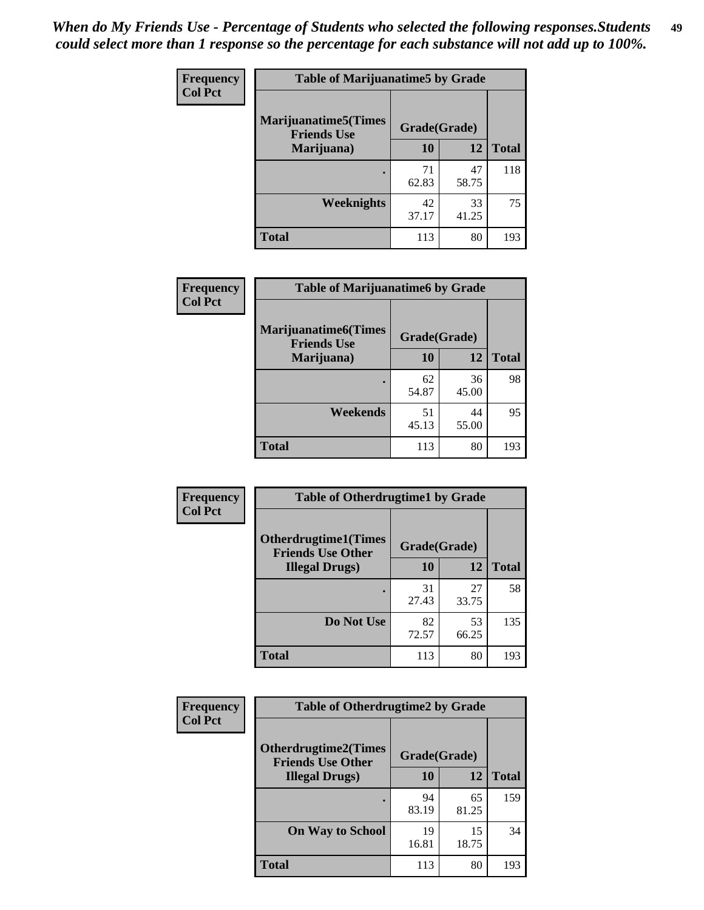*When do My Friends Use - Percentage of Students who selected the following responses.Students could select more than 1 response so the percentage for each substance will not add up to 100%.*

**Frequency Col Pct**

| Table of Marijuanatime5 by Grade | | | |
|---|---|---|---|
| **Marijuanatime5(Times Friends Use Marijuana)** | **Grade(Grade)** | | |
| | **10** | **12** | **Total** |
| **.** | 71<br>62.83 | 47<br>58.75 | 118 |
| **Weeknights** | 42<br>37.17 | 33<br>41.25 | 75 |
| **Total** | 113 | 80 | 193 |

**Frequency Col Pct**

| Table of Marijuanatime6 by Grade | | | |
|---|---|---|---|
| **Marijuanatime6(Times Friends Use Marijuana)** | **Grade(Grade)** | | |
| | **10** | **12** | **Total** |
| **.** | 62<br>54.87 | 36<br>45.00 | 98 |
| **Weekends** | 51<br>45.13 | 44<br>55.00 | 95 |
| **Total** | 113 | 80 | 193 |

**Frequency Col Pct**

| Table of Otherdrugtime1 by Grade | | | |
|---|---|---|---|
| **Otherdrugtime1(Times Friends Use Other Illegal Drugs)** | **Grade(Grade)** | | |
| | **10** | **12** | **Total** |
| **.** | 31<br>27.43 | 27<br>33.75 | 58 |
| **Do Not Use** | 82<br>72.57 | 53<br>66.25 | 135 |
| **Total** | 113 | 80 | 193 |

**Frequency Col Pct**

| Table of Otherdrugtime2 by Grade | | | |
|---|---|---|---|
| **Otherdrugtime2(Times Friends Use Other Illegal Drugs)** | **Grade(Grade)** | | |
| | **10** | **12** | **Total** |
| **.** | 94<br>83.19 | 65<br>81.25 | 159 |
| **On Way to School** | 19<br>16.81 | 15<br>18.75 | 34 |
| **Total** | 113 | 80 | 193 |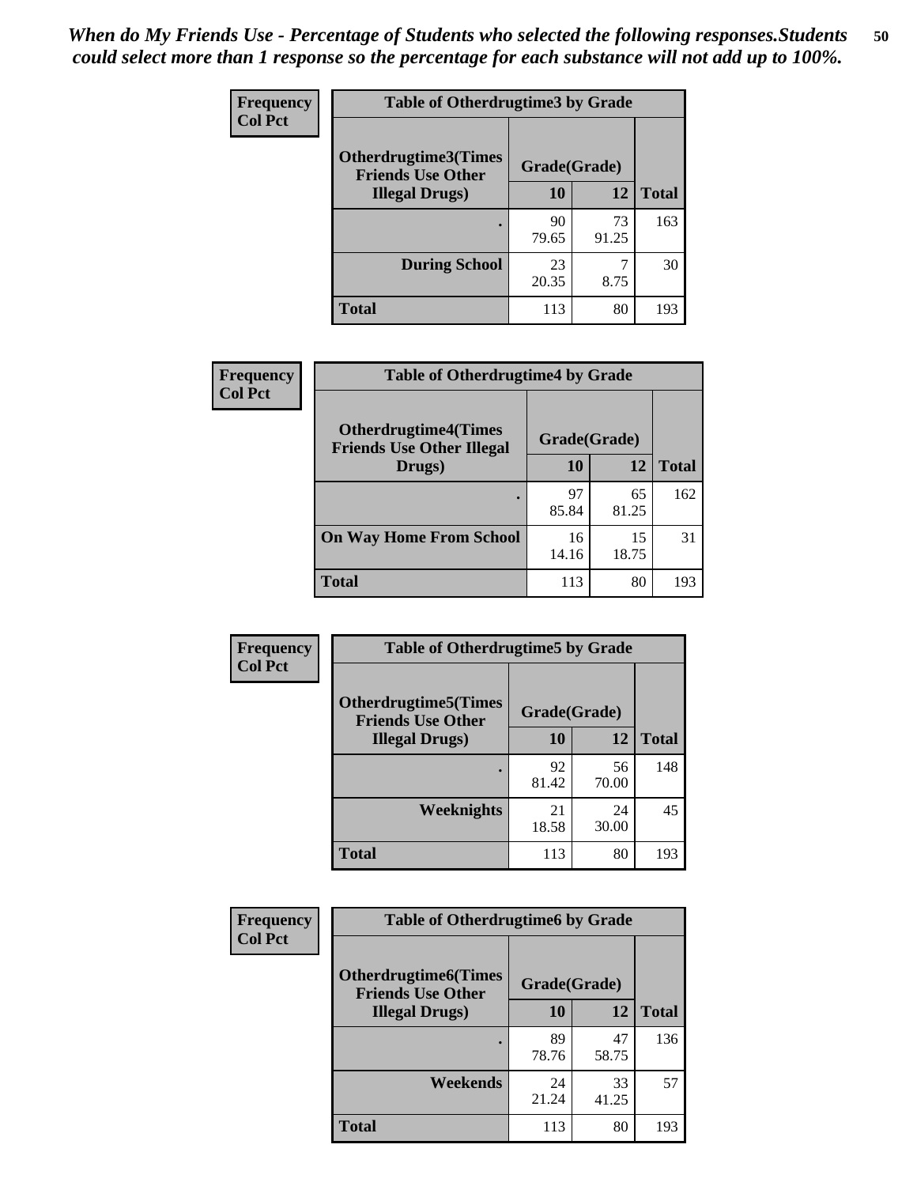*When do My Friends Use - Percentage of Students who selected the following responses.Students could select more than 1 response so the percentage for each substance will not add up to 100%.*

**Frequency**
**Col Pct**

| Table of Otherdrugtime3 by Grade | | | |
|---|---|---|---|
| **Otherdrugtime3(Times Friends Use Other Illegal Drugs)** | **Grade(Grade)** | | |
| | **10** | **12** | **Total** |
| **.** | 90<br>79.65 | 73<br>91.25 | 163 |
| **During School** | 23<br>20.35 | 7<br>8.75 | 30 |
| **Total** | 113 | 80 | 193 |

**Frequency**
**Col Pct**

| Table of Otherdrugtime4 by Grade | | | |
|---|---|---|---|
| **Otherdrugtime4(Times Friends Use Other Illegal Drugs)** | **Grade(Grade)** | | |
| | **10** | **12** | **Total** |
| **.** | 97<br>85.84 | 65<br>81.25 | 162 |
| **On Way Home From School** | 16<br>14.16 | 15<br>18.75 | 31 |
| **Total** | 113 | 80 | 193 |

**Frequency**
**Col Pct**

| Table of Otherdrugtime5 by Grade | | | |
|---|---|---|---|
| **Otherdrugtime5(Times Friends Use Other Illegal Drugs)** | **Grade(Grade)** | | |
| | **10** | **12** | **Total** |
| **.** | 92<br>81.42 | 56<br>70.00 | 148 |
| **Weeknights** | 21<br>18.58 | 24<br>30.00 | 45 |
| **Total** | 113 | 80 | 193 |

**Frequency**
**Col Pct**

| Table of Otherdrugtime6 by Grade | | | |
|---|---|---|---|
| **Otherdrugtime6(Times Friends Use Other Illegal Drugs)** | **Grade(Grade)** | | |
| | **10** | **12** | **Total** |
| **.** | 89<br>78.76 | 47<br>58.75 | 136 |
| **Weekends** | 24<br>21.24 | 33<br>41.25 | 57 |
| **Total** | 113 | 80 | 193 |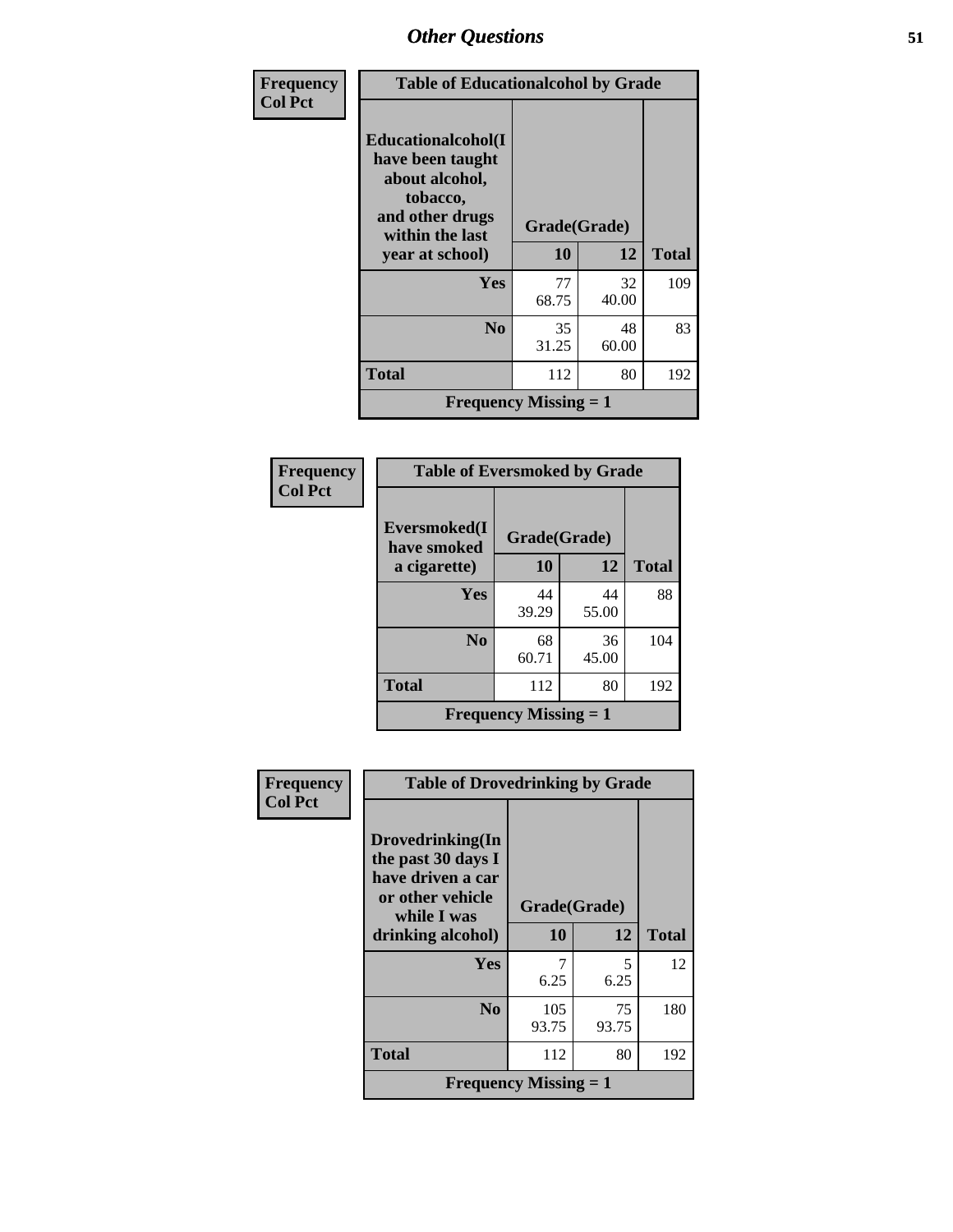| Frequency<br>Col Pct | Table of Educationalcohol by Grade | | |
|---|---|---|---|
| Educationalcohol(I have been taught about alcohol, tobacco, and other drugs within the last year at school) | Grade(Grade) | | |
| | 10 | 12 | Total |
| Yes | 77<br>68.75 | 32<br>40.00 | 109 |
| No | 35<br>31.25 | 48<br>60.00 | 83 |
| Total | 112 | 80 | 192 |
| Frequency Missing = 1 | | | |

| Frequency<br>Col Pct | Table of Eversmoked by Grade | | |
|---|---|---|---|
| Eversmoked(I have smoked a cigarette) | Grade(Grade) | | |
| | 10 | 12 | Total |
| Yes | 44<br>39.29 | 44<br>55.00 | 88 |
| No | 68<br>60.71 | 36<br>45.00 | 104 |
| Total | 112 | 80 | 192 |
| Frequency Missing = 1 | | | |

| Frequency<br>Col Pct | Table of Drovedrinking by Grade | | |
|---|---|---|---|
| Drovedrinking(In the past 30 days I have driven a car or other vehicle while I was drinking alcohol) | Grade(Grade) | | |
| | 10 | 12 | Total |
| Yes | 7<br>6.25 | 5<br>6.25 | 12 |
| No | 105<br>93.75 | 75<br>93.75 | 180 |
| Total | 112 | 80 | 192 |
| Frequency Missing = 1 | | | |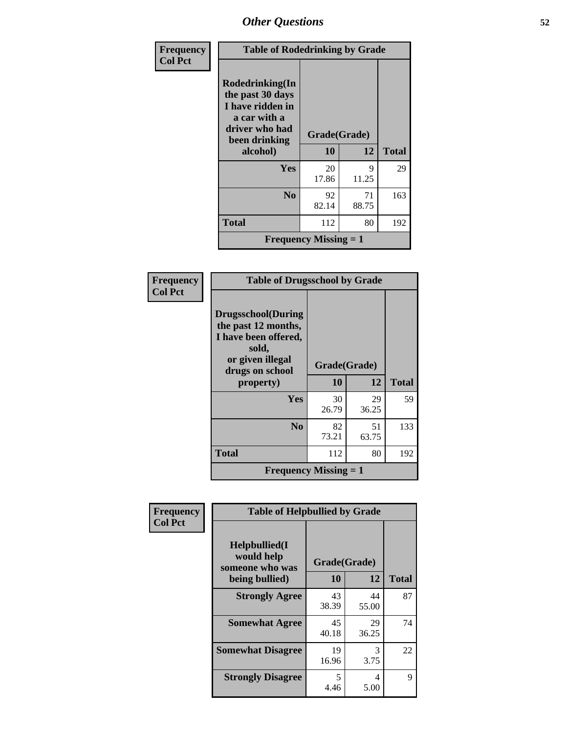# Other Questions

Frequency
Col Pct

**Table of Rodedrinking by Grade**

| Rodedrinking(In the past 30 days I have ridden in a car with a driver who had been drinking alcohol) | Grade(Grade) | | Total |
|---|---|---|---|
| | 10 | 12 | |
| Yes | 20<br>17.86 | 9<br>11.25 | 29 |
| No | 92<br>82.14 | 71<br>88.75 | 163 |
| Total | 112 | 80 | 192 |
| Frequency Missing = 1 | | | |

Frequency
Col Pct

**Table of Drugsschool by Grade**

| Drugsschool(During the past 12 months, I have been offered, sold, or given illegal drugs on school property) | Grade(Grade) | | Total |
|---|---|---|---|
| | 10 | 12 | |
| Yes | 30<br>26.79 | 29<br>36.25 | 59 |
| No | 82<br>73.21 | 51<br>63.75 | 133 |
| Total | 112 | 80 | 192 |
| Frequency Missing = 1 | | | |

Frequency
Col Pct

**Table of Helpbullied by Grade**

| Helpbullied(I would help someone who was being bullied) | Grade(Grade) | | Total |
|---|---|---|---|
| | 10 | 12 | |
| Strongly Agree | 43<br>38.39 | 44<br>55.00 | 87 |
| Somewhat Agree | 45<br>40.18 | 29<br>36.25 | 74 |
| Somewhat Disagree | 19<br>16.96 | 3<br>3.75 | 22 |
| Strongly Disagree | 5<br>4.46 | 4<br>5.00 | 9 |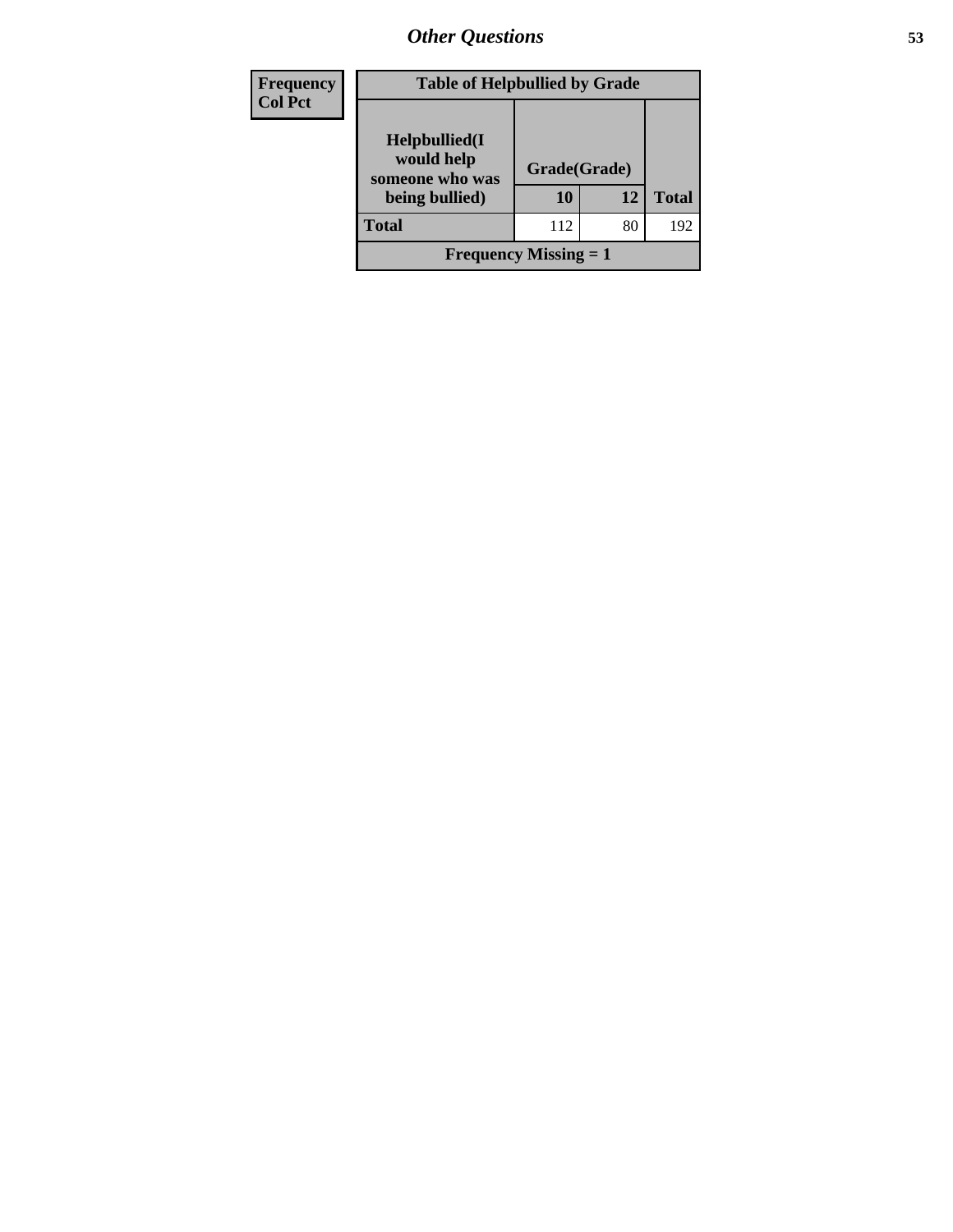| Frequency<br>Col Pct |
|---|

| Table of Helpbullied by Grade | | | |
|---|---|---|---|
| Helpbullied(I would help someone who was being bullied) | Grade(Grade) | | |
| | 10 | 12 | Total |
| Total | 112 | 80 | 192 |
| Frequency Missing = 1 | | | |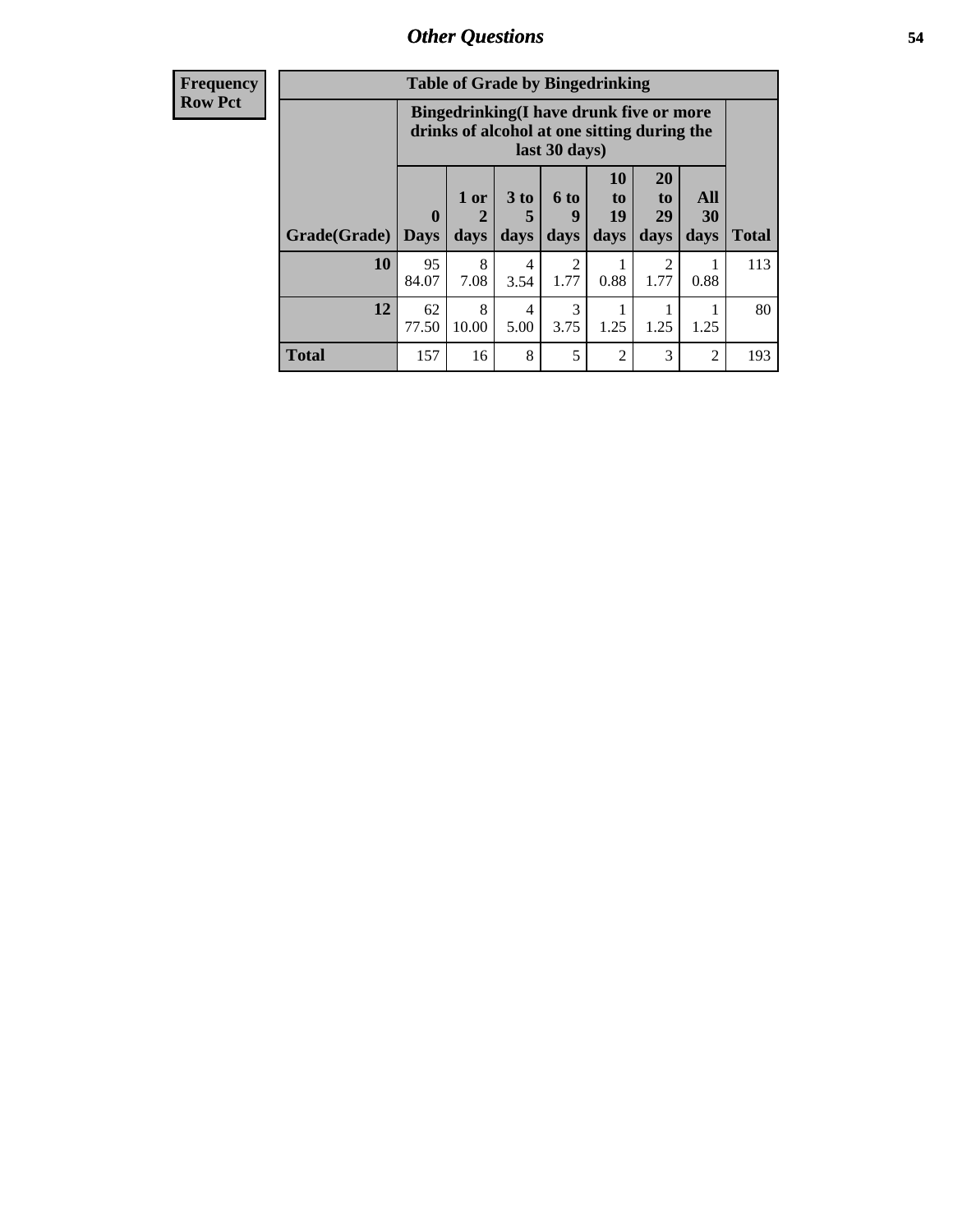## Other Questions

| Frequency<br>Row Pct |
|---|

**Table of Grade by Bingedrinking**

| | Bingedrinking(I have drunk five or more drinks of alcohol at one sitting during the last 30 days) | | | | | | | |
|---|---|---|---|---|---|---|---|---|
| Grade(Grade) | 0 Days | 1 or 2 days | 3 to 5 days | 6 to 9 days | 10 to 19 days | 20 to 29 days | All 30 days | Total |
| **10** | 95<br>84.07 | 8<br>7.08 | 4<br>3.54 | 2<br>1.77 | 1<br>0.88 | 2<br>1.77 | 1<br>0.88 | 113 |
| **12** | 62<br>77.50 | 8<br>10.00 | 4<br>5.00 | 3<br>3.75 | 1<br>1.25 | 1<br>1.25 | 1<br>1.25 | 80 |
| **Total** | 157 | 16 | 8 | 5 | 2 | 3 | 2 | 193 |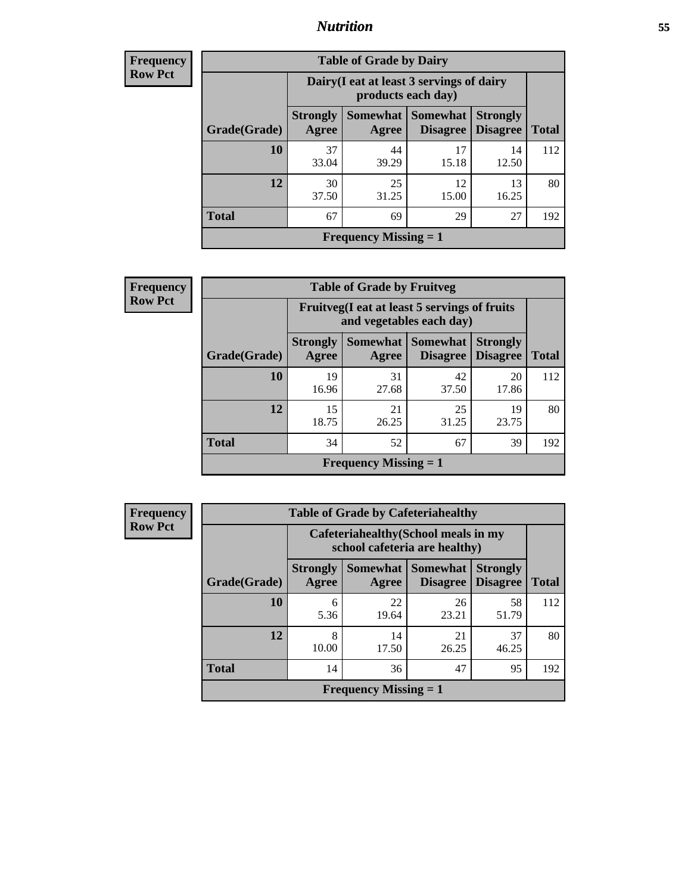**Frequency**
**Row Pct**

| Table of Grade by Dairy | | | | | |
|---|---|---|---|---|---|
| | Dairy(I eat at least 3 servings of dairy products each day) | | | | |
| Grade(Grade) | Strongly Agree | Somewhat Agree | Somewhat Disagree | Strongly Disagree | Total |
| **10** | 37<br>33.04 | 44<br>39.29 | 17<br>15.18 | 14<br>12.50 | 112 |
| **12** | 30<br>37.50 | 25<br>31.25 | 12<br>15.00 | 13<br>16.25 | 80 |
| **Total** | 67 | 69 | 29 | 27 | 192 |
| Frequency Missing = 1 | | | | | |

**Frequency**
**Row Pct**

| Table of Grade by Fruitveg | | | | | |
|---|---|---|---|---|---|
| | Fruitveg(I eat at least 5 servings of fruits and vegetables each day) | | | | |
| Grade(Grade) | Strongly Agree | Somewhat Agree | Somewhat Disagree | Strongly Disagree | Total |
| **10** | 19<br>16.96 | 31<br>27.68 | 42<br>37.50 | 20<br>17.86 | 112 |
| **12** | 15<br>18.75 | 21<br>26.25 | 25<br>31.25 | 19<br>23.75 | 80 |
| **Total** | 34 | 52 | 67 | 39 | 192 |
| Frequency Missing = 1 | | | | | |

**Frequency**
**Row Pct**

| Table of Grade by Cafeteriahealthy | | | | | |
|---|---|---|---|---|---|
| | Cafeteriahealthy(School meals in my school cafeteria are healthy) | | | | |
| Grade(Grade) | Strongly Agree | Somewhat Agree | Somewhat Disagree | Strongly Disagree | Total |
| **10** | 6<br>5.36 | 22<br>19.64 | 26<br>23.21 | 58<br>51.79 | 112 |
| **12** | 8<br>10.00 | 14<br>17.50 | 21<br>26.25 | 37<br>46.25 | 80 |
| **Total** | 14 | 36 | 47 | 95 | 192 |
| Frequency Missing = 1 | | | | | |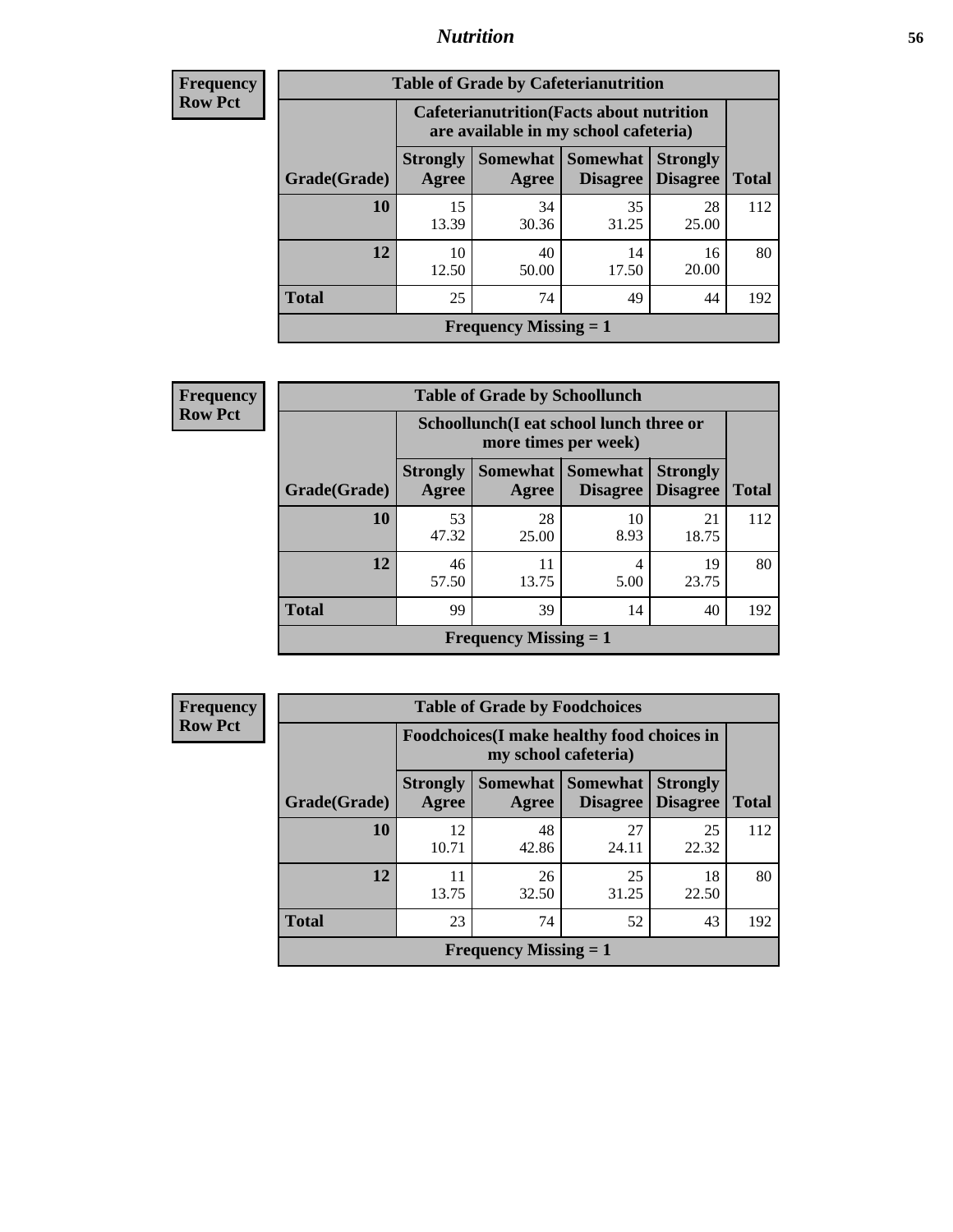# Nutrition

**Frequency**
**Row Pct**

| Table of Grade by Cafeterianutrition | | | | | |
|---|---|---|---|---|---|
| | Cafeterianutrition(Facts about nutrition are available in my school cafeteria) | | | | |
| Grade(Grade) | Strongly Agree | Somewhat Agree | Somewhat Disagree | Strongly Disagree | Total |
| 10 | 15<br>13.39 | 34<br>30.36 | 35<br>31.25 | 28<br>25.00 | 112 |
| 12 | 10<br>12.50 | 40<br>50.00 | 14<br>17.50 | 16<br>20.00 | 80 |
| Total | 25 | 74 | 49 | 44 | 192 |
| Frequency Missing = 1 | | | | | |

**Frequency**
**Row Pct**

| Table of Grade by Schoollunch | | | | | |
|---|---|---|---|---|---|
| | Schoollunch(I eat school lunch three or more times per week) | | | | |
| Grade(Grade) | Strongly Agree | Somewhat Agree | Somewhat Disagree | Strongly Disagree | Total |
| 10 | 53<br>47.32 | 28<br>25.00 | 10<br>8.93 | 21<br>18.75 | 112 |
| 12 | 46<br>57.50 | 11<br>13.75 | 4<br>5.00 | 19<br>23.75 | 80 |
| Total | 99 | 39 | 14 | 40 | 192 |
| Frequency Missing = 1 | | | | | |

**Frequency**
**Row Pct**

| Table of Grade by Foodchoices | | | | | |
|---|---|---|---|---|---|
| | Foodchoices(I make healthy food choices in my school cafeteria) | | | | |
| Grade(Grade) | Strongly Agree | Somewhat Agree | Somewhat Disagree | Strongly Disagree | Total |
| 10 | 12<br>10.71 | 48<br>42.86 | 27<br>24.11 | 25<br>22.32 | 112 |
| 12 | 11<br>13.75 | 26<br>32.50 | 25<br>31.25 | 18<br>22.50 | 80 |
| Total | 23 | 74 | 52 | 43 | 192 |
| Frequency Missing = 1 | | | | | |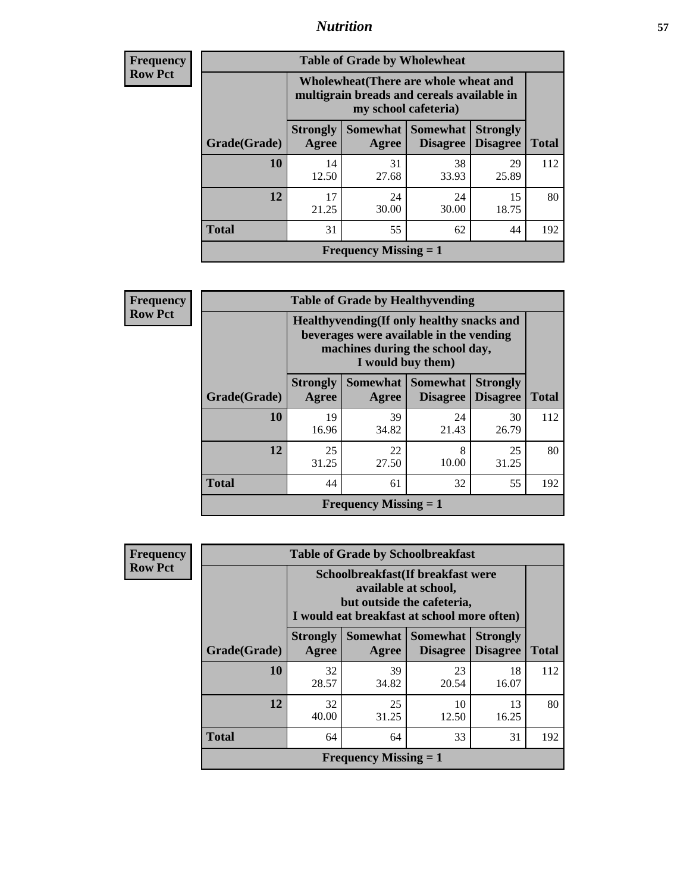**Frequency**
**Row Pct**

| Table of Grade by Wholewheat | | | | | |
|---|---|---|---|---|---|
| | Wholewheat(There are whole wheat and multigrain breads and cereals available in my school cafeteria) | | | | |
| Grade(Grade) | Strongly Agree | Somewhat Agree | Somewhat Disagree | Strongly Disagree | Total |
| 10 | 14<br>12.50 | 31<br>27.68 | 38<br>33.93 | 29<br>25.89 | 112 |
| 12 | 17<br>21.25 | 24<br>30.00 | 24<br>30.00 | 15<br>18.75 | 80 |
| Total | 31 | 55 | 62 | 44 | 192 |
| Frequency Missing = 1 | | | | | |

**Frequency**
**Row Pct**

| Table of Grade by Healthyvending | | | | | |
|---|---|---|---|---|---|
| | Healthyvending(If only healthy snacks and beverages were available in the vending machines during the school day, I would buy them) | | | | |
| Grade(Grade) | Strongly Agree | Somewhat Agree | Somewhat Disagree | Strongly Disagree | Total |
| 10 | 19<br>16.96 | 39<br>34.82 | 24<br>21.43 | 30<br>26.79 | 112 |
| 12 | 25<br>31.25 | 22<br>27.50 | 8<br>10.00 | 25<br>31.25 | 80 |
| Total | 44 | 61 | 32 | 55 | 192 |
| Frequency Missing = 1 | | | | | |

**Frequency**
**Row Pct**

| Table of Grade by Schoolbreakfast | | | | | |
|---|---|---|---|---|---|
| | Schoolbreakfast(If breakfast were available at school, but outside the cafeteria, I would eat breakfast at school more often) | | | | |
| Grade(Grade) | Strongly Agree | Somewhat Agree | Somewhat Disagree | Strongly Disagree | Total |
| 10 | 32<br>28.57 | 39<br>34.82 | 23<br>20.54 | 18<br>16.07 | 112 |
| 12 | 32<br>40.00 | 25<br>31.25 | 10<br>12.50 | 13<br>16.25 | 80 |
| Total | 64 | 64 | 33 | 31 | 192 |
| Frequency Missing = 1 | | | | | |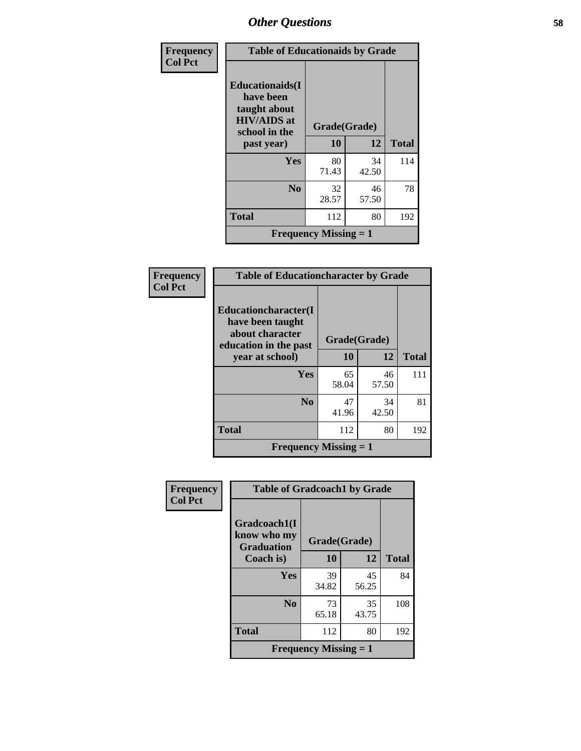# Other Questions

| Frequency<br>Col Pct | Table of Educationaids by Grade | | |
|---|---|---|---|
| **Educationaids(I have been taught about HIV/AIDS at school in the past year)** | **Grade(Grade)** | | |
| | **10** | **12** | **Total** |
| **Yes** | 80<br>71.43 | 34<br>42.50 | 114 |
| **No** | 32<br>28.57 | 46<br>57.50 | 78 |
| **Total** | 112 | 80 | 192 |
| **Frequency Missing = 1** | | | |

| Frequency<br>Col Pct | Table of Educationcharacter by Grade | | |
|---|---|---|---|
| **Educationcharacter(I have been taught about character education in the past year at school)** | **Grade(Grade)** | | |
| | **10** | **12** | **Total** |
| **Yes** | 65<br>58.04 | 46<br>57.50 | 111 |
| **No** | 47<br>41.96 | 34<br>42.50 | 81 |
| **Total** | 112 | 80 | 192 |
| **Frequency Missing = 1** | | | |

| Frequency<br>Col Pct | Table of Gradcoach1 by Grade | | |
|---|---|---|---|
| **Gradcoach1(I know who my Graduation Coach is)** | **Grade(Grade)** | | |
| | **10** | **12** | **Total** |
| **Yes** | 39<br>34.82 | 45<br>56.25 | 84 |
| **No** | 73<br>65.18 | 35<br>43.75 | 108 |
| **Total** | 112 | 80 | 192 |
| **Frequency Missing = 1** | | | |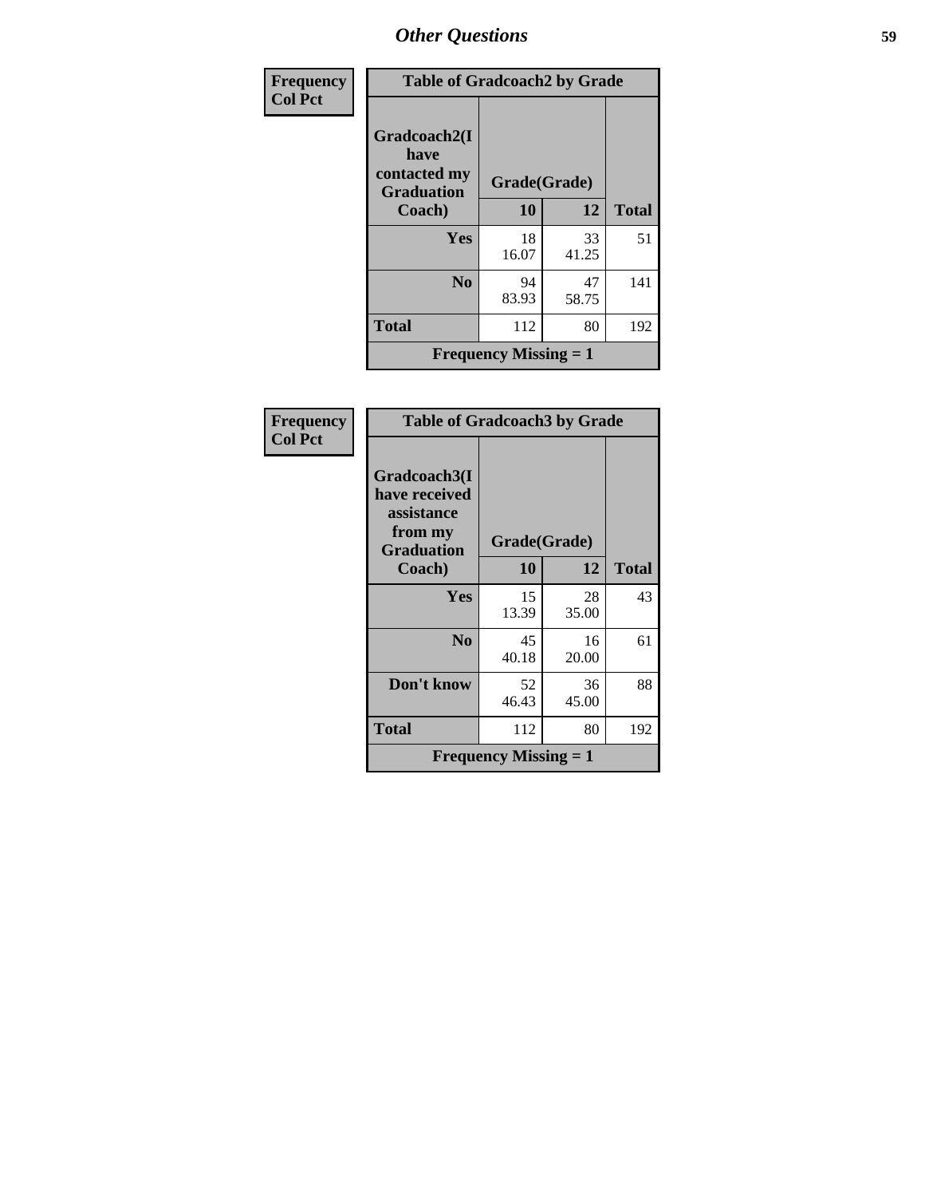| Frequency Col Pct | Table of Gradcoach2 by Grade | | | |
|---|---|---|---|---|
| | Gradcoach2(I have contacted my Graduation Coach) | Grade(Grade) | | Total |
| | | 10 | 12 | |
| | Yes | 18<br>16.07 | 33<br>41.25 | 51 |
| | No | 94<br>83.93 | 47<br>58.75 | 141 |
| | Total | 112 | 80 | 192 |
| | Frequency Missing = 1 | | | |

| Frequency Col Pct | Table of Gradcoach3 by Grade | | | |
|---|---|---|---|---|
| | Gradcoach3(I have received assistance from my Graduation Coach) | Grade(Grade) | | Total |
| | | 10 | 12 | |
| | Yes | 15<br>13.39 | 28<br>35.00 | 43 |
| | No | 45<br>40.18 | 16<br>20.00 | 61 |
| | Don't know | 52<br>46.43 | 36<br>45.00 | 88 |
| | Total | 112 | 80 | 192 |
| | Frequency Missing = 1 | | | |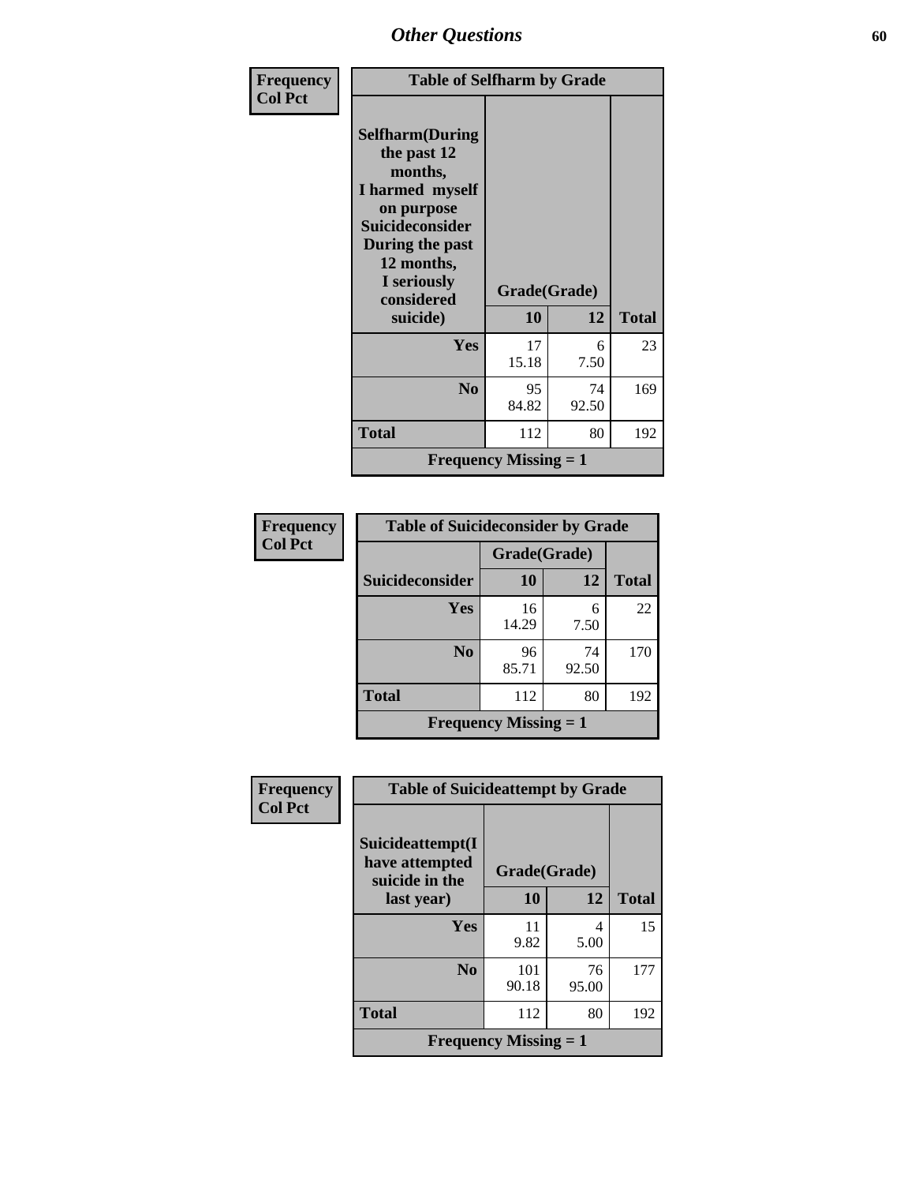## Other Questions

**Frequency**
**Col Pct**

| Table of Selfharm by Grade | | | |
|---|---|---|---|
| **Selfharm(During the past 12 months, I harmed myself on purpose Suicideconsider During the past 12 months, I seriously considered suicide)** | **Grade(Grade)** | | |
| | **10** | **12** | **Total** |
| **Yes** | 17<br>15.18 | 6<br>7.50 | 23 |
| **No** | 95<br>84.82 | 74<br>92.50 | 169 |
| **Total** | 112 | 80 | 192 |
| **Frequency Missing = 1** | | | |

**Frequency**
**Col Pct**

| Table of Suicideconsider by Grade | | | |
|---|---|---|---|
| | **Grade(Grade)** | | |
| **Suicideconsider** | **10** | **12** | **Total** |
| **Yes** | 16<br>14.29 | 6<br>7.50 | 22 |
| **No** | 96<br>85.71 | 74<br>92.50 | 170 |
| **Total** | 112 | 80 | 192 |
| **Frequency Missing = 1** | | | |

**Frequency**
**Col Pct**

| Table of Suicideattempt by Grade | | | |
|---|---|---|---|
| **Suicideattempt(I have attempted suicide in the last year)** | **Grade(Grade)** | | |
| | **10** | **12** | **Total** |
| **Yes** | 11<br>9.82 | 4<br>5.00 | 15 |
| **No** | 101<br>90.18 | 76<br>95.00 | 177 |
| **Total** | 112 | 80 | 192 |
| **Frequency Missing = 1** | | | |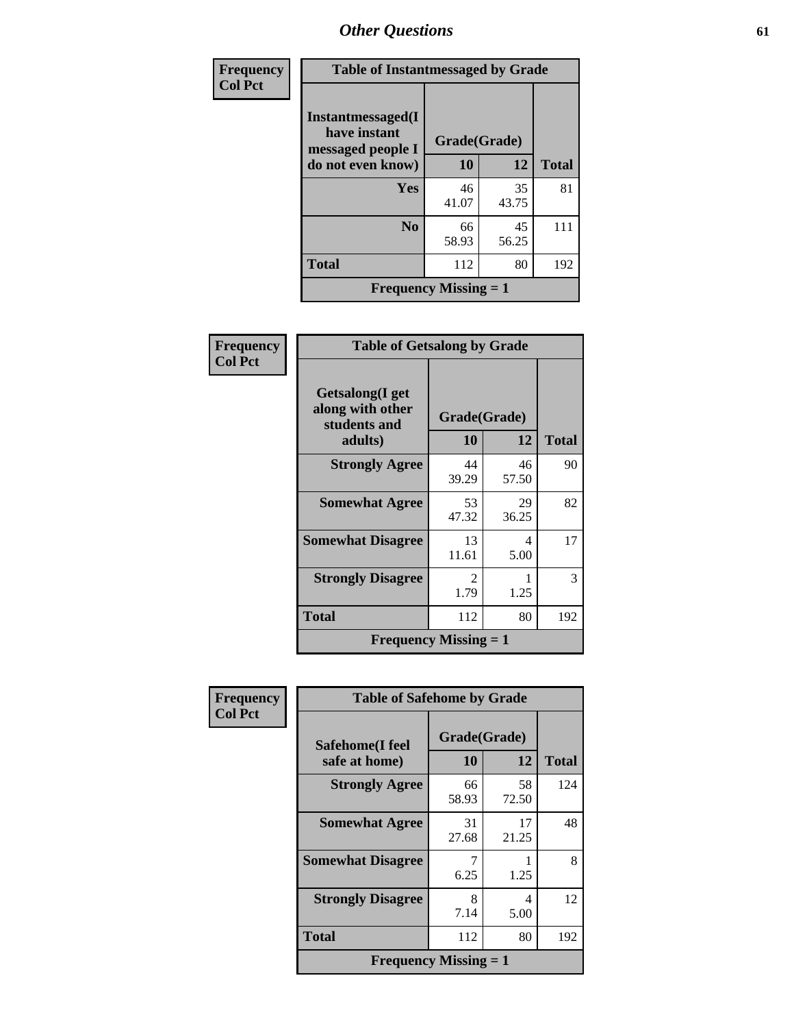## Other Questions

**Frequency**
**Col Pct**

**Table of Instantmessaged by Grade**

| Instantmessaged(I have instant messaged people I do not even know) | Grade(Grade) 10 | 12 | Total |
|---|---|---|---|
| **Yes** | 46<br>41.07 | 35<br>43.75 | 81 |
| **No** | 66<br>58.93 | 45<br>56.25 | 111 |
| **Total** | 112 | 80 | 192 |
| **Frequency Missing = 1** | | | |

**Frequency**
**Col Pct**

**Table of Getsalong by Grade**

| Getsalong(I get along with other students and adults) | Grade(Grade) 10 | 12 | Total |
|---|---|---|---|
| **Strongly Agree** | 44<br>39.29 | 46<br>57.50 | 90 |
| **Somewhat Agree** | 53<br>47.32 | 29<br>36.25 | 82 |
| **Somewhat Disagree** | 13<br>11.61 | 4<br>5.00 | 17 |
| **Strongly Disagree** | 2<br>1.79 | 1<br>1.25 | 3 |
| **Total** | 112 | 80 | 192 |
| **Frequency Missing = 1** | | | |

**Frequency**
**Col Pct**

**Table of Safehome by Grade**

| Safehome(I feel safe at home) | Grade(Grade) 10 | 12 | Total |
|---|---|---|---|
| **Strongly Agree** | 66<br>58.93 | 58<br>72.50 | 124 |
| **Somewhat Agree** | 31<br>27.68 | 17<br>21.25 | 48 |
| **Somewhat Disagree** | 7<br>6.25 | 1<br>1.25 | 8 |
| **Strongly Disagree** | 8<br>7.14 | 4<br>5.00 | 12 |
| **Total** | 112 | 80 | 192 |
| **Frequency Missing = 1** | | | |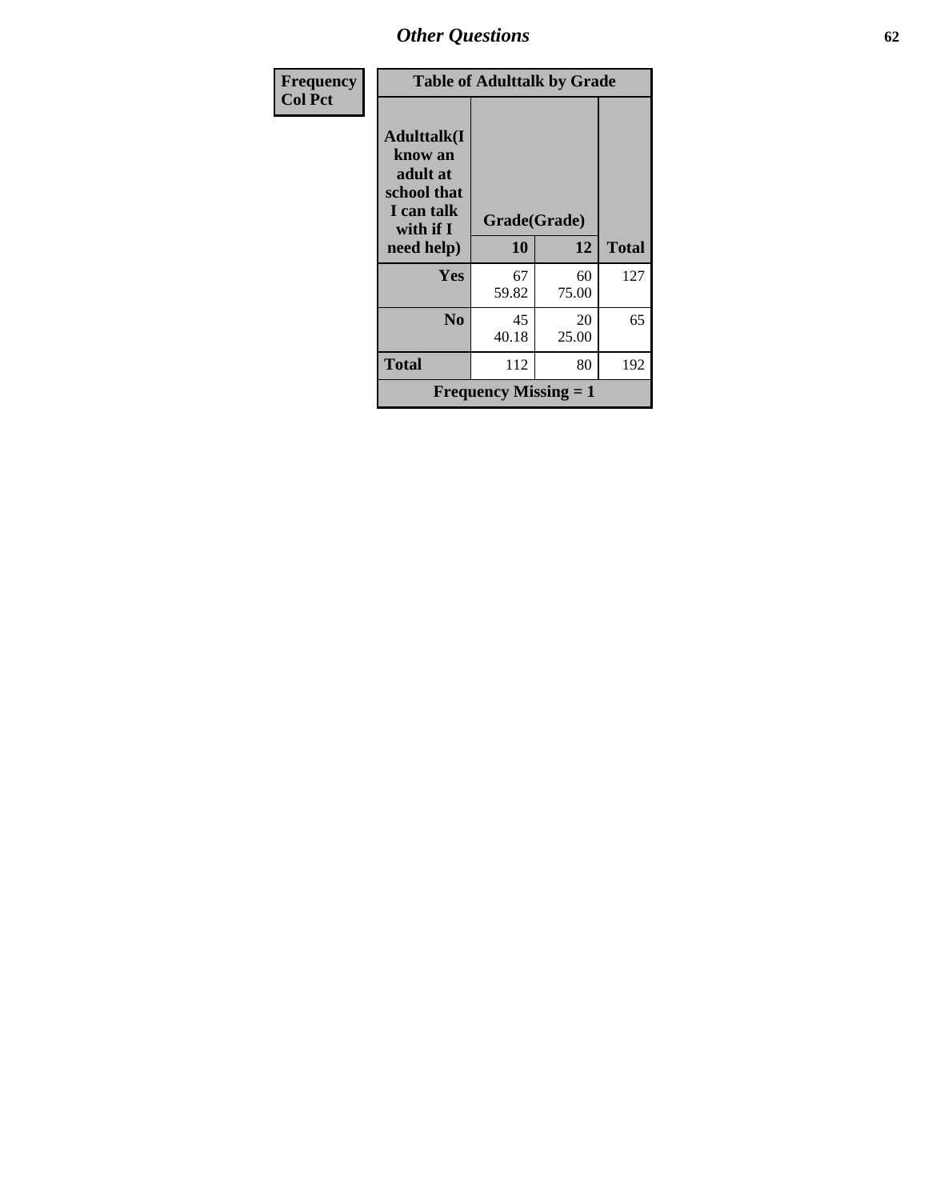| Frequency Col Pct | Table of Adulttalk by Grade | | |
|---|---|---|---|
| Adulttalk(I know an adult at school that I can talk with if I need help) | Grade(Grade) | | |
| | 10 | 12 | Total |
| Yes | 67 59.82 | 60 75.00 | 127 |
| No | 45 40.18 | 20 25.00 | 65 |
| Total | 112 | 80 | 192 |
| Frequency Missing = 1 | | | |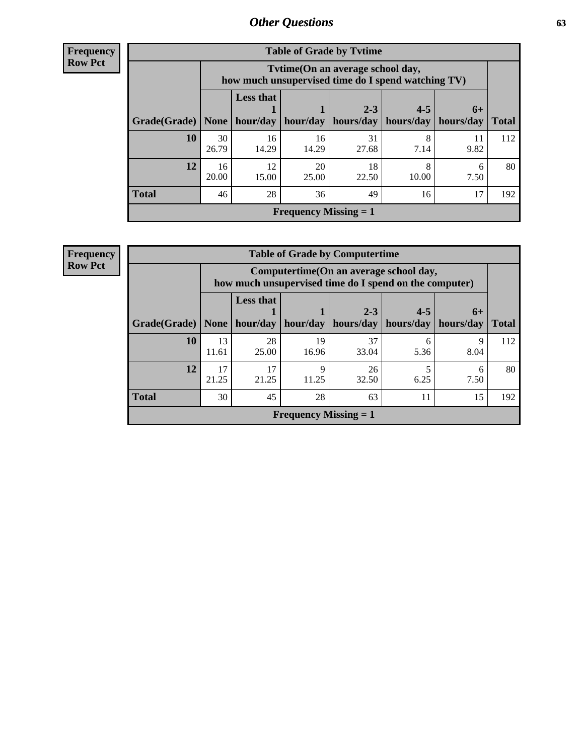## Other Questions

**Frequency**
**Row Pct**

| Table of Grade by Tvtime | | | | | | | |
|---|---|---|---|---|---|---|---|
| | **Tvtime(On an average school day, how much unsupervised time do I spend watching TV)** | | | | | | |
| **Grade(Grade)** | **None** | **Less that 1 hour/day** | **1 hour/day** | **2-3 hours/day** | **4-5 hours/day** | **6+ hours/day** | **Total** |
| **10** | 30<br>26.79 | 16<br>14.29 | 16<br>14.29 | 31<br>27.68 | 8<br>7.14 | 11<br>9.82 | 112 |
| **12** | 16<br>20.00 | 12<br>15.00 | 20<br>25.00 | 18<br>22.50 | 8<br>10.00 | 6<br>7.50 | 80 |
| **Total** | 46 | 28 | 36 | 49 | 16 | 17 | 192 |
| **Frequency Missing = 1** | | | | | | | |

**Frequency**
**Row Pct**

| Table of Grade by Computertime | | | | | | | |
|---|---|---|---|---|---|---|---|
| | **Computertime(On an average school day, how much unsupervised time do I spend on the computer)** | | | | | | |
| **Grade(Grade)** | **None** | **Less that 1 hour/day** | **1 hour/day** | **2-3 hours/day** | **4-5 hours/day** | **6+ hours/day** | **Total** |
| **10** | 13<br>11.61 | 28<br>25.00 | 19<br>16.96 | 37<br>33.04 | 6<br>5.36 | 9<br>8.04 | 112 |
| **12** | 17<br>21.25 | 17<br>21.25 | 9<br>11.25 | 26<br>32.50 | 5<br>6.25 | 6<br>7.50 | 80 |
| **Total** | 30 | 45 | 28 | 63 | 11 | 15 | 192 |
| **Frequency Missing = 1** | | | | | | | |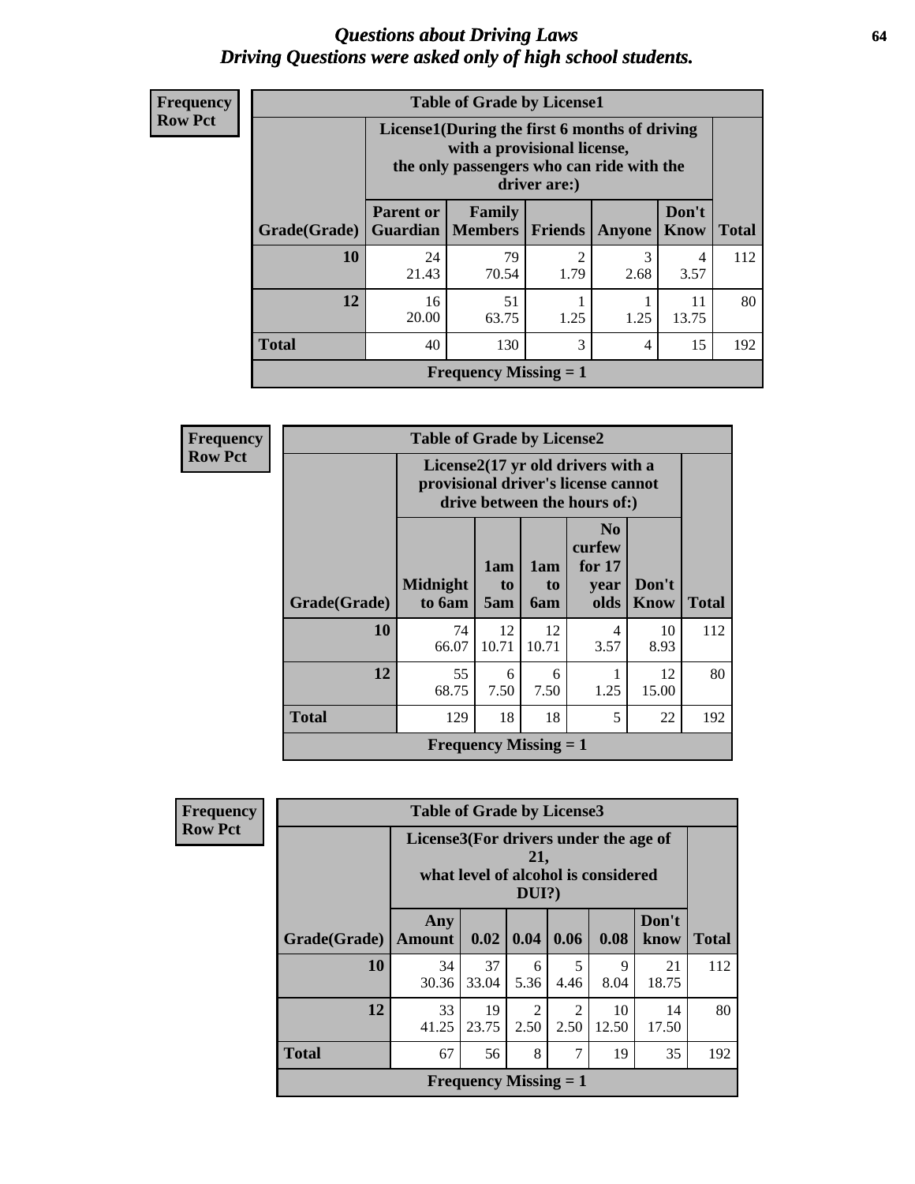# *Questions about Driving Laws*
## *Driving Questions were asked only of high school students.*

**Frequency Row Pct**

**Table of Grade by License1**

| Grade(Grade) | License1(During the first 6 months of driving with a provisional license, the only passengers who can ride with the driver are:) | | | | | Total |
|---|---|---|---|---|---|---|
| | Parent or Guardian | Family Members | Friends | Anyone | Don't Know | |
| 10 | 24<br>21.43 | 79<br>70.54 | 2<br>1.79 | 3<br>2.68 | 4<br>3.57 | 112 |
| 12 | 16<br>20.00 | 51<br>63.75 | 1<br>1.25 | 1<br>1.25 | 11<br>13.75 | 80 |
| Total | 40 | 130 | 3 | 4 | 15 | 192 |
| Frequency Missing = 1 | | | | | | |

**Frequency Row Pct**

**Table of Grade by License2**

| Grade(Grade) | License2(17 yr old drivers with a provisional driver's license cannot drive between the hours of:) | | | | | Total |
|---|---|---|---|---|---|---|
| | Midnight to 6am | 1am to 5am | 1am to 6am | No curfew for 17 year olds | Don't Know | |
| 10 | 74<br>66.07 | 12<br>10.71 | 12<br>10.71 | 4<br>3.57 | 10<br>8.93 | 112 |
| 12 | 55<br>68.75 | 6<br>7.50 | 6<br>7.50 | 1<br>1.25 | 12<br>15.00 | 80 |
| Total | 129 | 18 | 18 | 5 | 22 | 192 |
| Frequency Missing = 1 | | | | | | |

**Frequency Row Pct**

**Table of Grade by License3**

| Grade(Grade) | License3(For drivers under the age of 21, what level of alcohol is considered DUI?) | | | | | | Total |
|---|---|---|---|---|---|---|---|
| | Any Amount | 0.02 | 0.04 | 0.06 | 0.08 | Don't know | |
| 10 | 34<br>30.36 | 37<br>33.04 | 6<br>5.36 | 5<br>4.46 | 9<br>8.04 | 21<br>18.75 | 112 |
| 12 | 33<br>41.25 | 19<br>23.75 | 2<br>2.50 | 2<br>2.50 | 10<br>12.50 | 14<br>17.50 | 80 |
| Total | 67 | 56 | 8 | 7 | 19 | 35 | 192 |
| Frequency Missing = 1 | | | | | | | |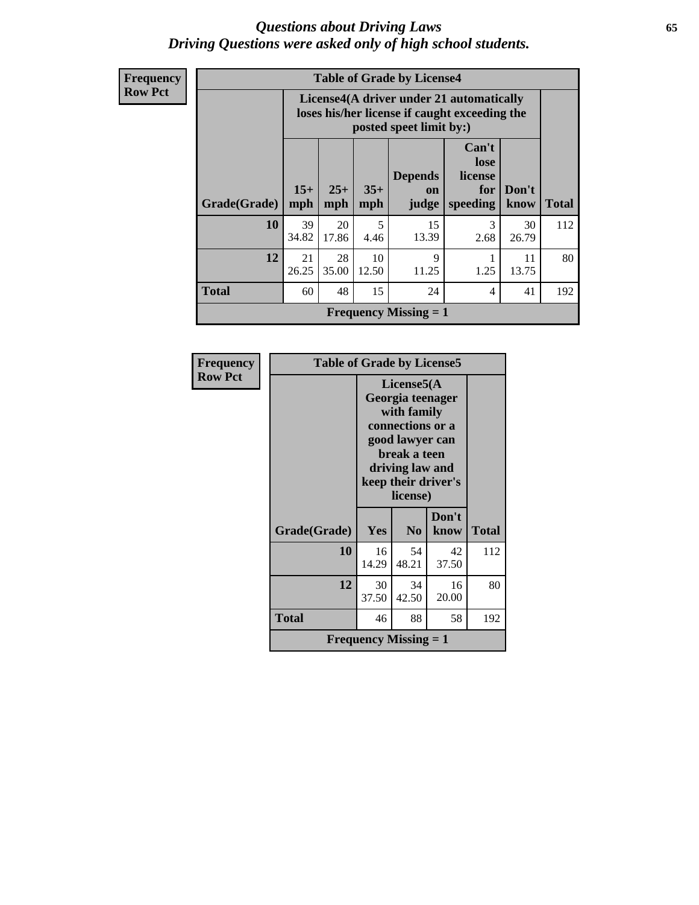# *Questions about Driving Laws*
## *Driving Questions were asked only of high school students.*

**Frequency**
**Row Pct**

**Table of Grade by License4**

| Grade(Grade) | License4(A driver under 21 automatically loses his/her license if caught exceeding the posted speet limit by:) 15+ mph | 25+ mph | 35+ mph | Depends on judge | Can't lose license for speeding | Don't know | Total |
|---|---|---|---|---|---|---|---|
| **10** | 39<br>34.82 | 20<br>17.86 | 5<br>4.46 | 15<br>13.39 | 3<br>2.68 | 30<br>26.79 | 112 |
| **12** | 21<br>26.25 | 28<br>35.00 | 10<br>12.50 | 9<br>11.25 | 1<br>1.25 | 11<br>13.75 | 80 |
| **Total** | 60 | 48 | 15 | 24 | 4 | 41 | 192 |

**Frequency Missing = 1**

**Frequency**
**Row Pct**

**Table of Grade by License5**

| Grade(Grade) | License5(A Georgia teenager with family connections or a good lawyer can break a teen driving law and keep their driver's license) Yes | No | Don't know | Total |
|---|---|---|---|---|
| **10** | 16<br>14.29 | 54<br>48.21 | 42<br>37.50 | 112 |
| **12** | 30<br>37.50 | 34<br>42.50 | 16<br>20.00 | 80 |
| **Total** | 46 | 88 | 58 | 192 |

**Frequency Missing = 1**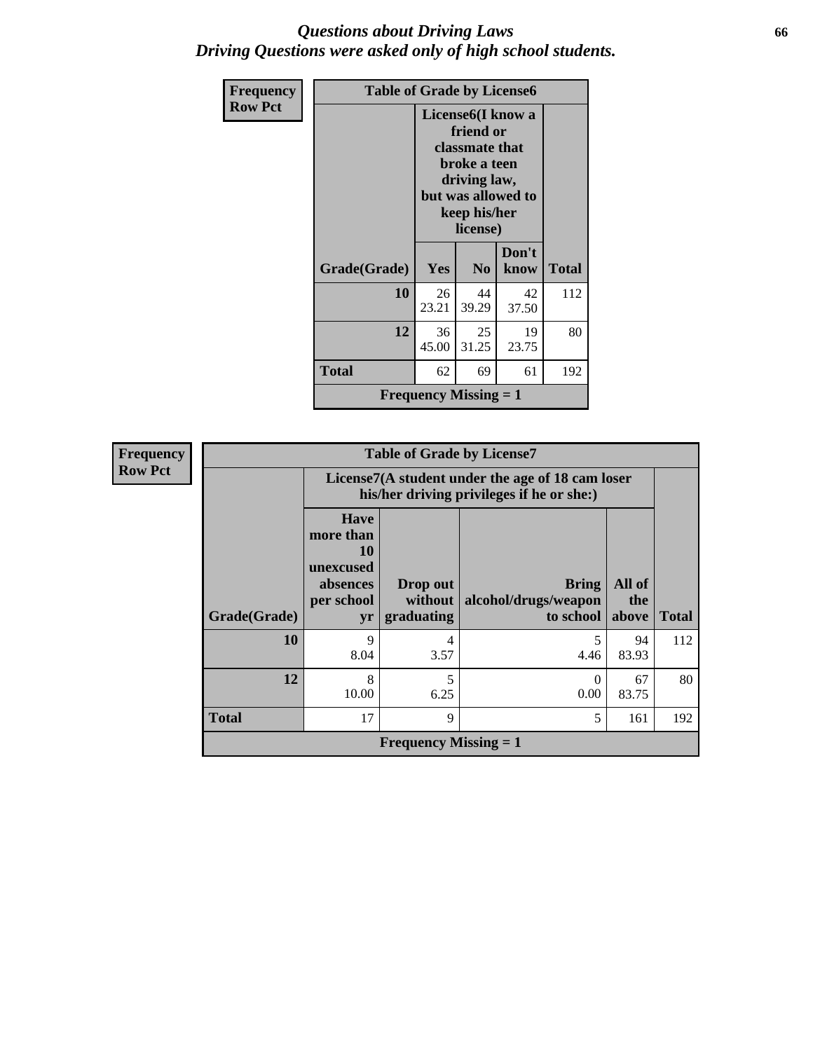## *Questions about Driving Laws*
## *Driving Questions were asked only of high school students.*

| Frequency<br>Row Pct | Table of Grade by License6 | | | |
|---|---|---|---|---|
| | License6(I know a friend or classmate that broke a teen driving law, but was allowed to keep his/her license) | | | |
| Grade(Grade) | Yes | No | Don't know | Total |
| 10 | 26<br>23.21 | 44<br>39.29 | 42<br>37.50 | 112 |
| 12 | 36<br>45.00 | 25<br>31.25 | 19<br>23.75 | 80 |
| Total | 62 | 69 | 61 | 192 |
| Frequency Missing = 1 | | | | |

| Frequency<br>Row Pct | Table of Grade by License7 | | | | |
|---|---|---|---|---|---|
| | License7(A student under the age of 18 cam loser his/her driving privileges if he or she:) | | | | |
| Grade(Grade) | Have more than 10 unexcused absences per school yr | Drop out without graduating | Bring alcohol/drugs/weapon to school | All of the above | Total |
| 10 | 9<br>8.04 | 4<br>3.57 | 5<br>4.46 | 94<br>83.93 | 112 |
| 12 | 8<br>10.00 | 5<br>6.25 | 0<br>0.00 | 67<br>83.75 | 80 |
| Total | 17 | 9 | 5 | 161 | 192 |
| Frequency Missing = 1 | | | | | |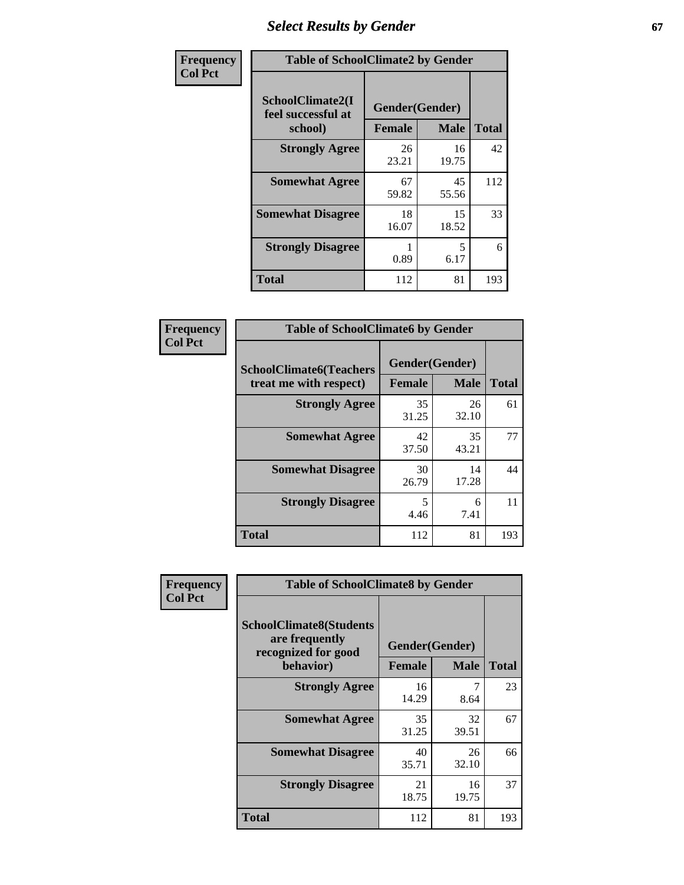## Select Results by Gender

**Frequency / Col Pct**

| Table of SchoolClimate2 by Gender | | | |
|---|---|---|---|
| SchoolClimate2(I feel successful at school) | Gender(Gender) | | |
| | Female | Male | Total |
| Strongly Agree | 26<br>23.21 | 16<br>19.75 | 42 |
| Somewhat Agree | 67<br>59.82 | 45<br>55.56 | 112 |
| Somewhat Disagree | 18<br>16.07 | 15<br>18.52 | 33 |
| Strongly Disagree | 1<br>0.89 | 5<br>6.17 | 6 |
| Total | 112 | 81 | 193 |

**Frequency / Col Pct**

| Table of SchoolClimate6 by Gender | | | |
|---|---|---|---|
| SchoolClimate6(Teachers treat me with respect) | Gender(Gender) | | |
| | Female | Male | Total |
| Strongly Agree | 35<br>31.25 | 26<br>32.10 | 61 |
| Somewhat Agree | 42<br>37.50 | 35<br>43.21 | 77 |
| Somewhat Disagree | 30<br>26.79 | 14<br>17.28 | 44 |
| Strongly Disagree | 5<br>4.46 | 6<br>7.41 | 11 |
| Total | 112 | 81 | 193 |

**Frequency / Col Pct**

| Table of SchoolClimate8 by Gender | | | |
|---|---|---|---|
| SchoolClimate8(Students are frequently recognized for good behavior) | Gender(Gender) | | |
| | Female | Male | Total |
| Strongly Agree | 16<br>14.29 | 7<br>8.64 | 23 |
| Somewhat Agree | 35<br>31.25 | 32<br>39.51 | 67 |
| Somewhat Disagree | 40<br>35.71 | 26<br>32.10 | 66 |
| Strongly Disagree | 21<br>18.75 | 16<br>19.75 | 37 |
| Total | 112 | 81 | 193 |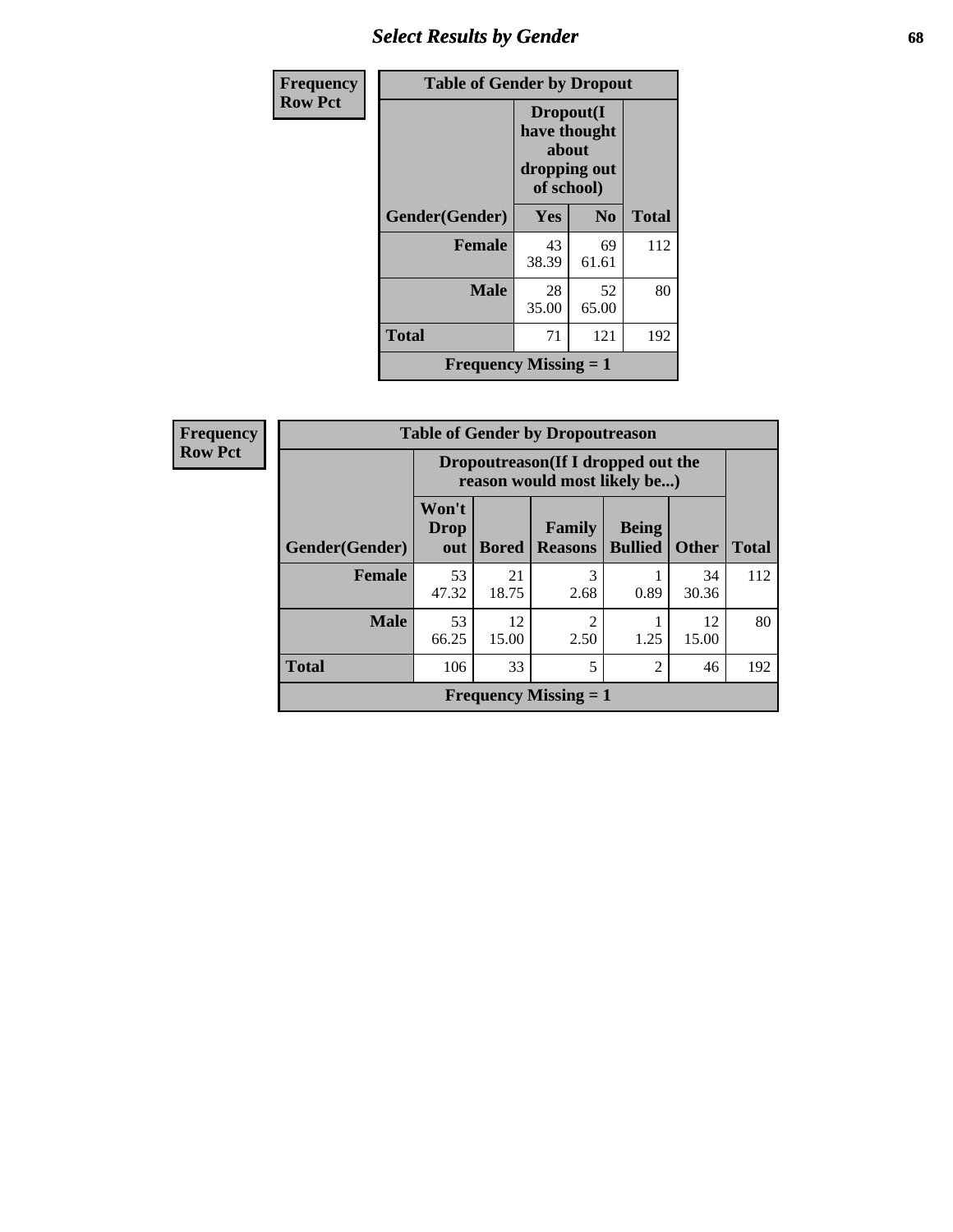## Select Results by Gender

**Frequency**
**Row Pct**

| Table of Gender by Dropout | | | |
|---|---|---|---|
| | Dropout(I have thought about dropping out of school) | | |
| Gender(Gender) | Yes | No | Total |
| **Female** | 43<br>38.39 | 69<br>61.61 | 112 |
| **Male** | 28<br>35.00 | 52<br>65.00 | 80 |
| **Total** | 71 | 121 | 192 |
| **Frequency Missing = 1** | | | |

**Frequency**
**Row Pct**

| Table of Gender by Dropoutreason | | | | | | |
|---|---|---|---|---|---|---|
| | Dropoutreason(If I dropped out the reason would most likely be...) | | | | | |
| Gender(Gender) | Won't Drop out | Bored | Family Reasons | Being Bullied | Other | Total |
| **Female** | 53<br>47.32 | 21<br>18.75 | 3<br>2.68 | 1<br>0.89 | 34<br>30.36 | 112 |
| **Male** | 53<br>66.25 | 12<br>15.00 | 2<br>2.50 | 1<br>1.25 | 12<br>15.00 | 80 |
| **Total** | 106 | 33 | 5 | 2 | 46 | 192 |
| **Frequency Missing = 1** | | | | | | |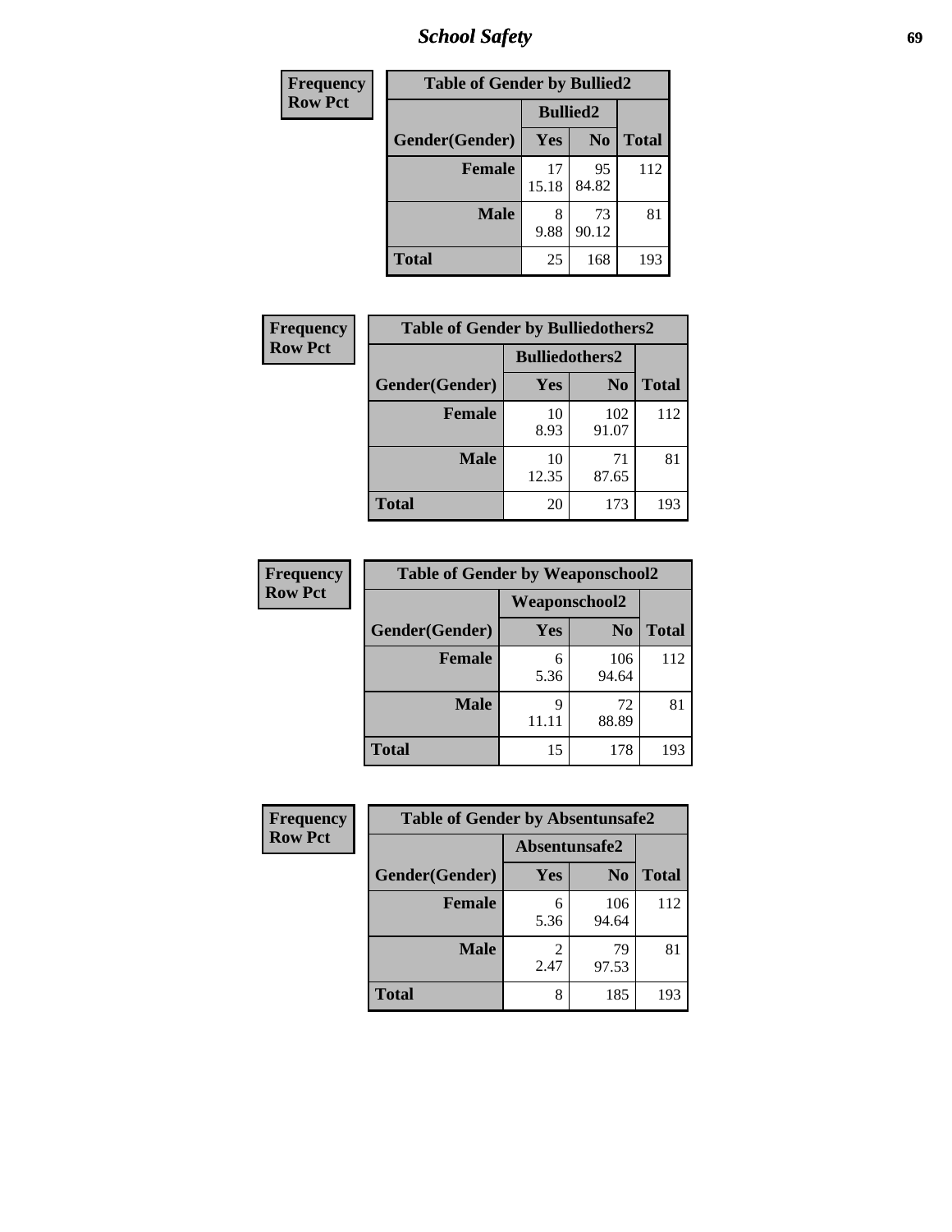| Frequency<br>Row Pct | Table of Gender by Bullied2 | | |
|---|---|---|---|
| | Bullied2 | | |
| Gender(Gender) | Yes | No | Total |
| Female | 17<br>15.18 | 95<br>84.82 | 112 |
| Male | 8<br>9.88 | 73<br>90.12 | 81 |
| Total | 25 | 168 | 193 |

| Frequency<br>Row Pct | Table of Gender by Bulliedothers2 | | |
|---|---|---|---|
| | Bulliedothers2 | | |
| Gender(Gender) | Yes | No | Total |
| Female | 10<br>8.93 | 102<br>91.07 | 112 |
| Male | 10<br>12.35 | 71<br>87.65 | 81 |
| Total | 20 | 173 | 193 |

| Frequency<br>Row Pct | Table of Gender by Weaponschool2 | | |
|---|---|---|---|
| | Weaponschool2 | | |
| Gender(Gender) | Yes | No | Total |
| Female | 6<br>5.36 | 106<br>94.64 | 112 |
| Male | 9<br>11.11 | 72<br>88.89 | 81 |
| Total | 15 | 178 | 193 |

| Frequency<br>Row Pct | Table of Gender by Absentunsafe2 | | |
|---|---|---|---|
| | Absentunsafe2 | | |
| Gender(Gender) | Yes | No | Total |
| Female | 6<br>5.36 | 106<br>94.64 | 112 |
| Male | 2<br>2.47 | 79<br>97.53 | 81 |
| Total | 8 | 185 | 193 |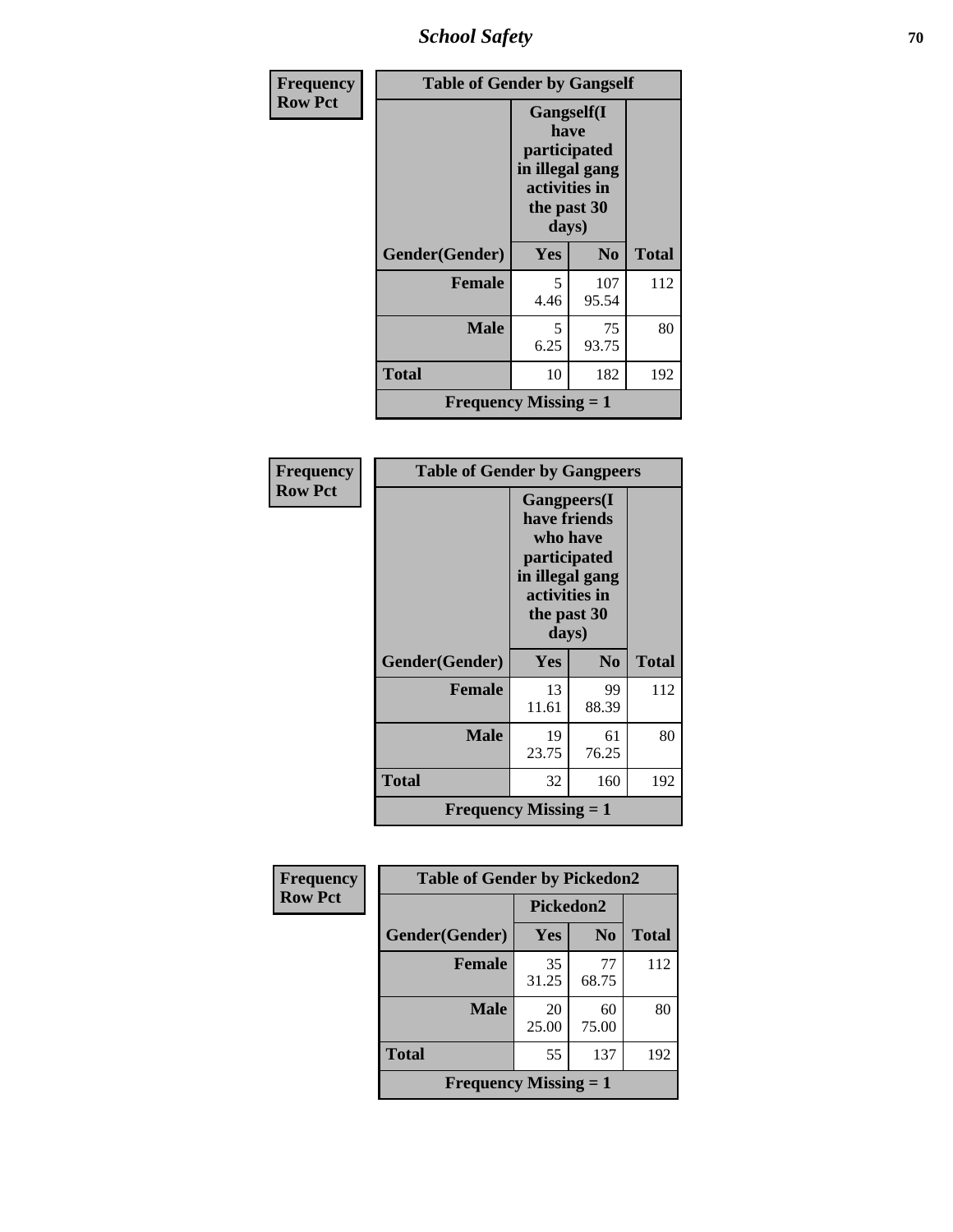| Frequency Row Pct | Table of Gender by Gangself | | |
|---|---|---|---|
| | Gangself(I have participated in illegal gang activities in the past 30 days) | | |
| Gender(Gender) | Yes | No | Total |
| Female | 5<br>4.46 | 107<br>95.54 | 112 |
| Male | 5<br>6.25 | 75<br>93.75 | 80 |
| Total | 10 | 182 | 192 |
| Frequency Missing = 1 | | | |

| Frequency Row Pct | Table of Gender by Gangpeers | | |
|---|---|---|---|
| | Gangpeers(I have friends who have participated in illegal gang activities in the past 30 days) | | |
| Gender(Gender) | Yes | No | Total |
| Female | 13<br>11.61 | 99<br>88.39 | 112 |
| Male | 19<br>23.75 | 61<br>76.25 | 80 |
| Total | 32 | 160 | 192 |
| Frequency Missing = 1 | | | |

| Frequency Row Pct | Table of Gender by Pickedon2 | | |
|---|---|---|---|
| | Pickedon2 | | |
| Gender(Gender) | Yes | No | Total |
| Female | 35<br>31.25 | 77<br>68.75 | 112 |
| Male | 20<br>25.00 | 60<br>75.00 | 80 |
| Total | 55 | 137 | 192 |
| Frequency Missing = 1 | | | |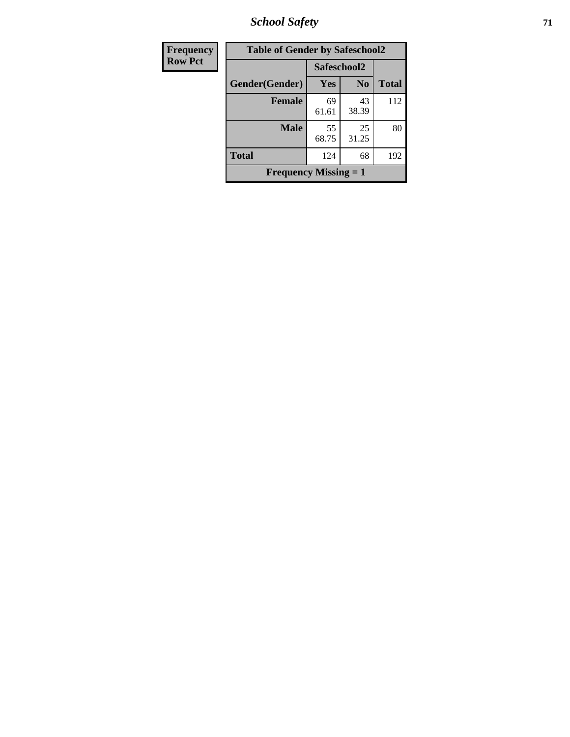| Frequency Row Pct |
|---|

| Table of Gender by Safeschool2 | | | |
|---|---|---|---|
| | Safeschool2 | | |
| Gender(Gender) | Yes | No | Total |
| Female | 69<br>61.61 | 43<br>38.39 | 112 |
| Male | 55<br>68.75 | 25<br>31.25 | 80 |
| Total | 124 | 68 | 192 |
| Frequency Missing = 1 | | | |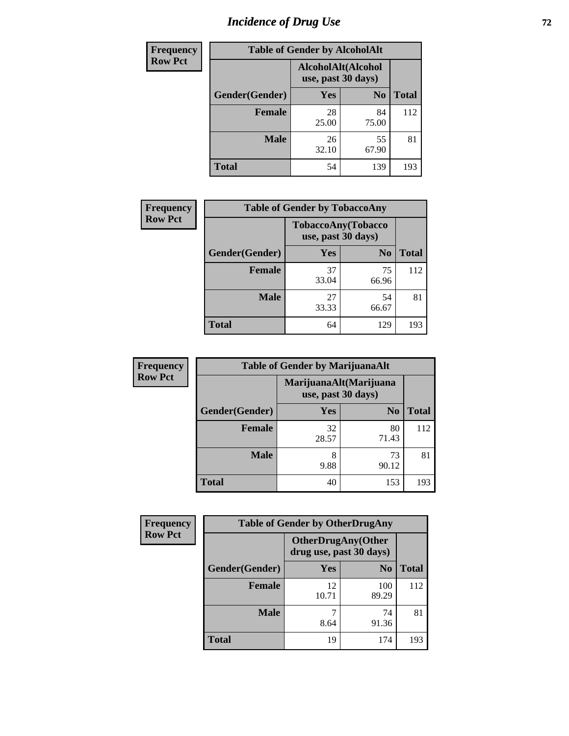# Incidence of Drug Use

| Frequency Row Pct | Table of Gender by AlcoholAlt | | |
|---|---|---|---|
| | AlcoholAlt(Alcohol use, past 30 days) | | |
| Gender(Gender) | Yes | No | Total |
| Female | 28<br>25.00 | 84<br>75.00 | 112 |
| Male | 26<br>32.10 | 55<br>67.90 | 81 |
| Total | 54 | 139 | 193 |

| Frequency Row Pct | Table of Gender by TobaccoAny | | |
|---|---|---|---|
| | TobaccoAny(Tobacco use, past 30 days) | | |
| Gender(Gender) | Yes | No | Total |
| Female | 37<br>33.04 | 75<br>66.96 | 112 |
| Male | 27<br>33.33 | 54<br>66.67 | 81 |
| Total | 64 | 129 | 193 |

| Frequency Row Pct | Table of Gender by MarijuanaAlt | | |
|---|---|---|---|
| | MarijuanaAlt(Marijuana use, past 30 days) | | |
| Gender(Gender) | Yes | No | Total |
| Female | 32<br>28.57 | 80<br>71.43 | 112 |
| Male | 8<br>9.88 | 73<br>90.12 | 81 |
| Total | 40 | 153 | 193 |

| Frequency Row Pct | Table of Gender by OtherDrugAny | | |
|---|---|---|---|
| | OtherDrugAny(Other drug use, past 30 days) | | |
| Gender(Gender) | Yes | No | Total |
| Female | 12<br>10.71 | 100<br>89.29 | 112 |
| Male | 7<br>8.64 | 74<br>91.36 | 81 |
| Total | 19 | 174 | 193 |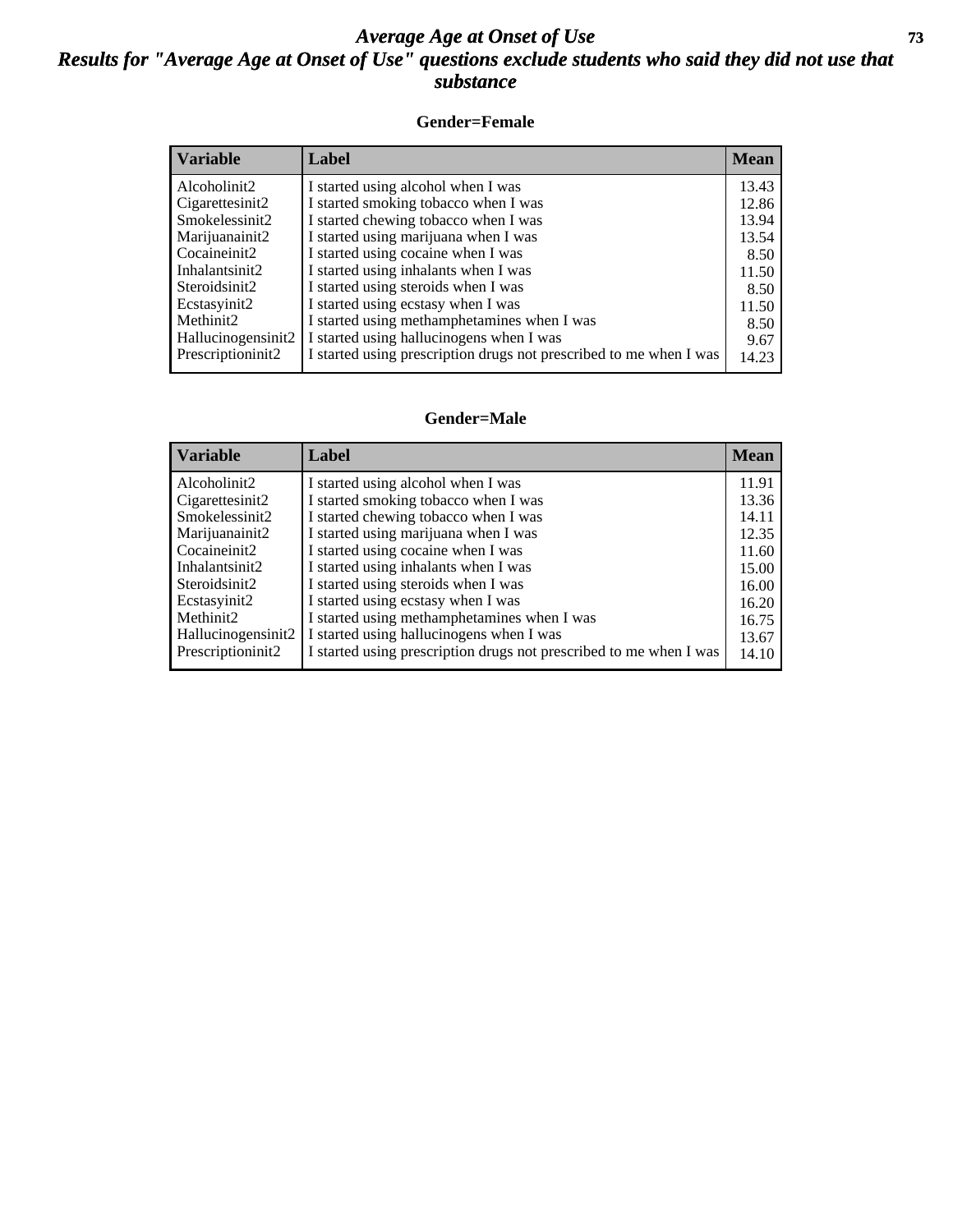# *Average Age at Onset of Use*
## *Results for "Average Age at Onset of Use" questions exclude students who said they did not use that substance*

### Gender=Female

| Variable | Label | Mean |
|---|---|---|
| Alcoholinit2 | I started using alcohol when I was | 13.43 |
| Cigarettesinit2 | I started smoking tobacco when I was | 12.86 |
| Smokelessinit2 | I started chewing tobacco when I was | 13.94 |
| Marijuanainit2 | I started using marijuana when I was | 13.54 |
| Cocaineinit2 | I started using cocaine when I was | 8.50 |
| Inhalantsinit2 | I started using inhalants when I was | 11.50 |
| Steroidsinit2 | I started using steroids when I was | 8.50 |
| Ecstasyinit2 | I started using ecstasy when I was | 11.50 |
| Methinit2 | I started using methamphetamines when I was | 8.50 |
| Hallucinogensinit2 | I started using hallucinogens when I was | 9.67 |
| Prescriptioninit2 | I started using prescription drugs not prescribed to me when I was | 14.23 |

### Gender=Male

| Variable | Label | Mean |
|---|---|---|
| Alcoholinit2 | I started using alcohol when I was | 11.91 |
| Cigarettesinit2 | I started smoking tobacco when I was | 13.36 |
| Smokelessinit2 | I started chewing tobacco when I was | 14.11 |
| Marijuanainit2 | I started using marijuana when I was | 12.35 |
| Cocaineinit2 | I started using cocaine when I was | 11.60 |
| Inhalantsinit2 | I started using inhalants when I was | 15.00 |
| Steroidsinit2 | I started using steroids when I was | 16.00 |
| Ecstasyinit2 | I started using ecstasy when I was | 16.20 |
| Methinit2 | I started using methamphetamines when I was | 16.75 |
| Hallucinogensinit2 | I started using hallucinogens when I was | 13.67 |
| Prescriptioninit2 | I started using prescription drugs not prescribed to me when I was | 14.10 |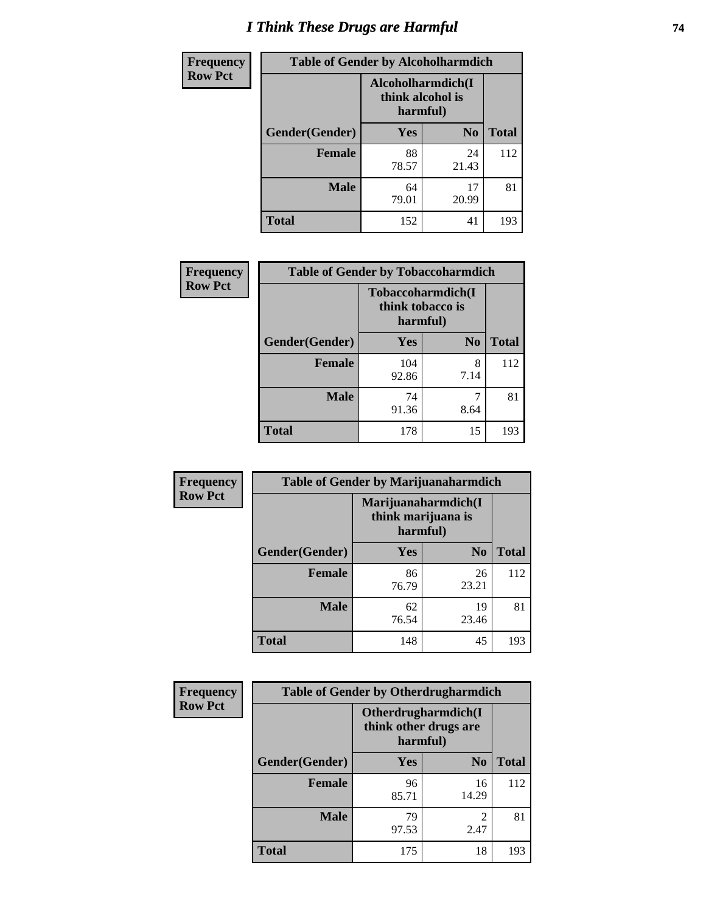# I Think These Drugs are Harmful

| Frequency Row Pct | Table of Gender by Alcoholharmdich | | |
|---|---|---|---|
| | Alcoholharmdich(I think alcohol is harmful) | | |
| Gender(Gender) | Yes | No | Total |
| Female | 88<br>78.57 | 24<br>21.43 | 112 |
| Male | 64<br>79.01 | 17<br>20.99 | 81 |
| Total | 152 | 41 | 193 |

| Frequency Row Pct | Table of Gender by Tobaccoharmdich | | |
|---|---|---|---|
| | Tobaccoharmdich(I think tobacco is harmful) | | |
| Gender(Gender) | Yes | No | Total |
| Female | 104<br>92.86 | 8<br>7.14 | 112 |
| Male | 74<br>91.36 | 7<br>8.64 | 81 |
| Total | 178 | 15 | 193 |

| Frequency Row Pct | Table of Gender by Marijuanaharmdich | | |
|---|---|---|---|
| | Marijuanaharmdich(I think marijuana is harmful) | | |
| Gender(Gender) | Yes | No | Total |
| Female | 86<br>76.79 | 26<br>23.21 | 112 |
| Male | 62<br>76.54 | 19<br>23.46 | 81 |
| Total | 148 | 45 | 193 |

| Frequency Row Pct | Table of Gender by Otherdrugharmdich | | |
|---|---|---|---|
| | Otherdrugharmdich(I think other drugs are harmful) | | |
| Gender(Gender) | Yes | No | Total |
| Female | 96<br>85.71 | 16<br>14.29 | 112 |
| Male | 79<br>97.53 | 2<br>2.47 | 81 |
| Total | 175 | 18 | 193 |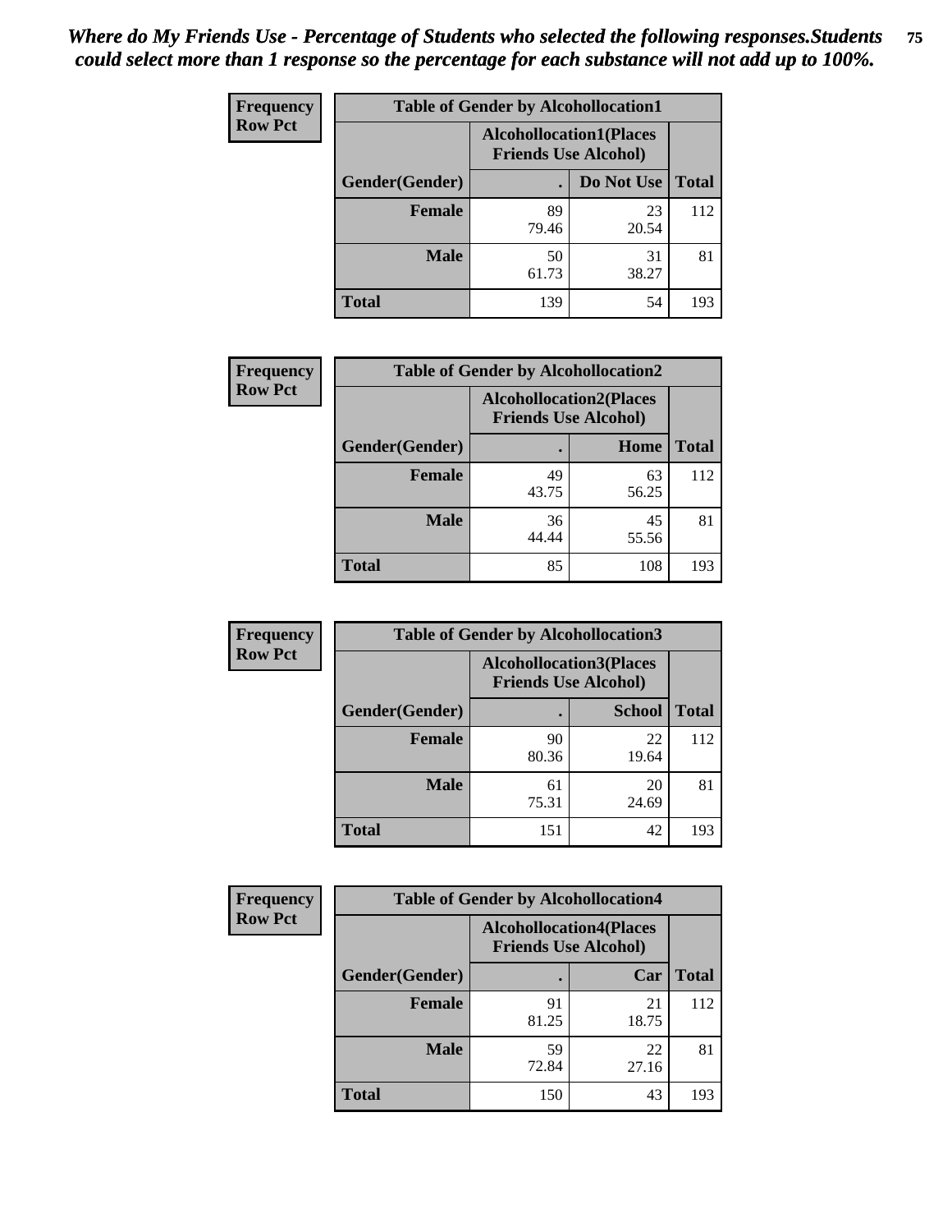*Where do My Friends Use - Percentage of Students who selected the following responses.Students could select more than 1 response so the percentage for each substance will not add up to 100%.*

**Frequency**
**Row Pct**

| Table of Gender by Alcohollocation1 | | | |
|---|---|---|---|
| | Alcohollocation1(Places Friends Use Alcohol) | | |
| Gender(Gender) | . | Do Not Use | Total |
| **Female** | 89<br>79.46 | 23<br>20.54 | 112 |
| **Male** | 50<br>61.73 | 31<br>38.27 | 81 |
| **Total** | 139 | 54 | 193 |

**Frequency**
**Row Pct**

| Table of Gender by Alcohollocation2 | | | |
|---|---|---|---|
| | Alcohollocation2(Places Friends Use Alcohol) | | |
| Gender(Gender) | . | Home | Total |
| **Female** | 49<br>43.75 | 63<br>56.25 | 112 |
| **Male** | 36<br>44.44 | 45<br>55.56 | 81 |
| **Total** | 85 | 108 | 193 |

**Frequency**
**Row Pct**

| Table of Gender by Alcohollocation3 | | | |
|---|---|---|---|
| | Alcohollocation3(Places Friends Use Alcohol) | | |
| Gender(Gender) | . | School | Total |
| **Female** | 90<br>80.36 | 22<br>19.64 | 112 |
| **Male** | 61<br>75.31 | 20<br>24.69 | 81 |
| **Total** | 151 | 42 | 193 |

**Frequency**
**Row Pct**

| Table of Gender by Alcohollocation4 | | | |
|---|---|---|---|
| | Alcohollocation4(Places Friends Use Alcohol) | | |
| Gender(Gender) | . | Car | Total |
| **Female** | 91<br>81.25 | 21<br>18.75 | 112 |
| **Male** | 59<br>72.84 | 22<br>27.16 | 81 |
| **Total** | 150 | 43 | 193 |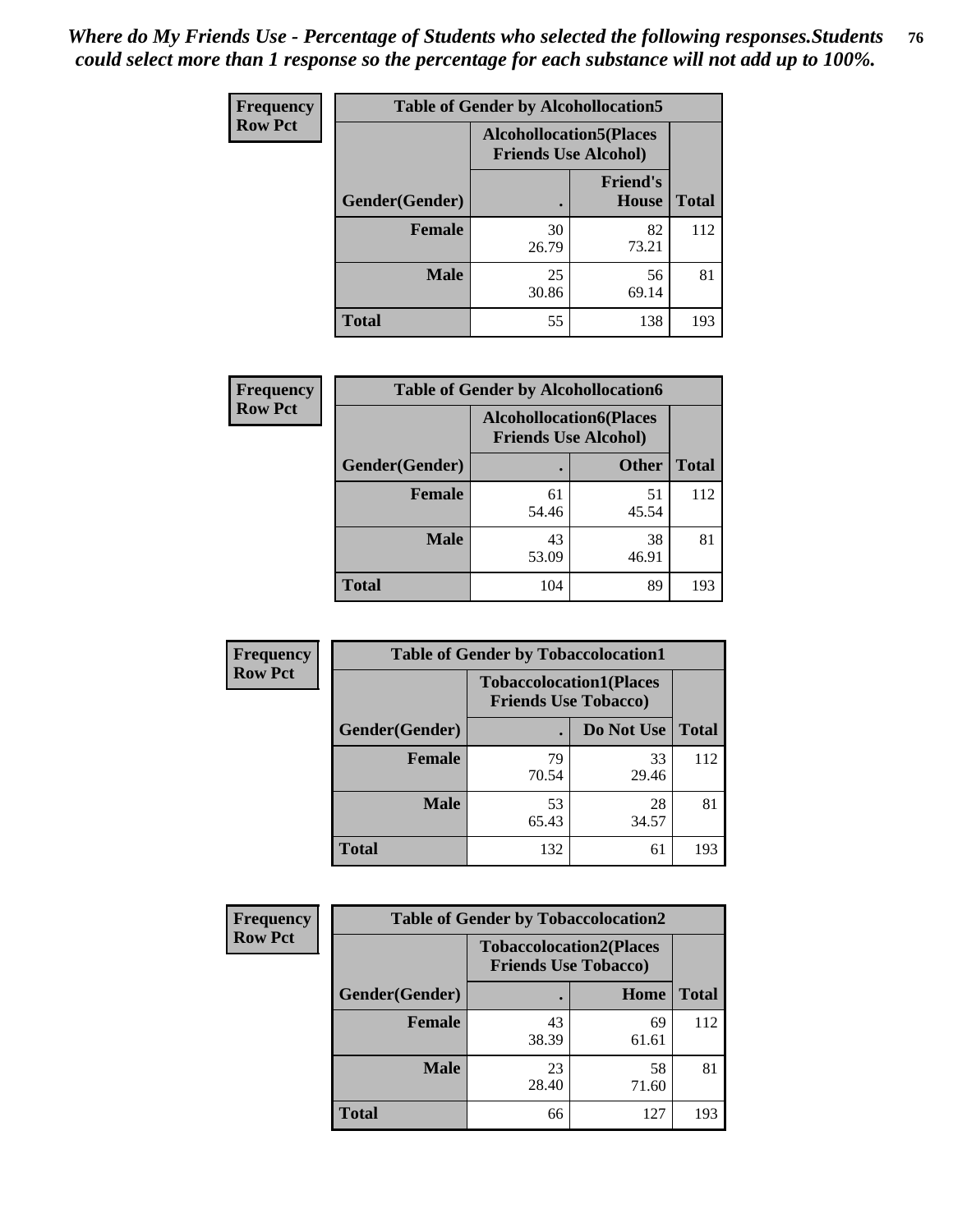*Where do My Friends Use - Percentage of Students who selected the following responses.Students could select more than 1 response so the percentage for each substance will not add up to 100%.*

**Frequency Row Pct**

| Table of Gender by Alcohollocation5 | | | |
|---|---|---|---|
| | Alcohollocation5(Places Friends Use Alcohol) | | |
| Gender(Gender) | . | Friend's House | Total |
| Female | 30<br>26.79 | 82<br>73.21 | 112 |
| Male | 25<br>30.86 | 56<br>69.14 | 81 |
| Total | 55 | 138 | 193 |

**Frequency Row Pct**

| Table of Gender by Alcohollocation6 | | | |
|---|---|---|---|
| | Alcohollocation6(Places Friends Use Alcohol) | | |
| Gender(Gender) | . | Other | Total |
| Female | 61<br>54.46 | 51<br>45.54 | 112 |
| Male | 43<br>53.09 | 38<br>46.91 | 81 |
| Total | 104 | 89 | 193 |

**Frequency Row Pct**

| Table of Gender by Tobaccolocation1 | | | |
|---|---|---|---|
| | Tobaccolocation1(Places Friends Use Tobacco) | | |
| Gender(Gender) | . | Do Not Use | Total |
| Female | 79<br>70.54 | 33<br>29.46 | 112 |
| Male | 53<br>65.43 | 28<br>34.57 | 81 |
| Total | 132 | 61 | 193 |

**Frequency Row Pct**

| Table of Gender by Tobaccolocation2 | | | |
|---|---|---|---|
| | Tobaccolocation2(Places Friends Use Tobacco) | | |
| Gender(Gender) | . | Home | Total |
| Female | 43<br>38.39 | 69<br>61.61 | 112 |
| Male | 23<br>28.40 | 58<br>71.60 | 81 |
| Total | 66 | 127 | 193 |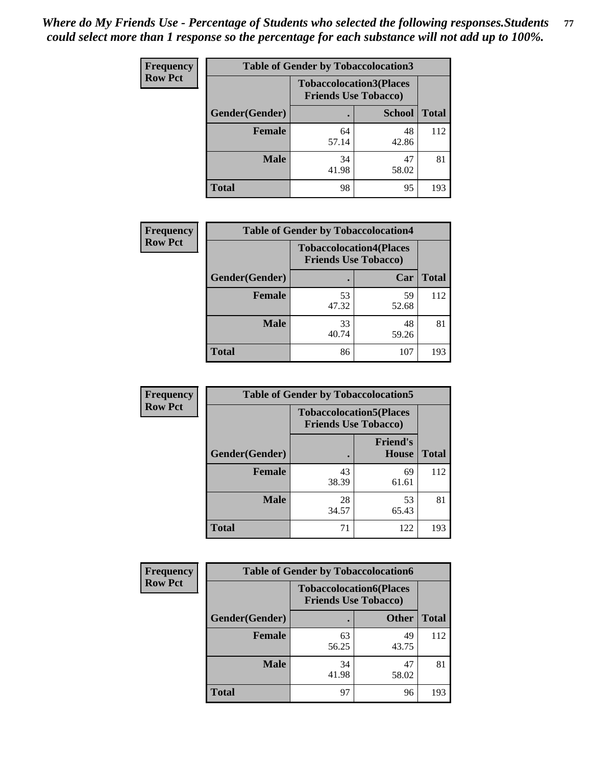*Where do My Friends Use - Percentage of Students who selected the following responses.Students could select more than 1 response so the percentage for each substance will not add up to 100%.*

**Frequency Row Pct**

| Table of Gender by Tobaccolocation3 | | | |
|---|---|---|---|
| | Tobaccolocation3(Places Friends Use Tobacco) | | |
| Gender(Gender) | . | School | Total |
| Female | 64<br>57.14 | 48<br>42.86 | 112 |
| Male | 34<br>41.98 | 47<br>58.02 | 81 |
| Total | 98 | 95 | 193 |

**Frequency Row Pct**

| Table of Gender by Tobaccolocation4 | | | |
|---|---|---|---|
| | Tobaccolocation4(Places Friends Use Tobacco) | | |
| Gender(Gender) | . | Car | Total |
| Female | 53<br>47.32 | 59<br>52.68 | 112 |
| Male | 33<br>40.74 | 48<br>59.26 | 81 |
| Total | 86 | 107 | 193 |

**Frequency Row Pct**

| Table of Gender by Tobaccolocation5 | | | |
|---|---|---|---|
| | Tobaccolocation5(Places Friends Use Tobacco) | | |
| Gender(Gender) | . | Friend's House | Total |
| Female | 43<br>38.39 | 69<br>61.61 | 112 |
| Male | 28<br>34.57 | 53<br>65.43 | 81 |
| Total | 71 | 122 | 193 |

**Frequency Row Pct**

| Table of Gender by Tobaccolocation6 | | | |
|---|---|---|---|
| | Tobaccolocation6(Places Friends Use Tobacco) | | |
| Gender(Gender) | . | Other | Total |
| Female | 63<br>56.25 | 49<br>43.75 | 112 |
| Male | 34<br>41.98 | 47<br>58.02 | 81 |
| Total | 97 | 96 | 193 |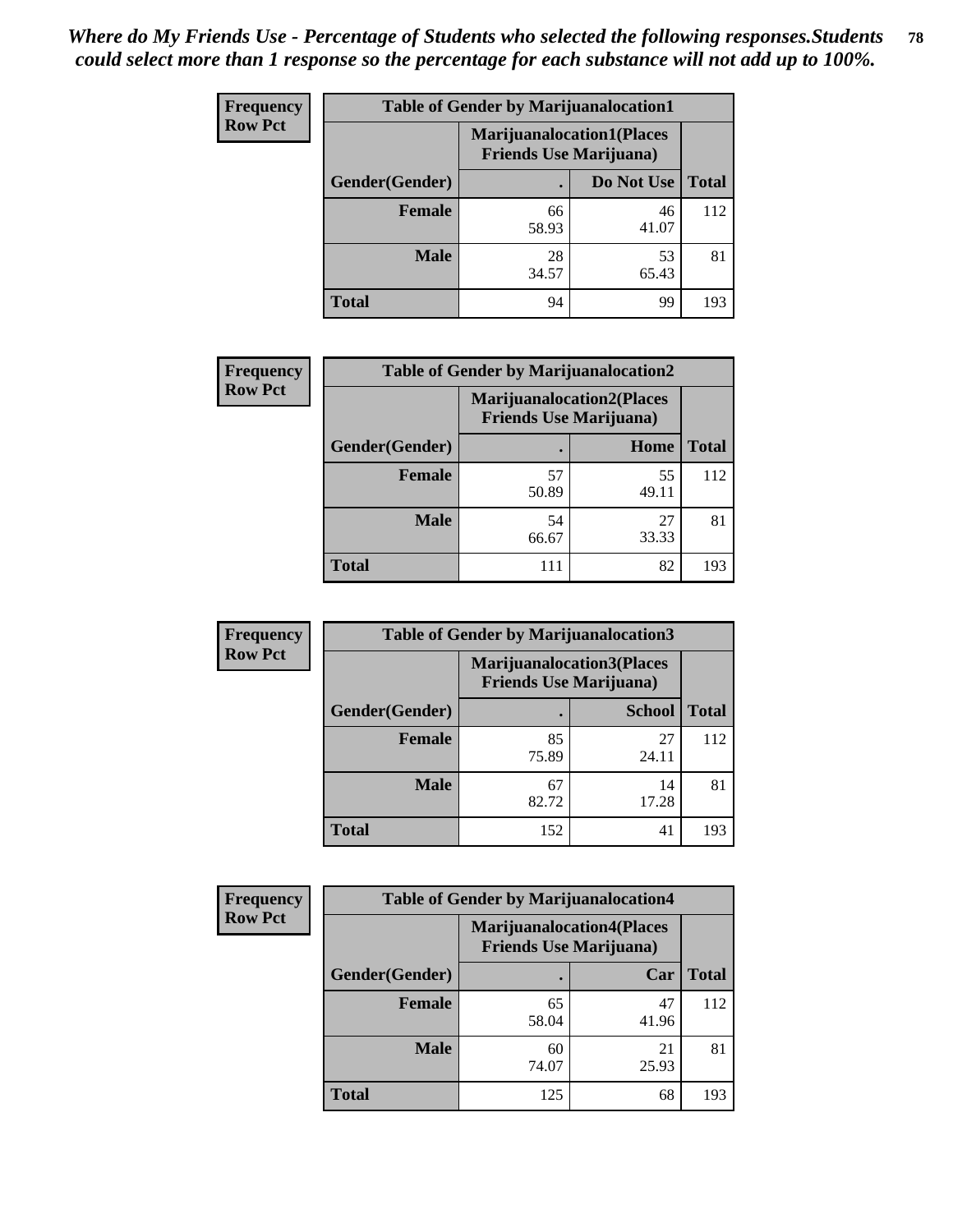*Where do My Friends Use - Percentage of Students who selected the following responses.Students could select more than 1 response so the percentage for each substance will not add up to 100%.*

**Frequency**
**Row Pct**

| Table of Gender by Marijuanalocation1 | | | |
|---|---|---|---|
| | Marijuanalocation1(Places Friends Use Marijuana) | | |
| Gender(Gender) | . | Do Not Use | Total |
| Female | 66<br>58.93 | 46<br>41.07 | 112 |
| Male | 28<br>34.57 | 53<br>65.43 | 81 |
| Total | 94 | 99 | 193 |

**Frequency**
**Row Pct**

| Table of Gender by Marijuanalocation2 | | | |
|---|---|---|---|
| | Marijuanalocation2(Places Friends Use Marijuana) | | |
| Gender(Gender) | . | Home | Total |
| Female | 57<br>50.89 | 55<br>49.11 | 112 |
| Male | 54<br>66.67 | 27<br>33.33 | 81 |
| Total | 111 | 82 | 193 |

**Frequency**
**Row Pct**

| Table of Gender by Marijuanalocation3 | | | |
|---|---|---|---|
| | Marijuanalocation3(Places Friends Use Marijuana) | | |
| Gender(Gender) | . | School | Total |
| Female | 85<br>75.89 | 27<br>24.11 | 112 |
| Male | 67<br>82.72 | 14<br>17.28 | 81 |
| Total | 152 | 41 | 193 |

**Frequency**
**Row Pct**

| Table of Gender by Marijuanalocation4 | | | |
|---|---|---|---|
| | Marijuanalocation4(Places Friends Use Marijuana) | | |
| Gender(Gender) | . | Car | Total |
| Female | 65<br>58.04 | 47<br>41.96 | 112 |
| Male | 60<br>74.07 | 21<br>25.93 | 81 |
| Total | 125 | 68 | 193 |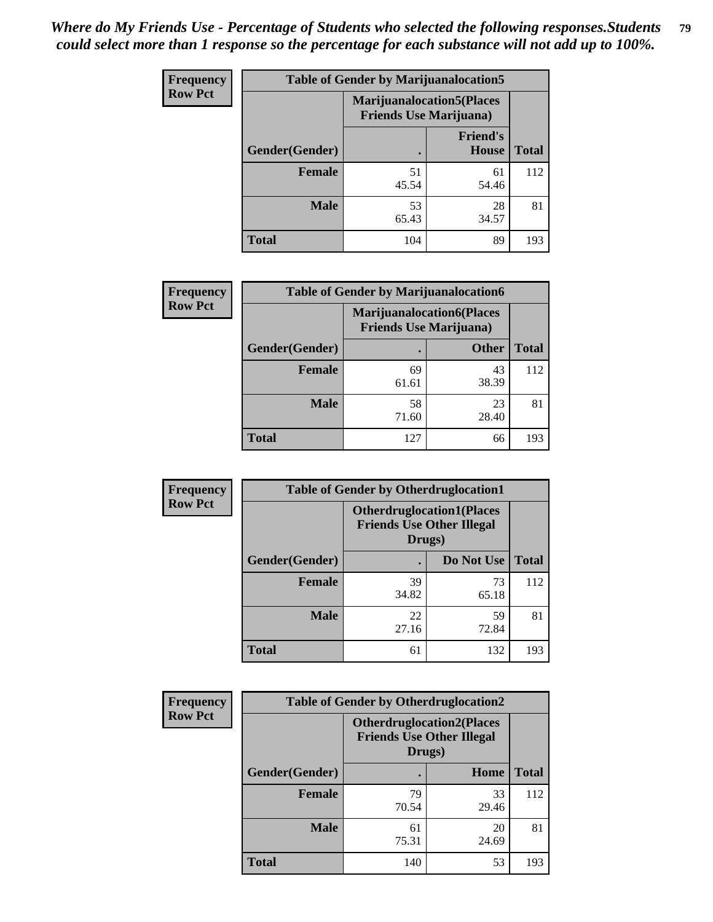*Where do My Friends Use - Percentage of Students who selected the following responses.Students could select more than 1 response so the percentage for each substance will not add up to 100%.*

**Frequency**
**Row Pct**

| Table of Gender by Marijuanalocation5 | | | |
|---|---|---|---|
| | Marijuanalocation5(Places Friends Use Marijuana) | | |
| Gender(Gender) | . | Friend's House | Total |
| Female | 51<br>45.54 | 61<br>54.46 | 112 |
| Male | 53<br>65.43 | 28<br>34.57 | 81 |
| Total | 104 | 89 | 193 |

**Frequency**
**Row Pct**

| Table of Gender by Marijuanalocation6 | | | |
|---|---|---|---|
| | Marijuanalocation6(Places Friends Use Marijuana) | | |
| Gender(Gender) | . | Other | Total |
| Female | 69<br>61.61 | 43<br>38.39 | 112 |
| Male | 58<br>71.60 | 23<br>28.40 | 81 |
| Total | 127 | 66 | 193 |

**Frequency**
**Row Pct**

| Table of Gender by Otherdruglocation1 | | | |
|---|---|---|---|
| | Otherdruglocation1(Places Friends Use Other Illegal Drugs) | | |
| Gender(Gender) | . | Do Not Use | Total |
| Female | 39<br>34.82 | 73<br>65.18 | 112 |
| Male | 22<br>27.16 | 59<br>72.84 | 81 |
| Total | 61 | 132 | 193 |

**Frequency**
**Row Pct**

| Table of Gender by Otherdruglocation2 | | | |
|---|---|---|---|
| | Otherdruglocation2(Places Friends Use Other Illegal Drugs) | | |
| Gender(Gender) | . | Home | Total |
| Female | 79<br>70.54 | 33<br>29.46 | 112 |
| Male | 61<br>75.31 | 20<br>24.69 | 81 |
| Total | 140 | 53 | 193 |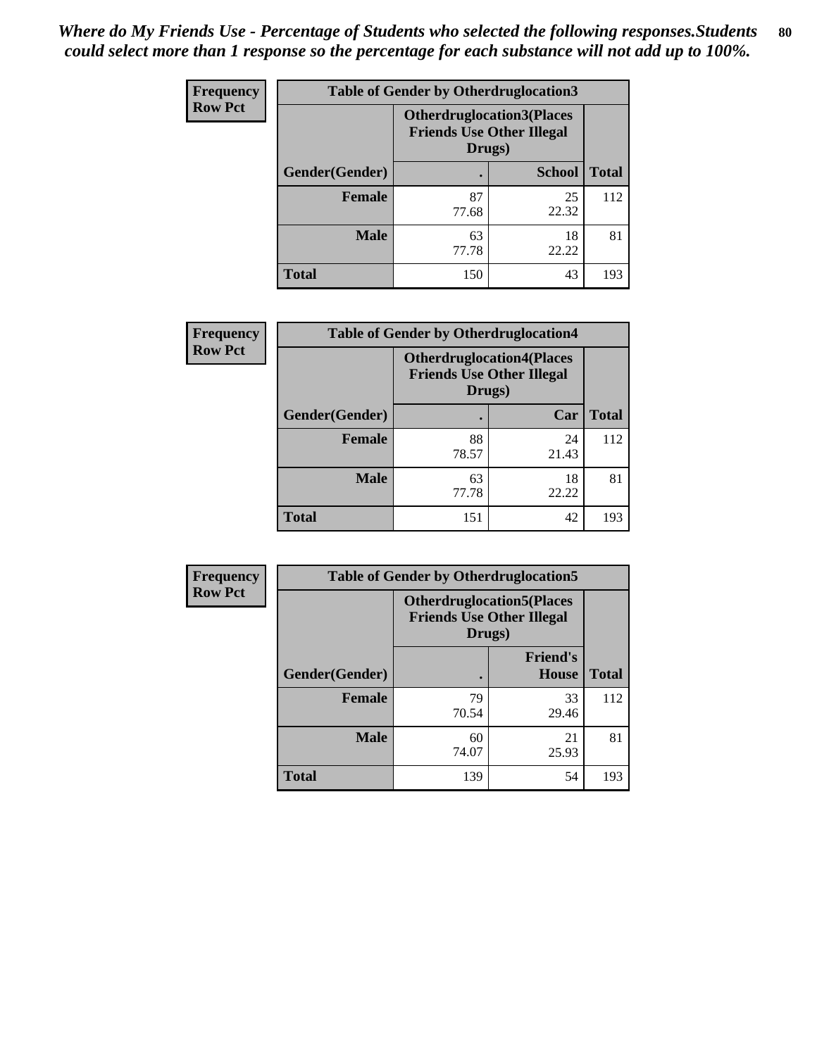*Where do My Friends Use - Percentage of Students who selected the following responses.Students could select more than 1 response so the percentage for each substance will not add up to 100%.*

**Frequency**
**Row Pct**

| Table of Gender by Otherdruglocation3 | | | |
|---|---|---|---|
| | Otherdruglocation3(Places Friends Use Other Illegal Drugs) | | |
| Gender(Gender) | . | School | Total |
| Female | 87<br>77.68 | 25<br>22.32 | 112 |
| Male | 63<br>77.78 | 18<br>22.22 | 81 |
| Total | 150 | 43 | 193 |

**Frequency**
**Row Pct**

| Table of Gender by Otherdruglocation4 | | | |
|---|---|---|---|
| | Otherdruglocation4(Places Friends Use Other Illegal Drugs) | | |
| Gender(Gender) | . | Car | Total |
| Female | 88<br>78.57 | 24<br>21.43 | 112 |
| Male | 63<br>77.78 | 18<br>22.22 | 81 |
| Total | 151 | 42 | 193 |

**Frequency**
**Row Pct**

| Table of Gender by Otherdruglocation5 | | | |
|---|---|---|---|
| | Otherdruglocation5(Places Friends Use Other Illegal Drugs) | | |
| Gender(Gender) | . | Friend's House | Total |
| Female | 79<br>70.54 | 33<br>29.46 | 112 |
| Male | 60<br>74.07 | 21<br>25.93 | 81 |
| Total | 139 | 54 | 193 |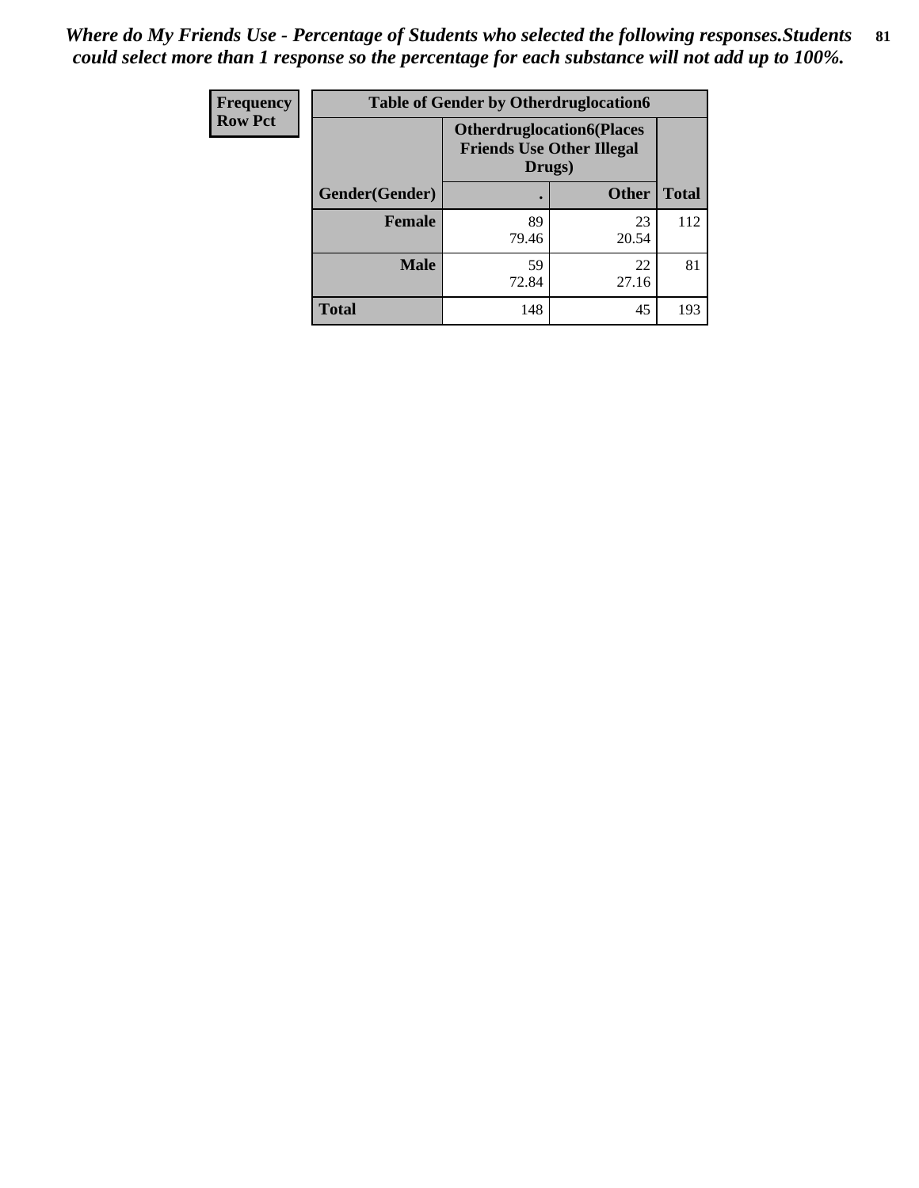*Where do My Friends Use - Percentage of Students who selected the following responses.Students could select more than 1 response so the percentage for each substance will not add up to 100%.*

| Frequency<br>Row Pct | Table of Gender by Otherdruglocation6 | | |
|---|---|---|---|
| | Otherdruglocation6(Places Friends Use Other Illegal Drugs) | | |
| Gender(Gender) | . | Other | Total |
| Female | 89<br>79.46 | 23<br>20.54 | 112 |
| Male | 59<br>72.84 | 22<br>27.16 | 81 |
| Total | 148 | 45 | 193 |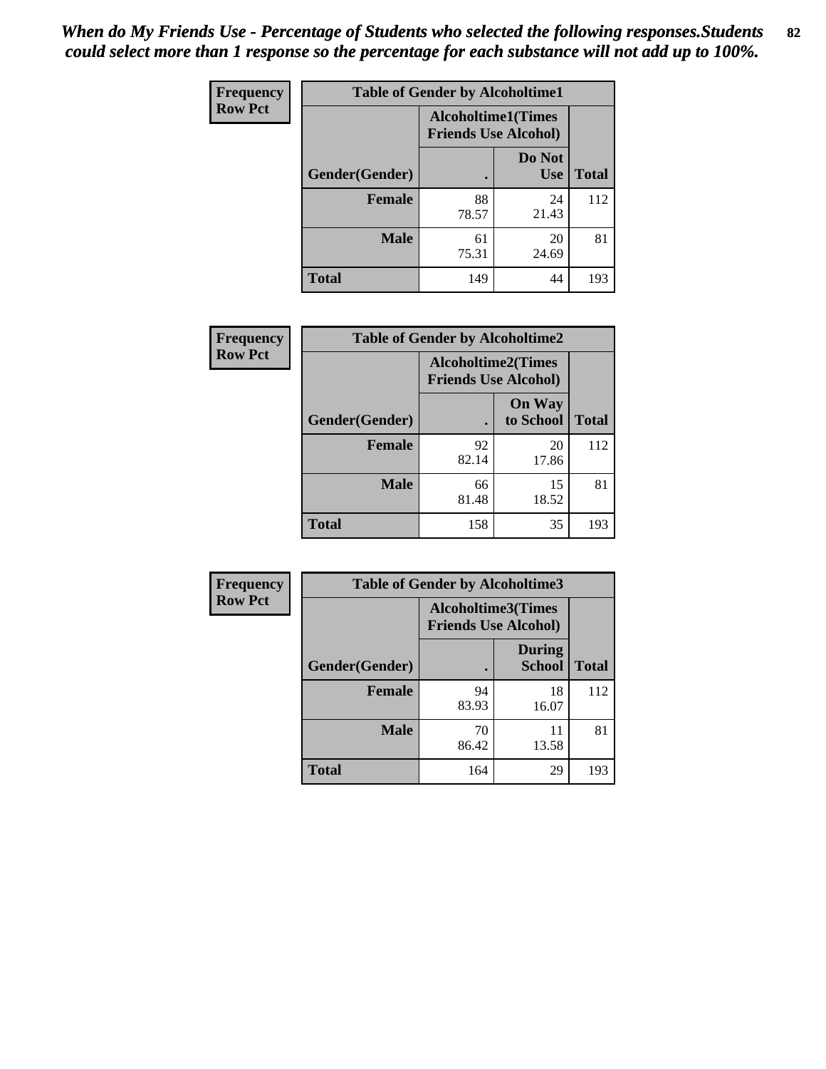*When do My Friends Use - Percentage of Students who selected the following responses.Students could select more than 1 response so the percentage for each substance will not add up to 100%.*

**Frequency**
**Row Pct**

| Table of Gender by Alcoholtime1 | | | |
|---|---|---|---|
| | Alcoholtime1(Times Friends Use Alcohol) | | |
| Gender(Gender) | . | Do Not Use | Total |
| **Female** | 88<br>78.57 | 24<br>21.43 | 112 |
| **Male** | 61<br>75.31 | 20<br>24.69 | 81 |
| **Total** | 149 | 44 | 193 |

**Frequency**
**Row Pct**

| Table of Gender by Alcoholtime2 | | | |
|---|---|---|---|
| | Alcoholtime2(Times Friends Use Alcohol) | | |
| Gender(Gender) | . | On Way to School | Total |
| **Female** | 92<br>82.14 | 20<br>17.86 | 112 |
| **Male** | 66<br>81.48 | 15<br>18.52 | 81 |
| **Total** | 158 | 35 | 193 |

**Frequency**
**Row Pct**

| Table of Gender by Alcoholtime3 | | | |
|---|---|---|---|
| | Alcoholtime3(Times Friends Use Alcohol) | | |
| Gender(Gender) | . | During School | Total |
| **Female** | 94<br>83.93 | 18<br>16.07 | 112 |
| **Male** | 70<br>86.42 | 11<br>13.58 | 81 |
| **Total** | 164 | 29 | 193 |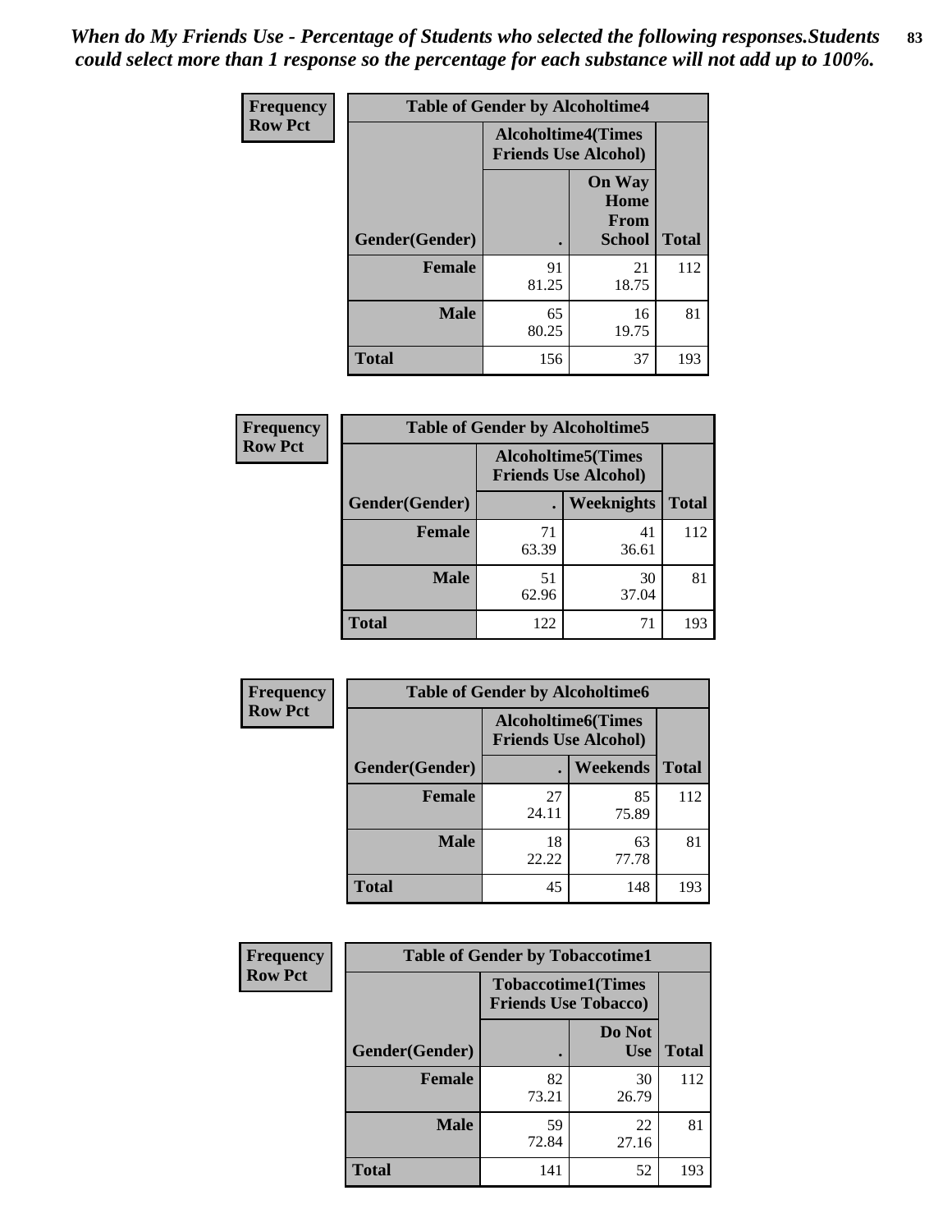*When do My Friends Use - Percentage of Students who selected the following responses.Students could select more than 1 response so the percentage for each substance will not add up to 100%.*

| Frequency Row Pct | Table of Gender by Alcoholtime4 | | |
|---|---|---|---|
| | Alcoholtime4(Times Friends Use Alcohol) | | |
| Gender(Gender) | . | On Way Home From School | Total |
| Female | 91 81.25 | 21 18.75 | 112 |
| Male | 65 80.25 | 16 19.75 | 81 |
| Total | 156 | 37 | 193 |

| Frequency Row Pct | Table of Gender by Alcoholtime5 | | |
|---|---|---|---|
| | Alcoholtime5(Times Friends Use Alcohol) | | |
| Gender(Gender) | . | Weeknights | Total |
| Female | 71 63.39 | 41 36.61 | 112 |
| Male | 51 62.96 | 30 37.04 | 81 |
| Total | 122 | 71 | 193 |

| Frequency Row Pct | Table of Gender by Alcoholtime6 | | |
|---|---|---|---|
| | Alcoholtime6(Times Friends Use Alcohol) | | |
| Gender(Gender) | . | Weekends | Total |
| Female | 27 24.11 | 85 75.89 | 112 |
| Male | 18 22.22 | 63 77.78 | 81 |
| Total | 45 | 148 | 193 |

| Frequency Row Pct | Table of Gender by Tobaccotime1 | | |
|---|---|---|---|
| | Tobaccotime1(Times Friends Use Tobacco) | | |
| Gender(Gender) | . | Do Not Use | Total |
| Female | 82 73.21 | 30 26.79 | 112 |
| Male | 59 72.84 | 22 27.16 | 81 |
| Total | 141 | 52 | 193 |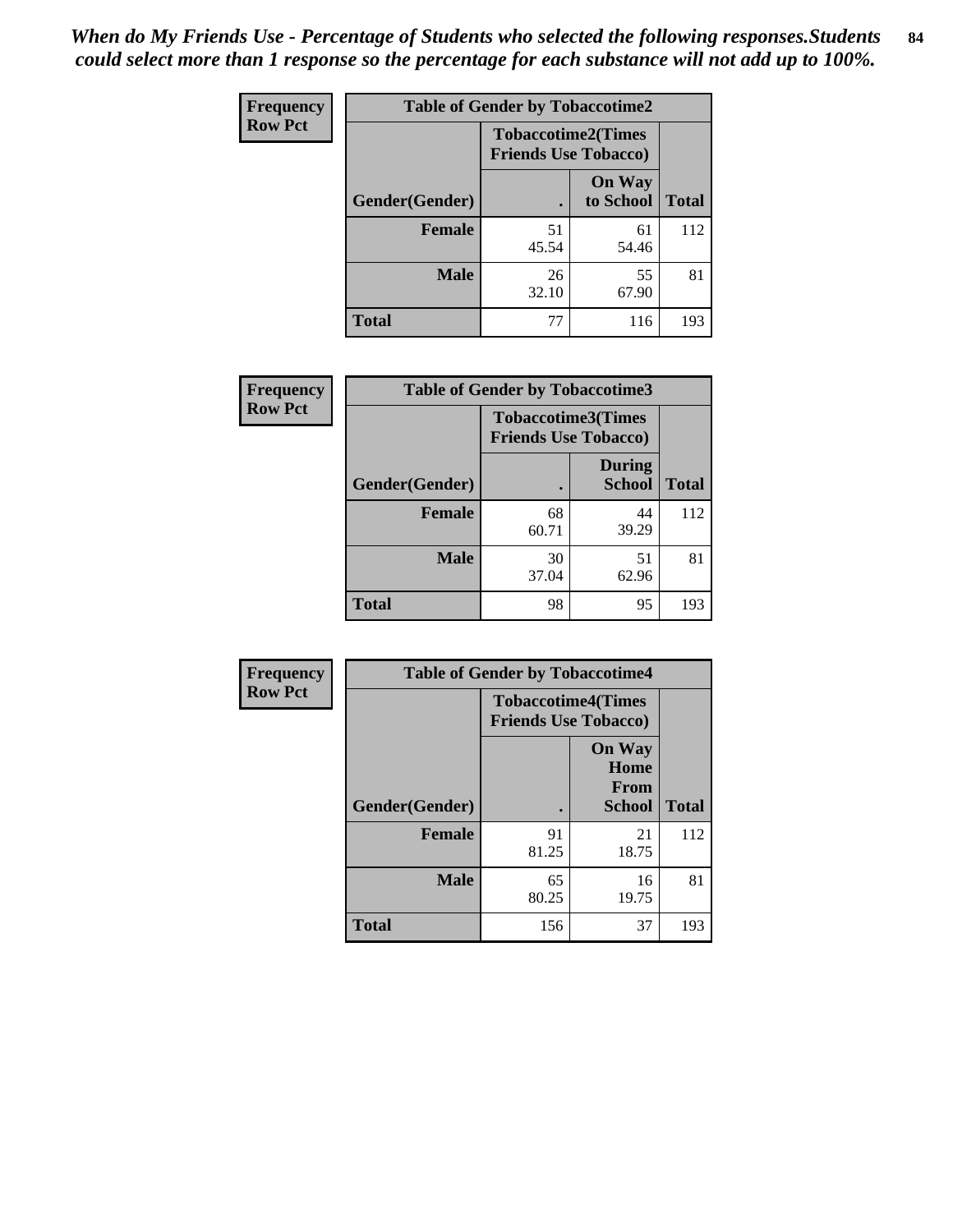*When do My Friends Use - Percentage of Students who selected the following responses.Students could select more than 1 response so the percentage for each substance will not add up to 100%.*

**Frequency**
**Row Pct**

| Table of Gender by Tobaccotime2 | | | |
|---|---|---|---|
| | Tobaccotime2(Times Friends Use Tobacco) | | |
| Gender(Gender) | . | On Way to School | Total |
| **Female** | 51<br>45.54 | 61<br>54.46 | 112 |
| **Male** | 26<br>32.10 | 55<br>67.90 | 81 |
| **Total** | 77 | 116 | 193 |

**Frequency**
**Row Pct**

| Table of Gender by Tobaccotime3 | | | |
|---|---|---|---|
| | Tobaccotime3(Times Friends Use Tobacco) | | |
| Gender(Gender) | . | During School | Total |
| **Female** | 68<br>60.71 | 44<br>39.29 | 112 |
| **Male** | 30<br>37.04 | 51<br>62.96 | 81 |
| **Total** | 98 | 95 | 193 |

**Frequency**
**Row Pct**

| Table of Gender by Tobaccotime4 | | | |
|---|---|---|---|
| | Tobaccotime4(Times Friends Use Tobacco) | | |
| Gender(Gender) | . | On Way Home From School | Total |
| **Female** | 91<br>81.25 | 21<br>18.75 | 112 |
| **Male** | 65<br>80.25 | 16<br>19.75 | 81 |
| **Total** | 156 | 37 | 193 |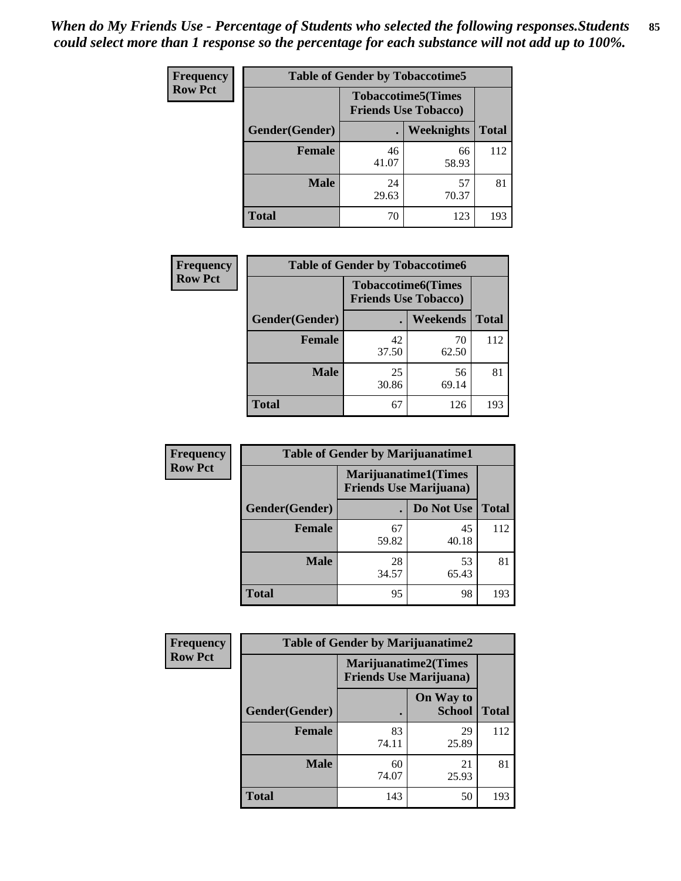*When do My Friends Use - Percentage of Students who selected the following responses.Students could select more than 1 response so the percentage for each substance will not add up to 100%.*

**Frequency**
**Row Pct**

| Table of Gender by Tobaccotime5 | | | |
|---|---|---|---|
| | Tobaccotime5(Times Friends Use Tobacco) | | |
| Gender(Gender) | . | Weeknights | Total |
| **Female** | 46<br>41.07 | 66<br>58.93 | 112 |
| **Male** | 24<br>29.63 | 57<br>70.37 | 81 |
| **Total** | 70 | 123 | 193 |

**Frequency**
**Row Pct**

| Table of Gender by Tobaccotime6 | | | |
|---|---|---|---|
| | Tobaccotime6(Times Friends Use Tobacco) | | |
| Gender(Gender) | . | Weekends | Total |
| **Female** | 42<br>37.50 | 70<br>62.50 | 112 |
| **Male** | 25<br>30.86 | 56<br>69.14 | 81 |
| **Total** | 67 | 126 | 193 |

**Frequency**
**Row Pct**

| Table of Gender by Marijuanatime1 | | | |
|---|---|---|---|
| | Marijuanatime1(Times Friends Use Marijuana) | | |
| Gender(Gender) | . | Do Not Use | Total |
| **Female** | 67<br>59.82 | 45<br>40.18 | 112 |
| **Male** | 28<br>34.57 | 53<br>65.43 | 81 |
| **Total** | 95 | 98 | 193 |

**Frequency**
**Row Pct**

| Table of Gender by Marijuanatime2 | | | |
|---|---|---|---|
| | Marijuanatime2(Times Friends Use Marijuana) | | |
| Gender(Gender) | . | On Way to School | Total |
| **Female** | 83<br>74.11 | 29<br>25.89 | 112 |
| **Male** | 60<br>74.07 | 21<br>25.93 | 81 |
| **Total** | 143 | 50 | 193 |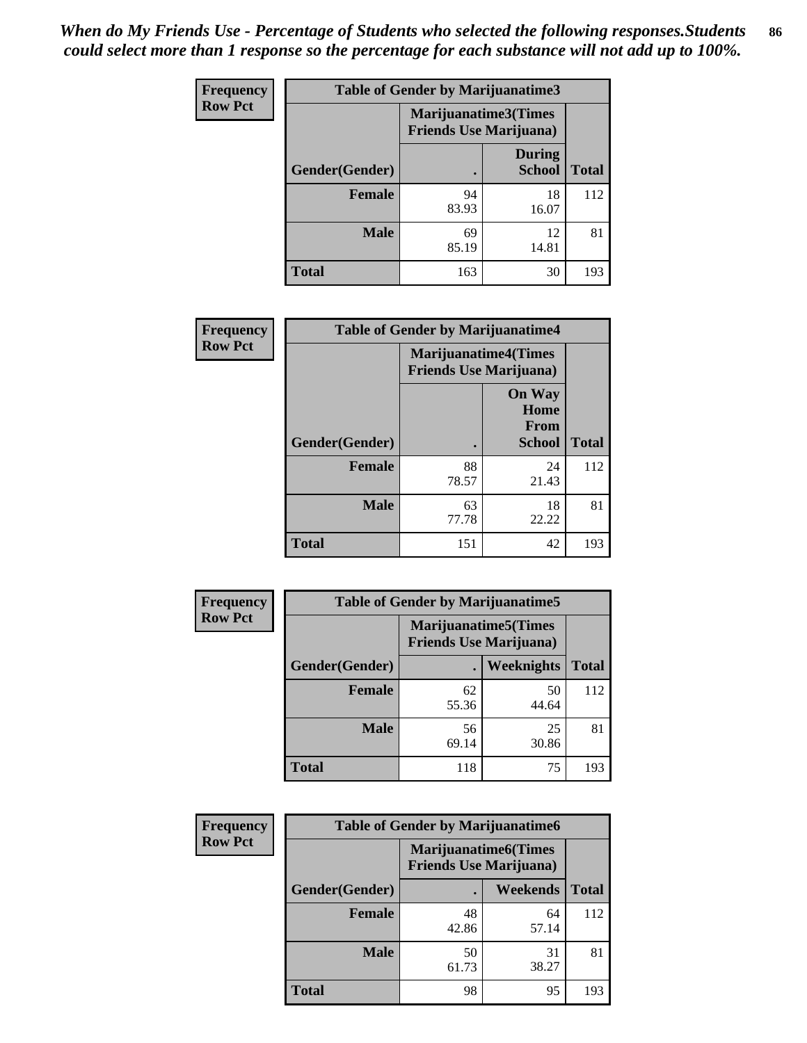*When do My Friends Use - Percentage of Students who selected the following responses.Students could select more than 1 response so the percentage for each substance will not add up to 100%.*

**Frequency**
**Row Pct**

| Table of Gender by Marijuanatime3 | | | |
|---|---|---|---|
| | Marijuanatime3(Times Friends Use Marijuana) | | |
| Gender(Gender) | . | During School | Total |
| Female | 94<br>83.93 | 18<br>16.07 | 112 |
| Male | 69<br>85.19 | 12<br>14.81 | 81 |
| Total | 163 | 30 | 193 |

**Frequency**
**Row Pct**

| Table of Gender by Marijuanatime4 | | | |
|---|---|---|---|
| | Marijuanatime4(Times Friends Use Marijuana) | | |
| Gender(Gender) | . | On Way Home From School | Total |
| Female | 88<br>78.57 | 24<br>21.43 | 112 |
| Male | 63<br>77.78 | 18<br>22.22 | 81 |
| Total | 151 | 42 | 193 |

**Frequency**
**Row Pct**

| Table of Gender by Marijuanatime5 | | | |
|---|---|---|---|
| | Marijuanatime5(Times Friends Use Marijuana) | | |
| Gender(Gender) | . | Weeknights | Total |
| Female | 62<br>55.36 | 50<br>44.64 | 112 |
| Male | 56<br>69.14 | 25<br>30.86 | 81 |
| Total | 118 | 75 | 193 |

**Frequency**
**Row Pct**

| Table of Gender by Marijuanatime6 | | | |
|---|---|---|---|
| | Marijuanatime6(Times Friends Use Marijuana) | | |
| Gender(Gender) | . | Weekends | Total |
| Female | 48<br>42.86 | 64<br>57.14 | 112 |
| Male | 50<br>61.73 | 31<br>38.27 | 81 |
| Total | 98 | 95 | 193 |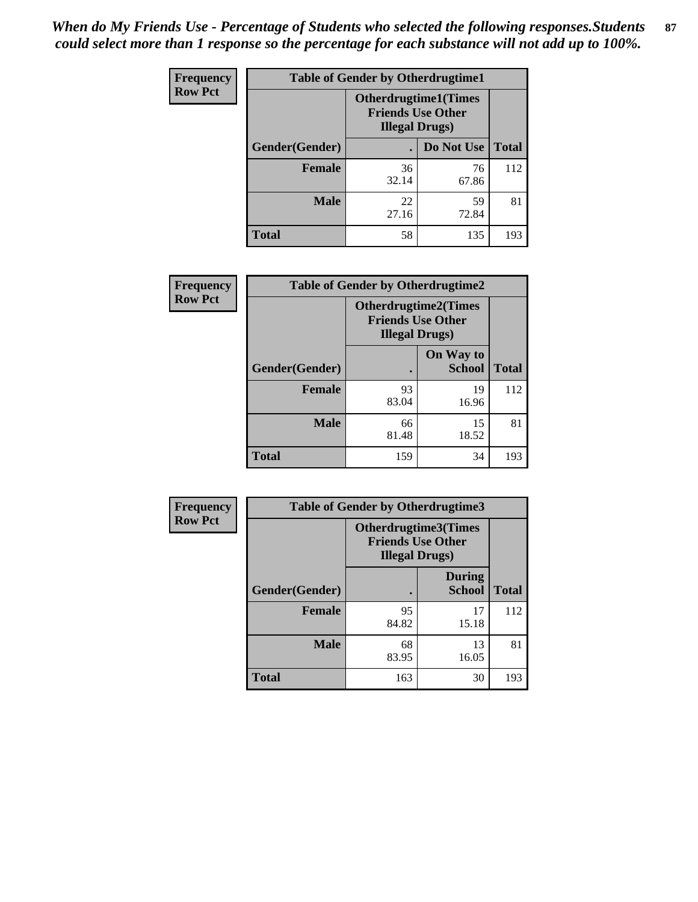*When do My Friends Use - Percentage of Students who selected the following responses.Students could select more than 1 response so the percentage for each substance will not add up to 100%.*

**Frequency**
**Row Pct**

| Table of Gender by Otherdrugtime1 | | | |
|---|---|---|---|
| | Otherdrugtime1(Times Friends Use Other Illegal Drugs) | | |
| Gender(Gender) | . | Do Not Use | Total |
| Female | 36<br>32.14 | 76<br>67.86 | 112 |
| Male | 22<br>27.16 | 59<br>72.84 | 81 |
| Total | 58 | 135 | 193 |

**Frequency**
**Row Pct**

| Table of Gender by Otherdrugtime2 | | | |
|---|---|---|---|
| | Otherdrugtime2(Times Friends Use Other Illegal Drugs) | | |
| Gender(Gender) | . | On Way to School | Total |
| Female | 93<br>83.04 | 19<br>16.96 | 112 |
| Male | 66<br>81.48 | 15<br>18.52 | 81 |
| Total | 159 | 34 | 193 |

**Frequency**
**Row Pct**

| Table of Gender by Otherdrugtime3 | | | |
|---|---|---|---|
| | Otherdrugtime3(Times Friends Use Other Illegal Drugs) | | |
| Gender(Gender) | . | During School | Total |
| Female | 95<br>84.82 | 17<br>15.18 | 112 |
| Male | 68<br>83.95 | 13<br>16.05 | 81 |
| Total | 163 | 30 | 193 |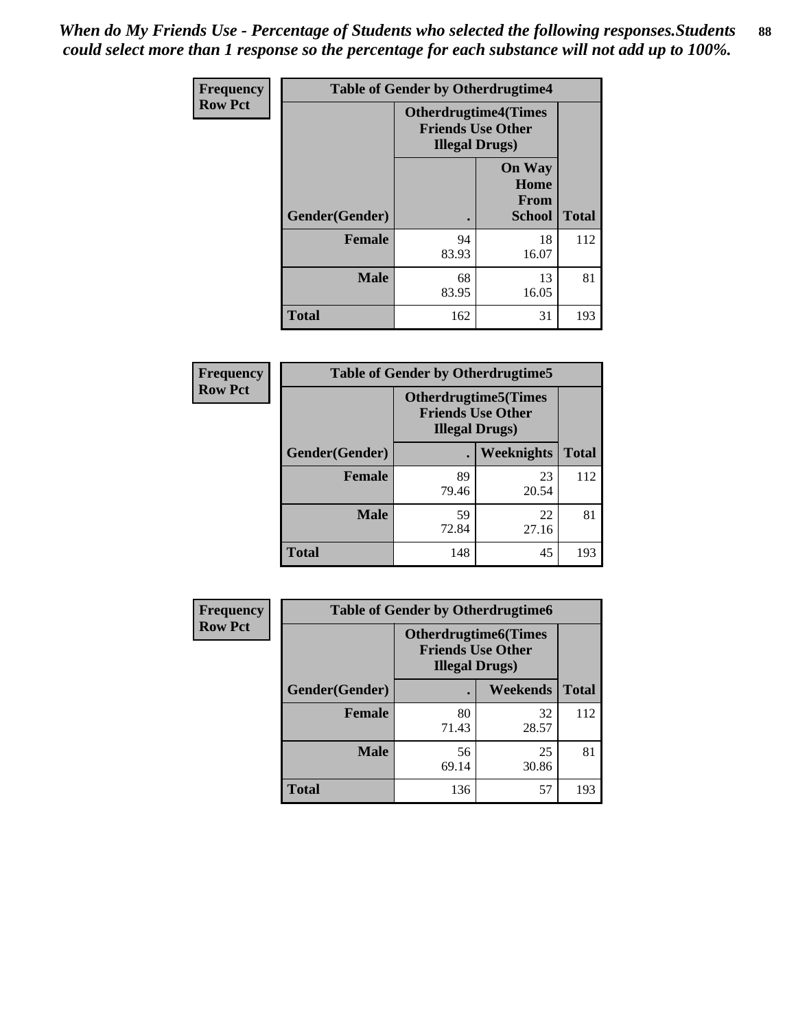*When do My Friends Use - Percentage of Students who selected the following responses.Students could select more than 1 response so the percentage for each substance will not add up to 100%.*

| Frequency Row Pct | Table of Gender by Otherdrugtime4 | | |
|---|---|---|---|
| | Otherdrugtime4(Times Friends Use Other Illegal Drugs) | | |
| Gender(Gender) | . | On Way Home From School | Total |
| Female | 94<br>83.93 | 18<br>16.07 | 112 |
| Male | 68<br>83.95 | 13<br>16.05 | 81 |
| Total | 162 | 31 | 193 |

| Frequency Row Pct | Table of Gender by Otherdrugtime5 | | |
|---|---|---|---|
| | Otherdrugtime5(Times Friends Use Other Illegal Drugs) | | |
| Gender(Gender) | . | Weeknights | Total |
| Female | 89<br>79.46 | 23<br>20.54 | 112 |
| Male | 59<br>72.84 | 22<br>27.16 | 81 |
| Total | 148 | 45 | 193 |

| Frequency Row Pct | Table of Gender by Otherdrugtime6 | | |
|---|---|---|---|
| | Otherdrugtime6(Times Friends Use Other Illegal Drugs) | | |
| Gender(Gender) | . | Weekends | Total |
| Female | 80<br>71.43 | 32<br>28.57 | 112 |
| Male | 56<br>69.14 | 25<br>30.86 | 81 |
| Total | 136 | 57 | 193 |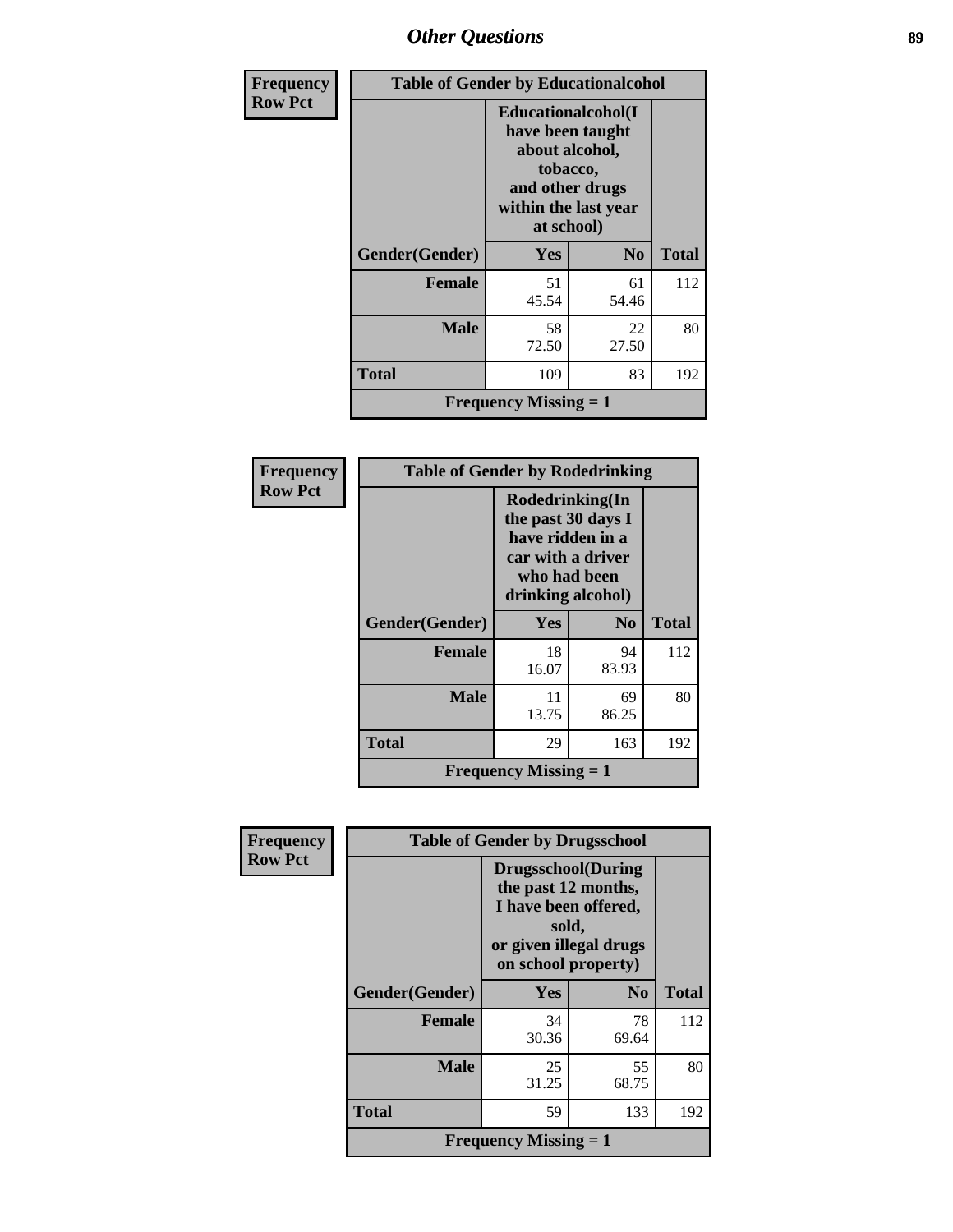| Frequency Row Pct | Table of Gender by Educationalcohol | | |
|---|---|---|---|
| | Educationalcohol(I have been taught about alcohol, tobacco, and other drugs within the last year at school) | | |
| Gender(Gender) | Yes | No | Total |
| Female | 51<br>45.54 | 61<br>54.46 | 112 |
| Male | 58<br>72.50 | 22<br>27.50 | 80 |
| Total | 109 | 83 | 192 |
| Frequency Missing = 1 | | | |

| Frequency Row Pct | Table of Gender by Rodedrinking | | |
|---|---|---|---|
| | Rodedrinking(In the past 30 days I have ridden in a car with a driver who had been drinking alcohol) | | |
| Gender(Gender) | Yes | No | Total |
| Female | 18<br>16.07 | 94<br>83.93 | 112 |
| Male | 11<br>13.75 | 69<br>86.25 | 80 |
| Total | 29 | 163 | 192 |
| Frequency Missing = 1 | | | |

| Frequency Row Pct | Table of Gender by Drugsschool | | |
|---|---|---|---|
| | Drugsschool(During the past 12 months, I have been offered, sold, or given illegal drugs on school property) | | |
| Gender(Gender) | Yes | No | Total |
| Female | 34<br>30.36 | 78<br>69.64 | 112 |
| Male | 25<br>31.25 | 55<br>68.75 | 80 |
| Total | 59 | 133 | 192 |
| Frequency Missing = 1 | | | |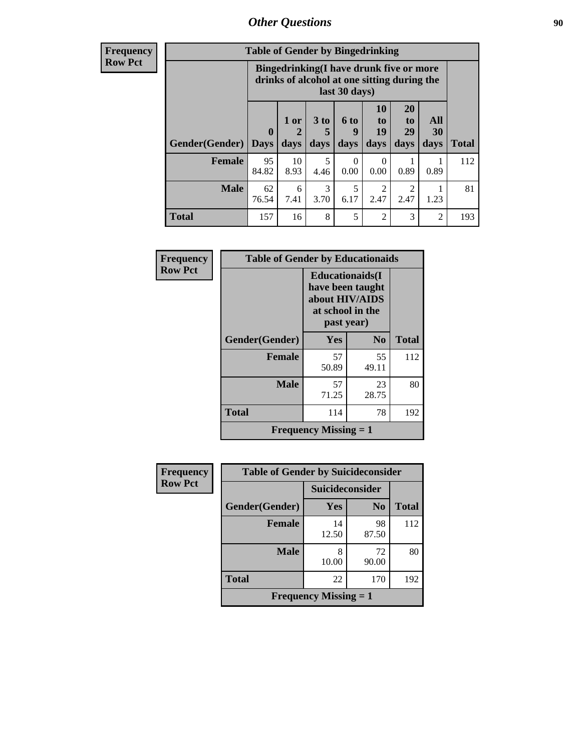## Other Questions

**Frequency**
**Row Pct**

**Table of Gender by Bingedrinking**

| Gender(Gender) | Bingedrinking(I have drunk five or more drinks of alcohol at one sitting during the last 30 days) | | | | | | | Total |
|---|---|---|---|---|---|---|---|---|
| | 0 Days | 1 or 2 days | 3 to 5 days | 6 to 9 days | 10 to 19 days | 20 to 29 days | All 30 days | |
| **Female** | 95<br>84.82 | 10<br>8.93 | 5<br>4.46 | 0<br>0.00 | 0<br>0.00 | 1<br>0.89 | 1<br>0.89 | 112 |
| **Male** | 62<br>76.54 | 6<br>7.41 | 3<br>3.70 | 5<br>6.17 | 2<br>2.47 | 2<br>2.47 | 1<br>1.23 | 81 |
| **Total** | 157 | 16 | 8 | 5 | 2 | 3 | 2 | 193 |

**Frequency**
**Row Pct**

**Table of Gender by Educationaids**

| Gender(Gender) | Educationaids(I have been taught about HIV/AIDS at school in the past year) | | Total |
|---|---|---|---|
| | Yes | No | |
| **Female** | 57<br>50.89 | 55<br>49.11 | 112 |
| **Male** | 57<br>71.25 | 23<br>28.75 | 80 |
| **Total** | 114 | 78 | 192 |
| **Frequency Missing = 1** | | | |

**Frequency**
**Row Pct**

**Table of Gender by Suicideconsider**

| Gender(Gender) | Suicideconsider | | Total |
|---|---|---|---|
| | Yes | No | |
| **Female** | 14<br>12.50 | 98<br>87.50 | 112 |
| **Male** | 8<br>10.00 | 72<br>90.00 | 80 |
| **Total** | 22 | 170 | 192 |
| **Frequency Missing = 1** | | | |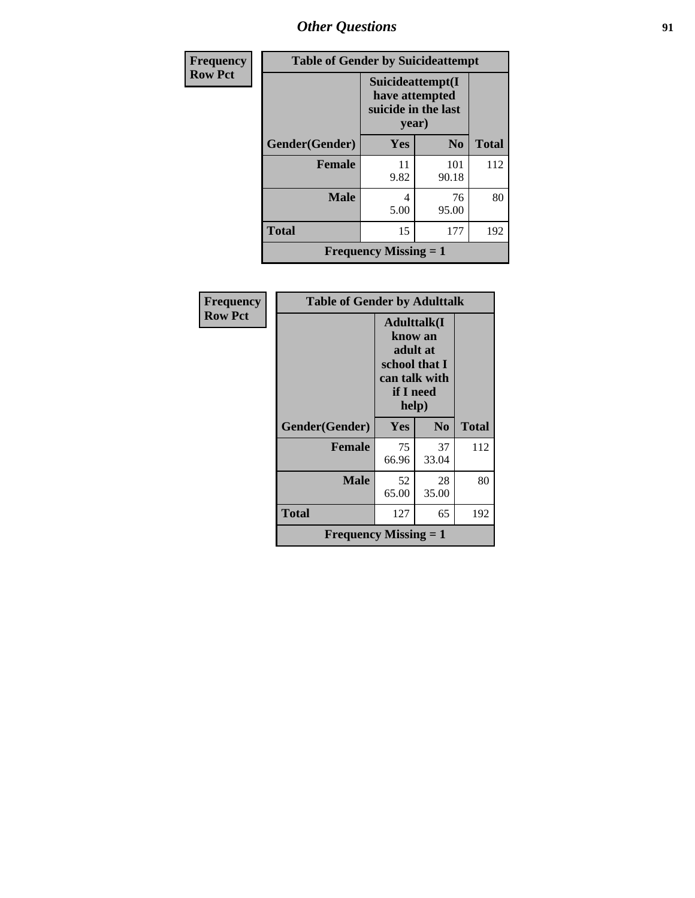## Other Questions

| Frequency Row Pct | Table of Gender by Suicideattempt | | |
|---|---|---|---|
| | Suicideattempt(I have attempted suicide in the last year) | | |
| Gender(Gender) | Yes | No | Total |
| Female | 11<br>9.82 | 101<br>90.18 | 112 |
| Male | 4<br>5.00 | 76<br>95.00 | 80 |
| Total | 15 | 177 | 192 |
| Frequency Missing = 1 | | | |

| Frequency Row Pct | Table of Gender by Adulttalk | | |
|---|---|---|---|
| | Adulttalk(I know an adult at school that I can talk with if I need help) | | |
| Gender(Gender) | Yes | No | Total |
| Female | 75<br>66.96 | 37<br>33.04 | 112 |
| Male | 52<br>65.00 | 28<br>35.00 | 80 |
| Total | 127 | 65 | 192 |
| Frequency Missing = 1 | | | |